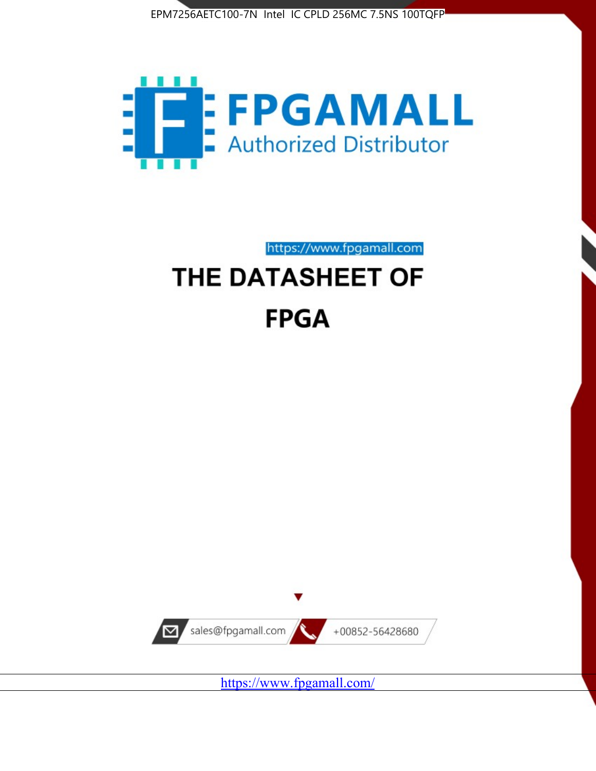EPM7256AETC100-7N Intel IC CPLD 256MC 7.5NS 100TQFP

FPGAMALL

Authorized Distributor

https://www.fpgamall.com

# THE DATASHEET OF

# FPGA

sales@fpgamall.com

+00852-56428680

https://www.fpgamall.com/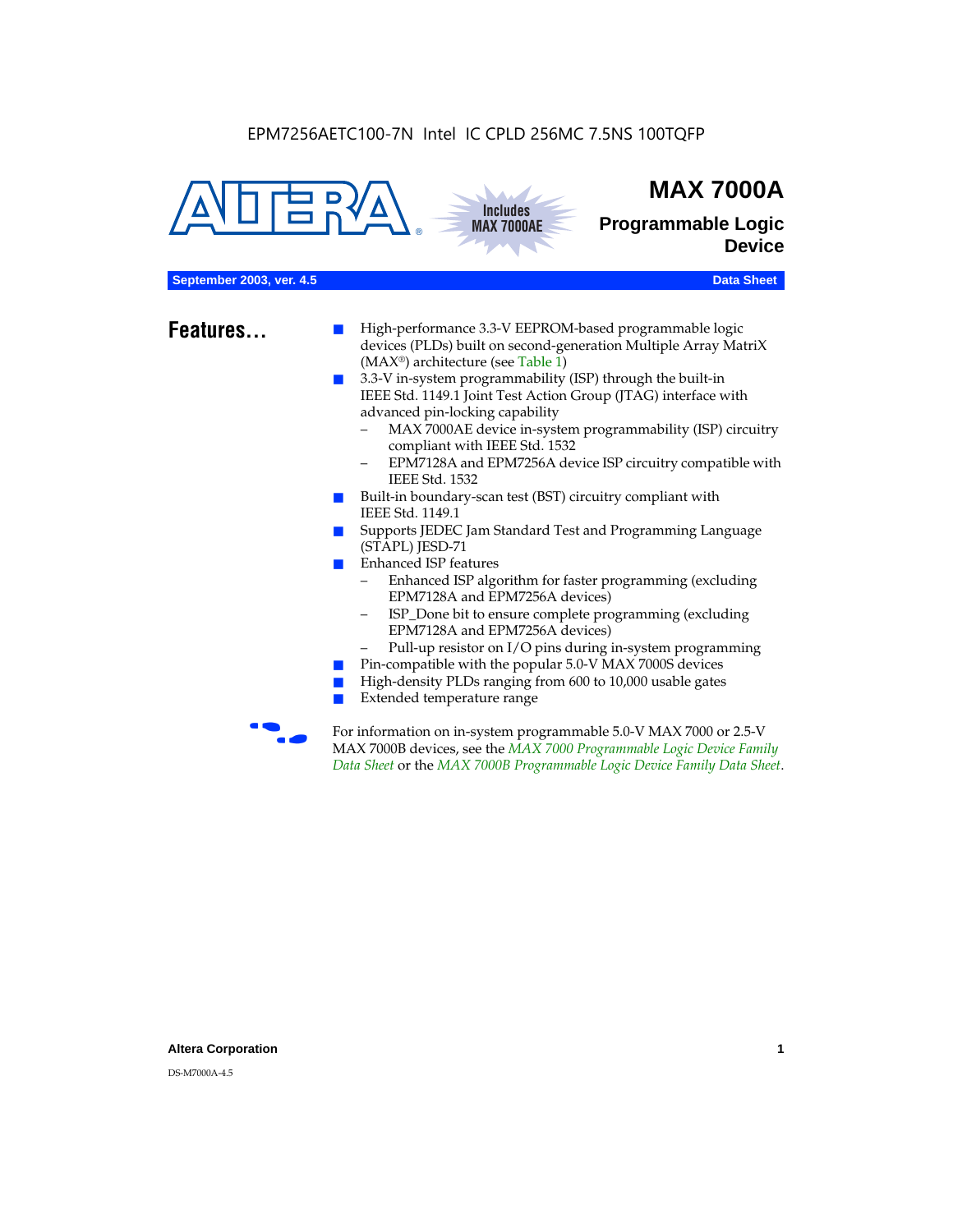EPM7256AETC100-7N Intel IC CPLD 256MC 7.5NS 100TQFP

# MAX 7000A

## Programmable Logic Device

Includes MAX 7000AE

**September 2003, ver. 4.5** **Data Sheet**

## Features...

- High-performance 3.3-V EEPROM-based programmable logic devices (PLDs) built on second-generation Multiple Array MatriX (MAX®) architecture (see Table 1)
- 3.3-V in-system programmability (ISP) through the built-in IEEE Std. 1149.1 Joint Test Action Group (JTAG) interface with advanced pin-locking capability
  - MAX 7000AE device in-system programmability (ISP) circuitry compliant with IEEE Std. 1532
  - EPM7128A and EPM7256A device ISP circuitry compatible with IEEE Std. 1532
- Built-in boundary-scan test (BST) circuitry compliant with IEEE Std. 1149.1
- Supports JEDEC Jam Standard Test and Programming Language (STAPL) JESD-71
- Enhanced ISP features
  - Enhanced ISP algorithm for faster programming (excluding EPM7128A and EPM7256A devices)
  - ISP_Done bit to ensure complete programming (excluding EPM7128A and EPM7256A devices)
  - Pull-up resistor on I/O pins during in-system programming
- Pin-compatible with the popular 5.0-V MAX 7000S devices
- High-density PLDs ranging from 600 to 10,000 usable gates
- Extended temperature range

For information on in-system programmable 5.0-V MAX 7000 or 2.5-V MAX 7000B devices, see the *MAX 7000 Programmable Logic Device Family Data Sheet* or the *MAX 7000B Programmable Logic Device Family Data Sheet*.

DS-M7000A-4.5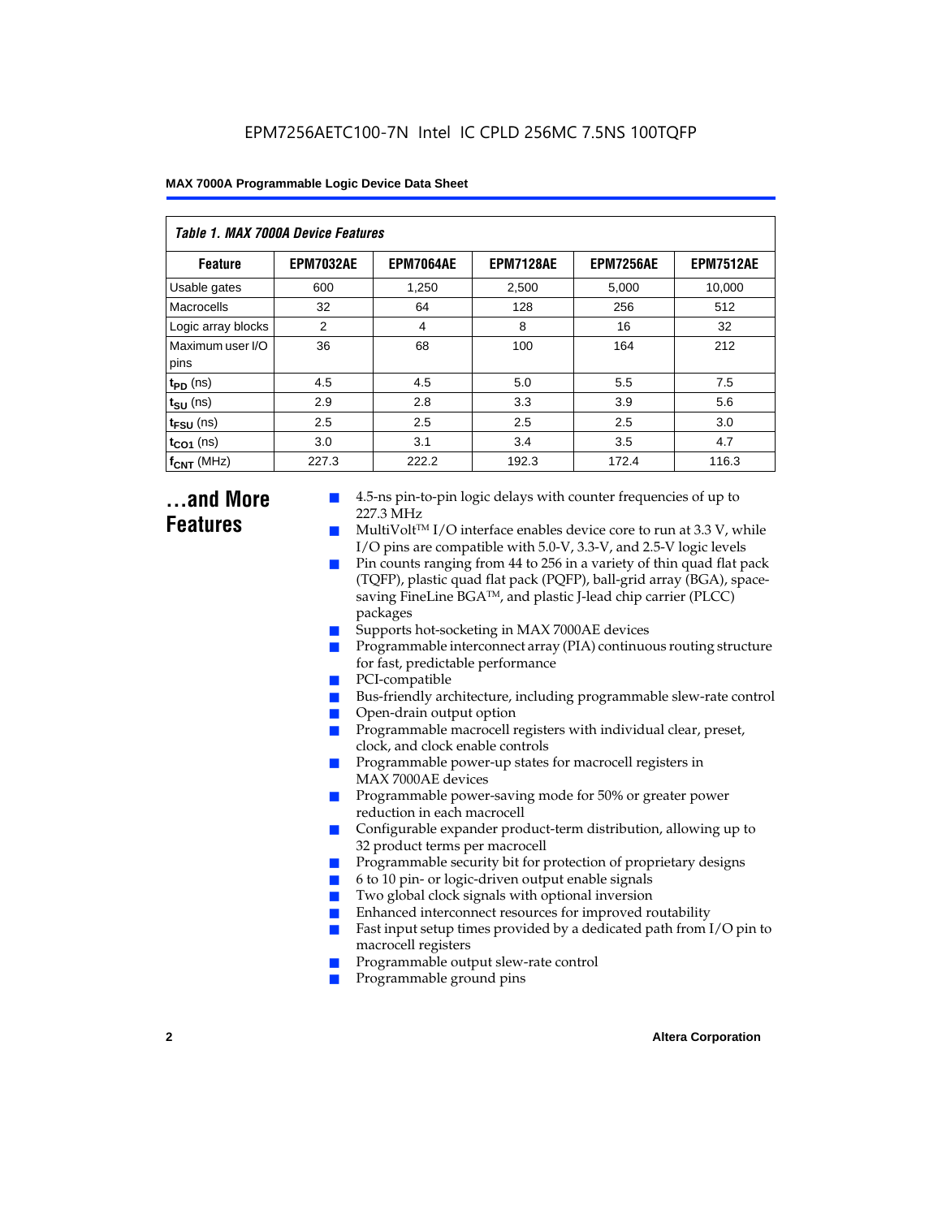**Table 1. MAX 7000A Device Features**

| Feature | EPM7032AE | EPM7064AE | EPM7128AE | EPM7256AE | EPM7512AE |
|---|---|---|---|---|---|
| Usable gates | 600 | 1,250 | 2,500 | 5,000 | 10,000 |
| Macrocells | 32 | 64 | 128 | 256 | 512 |
| Logic array blocks | 2 | 4 | 8 | 16 | 32 |
| Maximum user I/O pins | 36 | 68 | 100 | 164 | 212 |
| $t_{PD}$ (ns) | 4.5 | 4.5 | 5.0 | 5.5 | 7.5 |
| $t_{SU}$ (ns) | 2.9 | 2.8 | 3.3 | 3.9 | 5.6 |
| $t_{FSU}$ (ns) | 2.5 | 2.5 | 2.5 | 2.5 | 3.0 |
| $t_{CO1}$ (ns) | 3.0 | 3.1 | 3.4 | 3.5 | 4.7 |
| $f_{CNT}$ (MHz) | 227.3 | 222.2 | 192.3 | 172.4 | 116.3 |

## ...and More Features

- 4.5-ns pin-to-pin logic delays with counter frequencies of up to 227.3 MHz
- MultiVolt™ I/O interface enables device core to run at 3.3 V, while I/O pins are compatible with 5.0-V, 3.3-V, and 2.5-V logic levels
- Pin counts ranging from 44 to 256 in a variety of thin quad flat pack (TQFP), plastic quad flat pack (PQFP), ball-grid array (BGA), space-saving FineLine BGA™, and plastic J-lead chip carrier (PLCC) packages
- Supports hot-socketing in MAX 7000AE devices
- Programmable interconnect array (PIA) continuous routing structure for fast, predictable performance
- PCI-compatible
- Bus-friendly architecture, including programmable slew-rate control
- Open-drain output option
- Programmable macrocell registers with individual clear, preset, clock, and clock enable controls
- Programmable power-up states for macrocell registers in MAX 7000AE devices
- Programmable power-saving mode for 50% or greater power reduction in each macrocell
- Configurable expander product-term distribution, allowing up to 32 product terms per macrocell
- Programmable security bit for protection of proprietary designs
- 6 to 10 pin- or logic-driven output enable signals
- Two global clock signals with optional inversion
- Enhanced interconnect resources for improved routability
- Fast input setup times provided by a dedicated path from I/O pin to macrocell registers
- Programmable output slew-rate control
- Programmable ground pins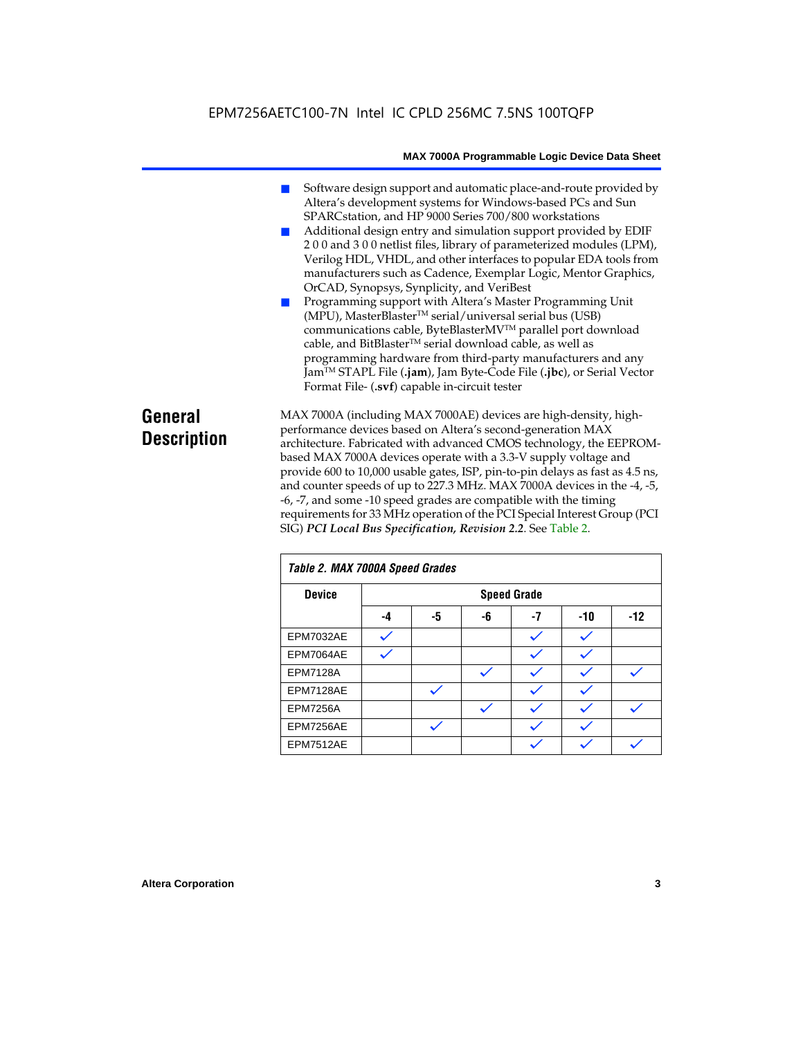- Software design support and automatic place-and-route provided by Altera's development systems for Windows-based PCs and Sun SPARCstation, and HP 9000 Series 700/800 workstations
- Additional design entry and simulation support provided by EDIF 2 0 0 and 3 0 0 netlist files, library of parameterized modules (LPM), Verilog HDL, VHDL, and other interfaces to popular EDA tools from manufacturers such as Cadence, Exemplar Logic, Mentor Graphics, OrCAD, Synopsys, Synplicity, and VeriBest
- Programming support with Altera's Master Programming Unit (MPU), MasterBlaster™ serial/universal serial bus (USB) communications cable, ByteBlasterMV™ parallel port download cable, and BitBlaster™ serial download cable, as well as programming hardware from third-party manufacturers and any Jam™ STAPL File (**.jam**), Jam Byte-Code File (**.jbc**), or Serial Vector Format File- (**.svf**) capable in-circuit tester

# General Description

MAX 7000A (including MAX 7000AE) devices are high-density, high-performance devices based on Altera's second-generation MAX architecture. Fabricated with advanced CMOS technology, the EEPROM-based MAX 7000A devices operate with a 3.3-V supply voltage and provide 600 to 10,000 usable gates, ISP, pin-to-pin delays as fast as 4.5 ns, and counter speeds of up to 227.3 MHz. MAX 7000A devices in the -4, -5, -6, -7, and some -10 speed grades are compatible with the timing requirements for 33 MHz operation of the PCI Special Interest Group (PCI SIG) ***PCI Local Bus Specification, Revision 2.2***. See Table 2.

*Table 2. MAX 7000A Speed Grades*

| Device | Speed Grade | | | | | |
|---|---|---|---|---|---|---|
| | -4 | -5 | -6 | -7 | -10 | -12 |
| EPM7032AE | ✓ | | | ✓ | ✓ | |
| EPM7064AE | ✓ | | | ✓ | ✓ | |
| EPM7128A | | | ✓ | ✓ | ✓ | ✓ |
| EPM7128AE | | ✓ | | ✓ | ✓ | |
| EPM7256A | | | ✓ | ✓ | ✓ | ✓ |
| EPM7256AE | | ✓ | | ✓ | ✓ | |
| EPM7512AE | | | | ✓ | ✓ | ✓ |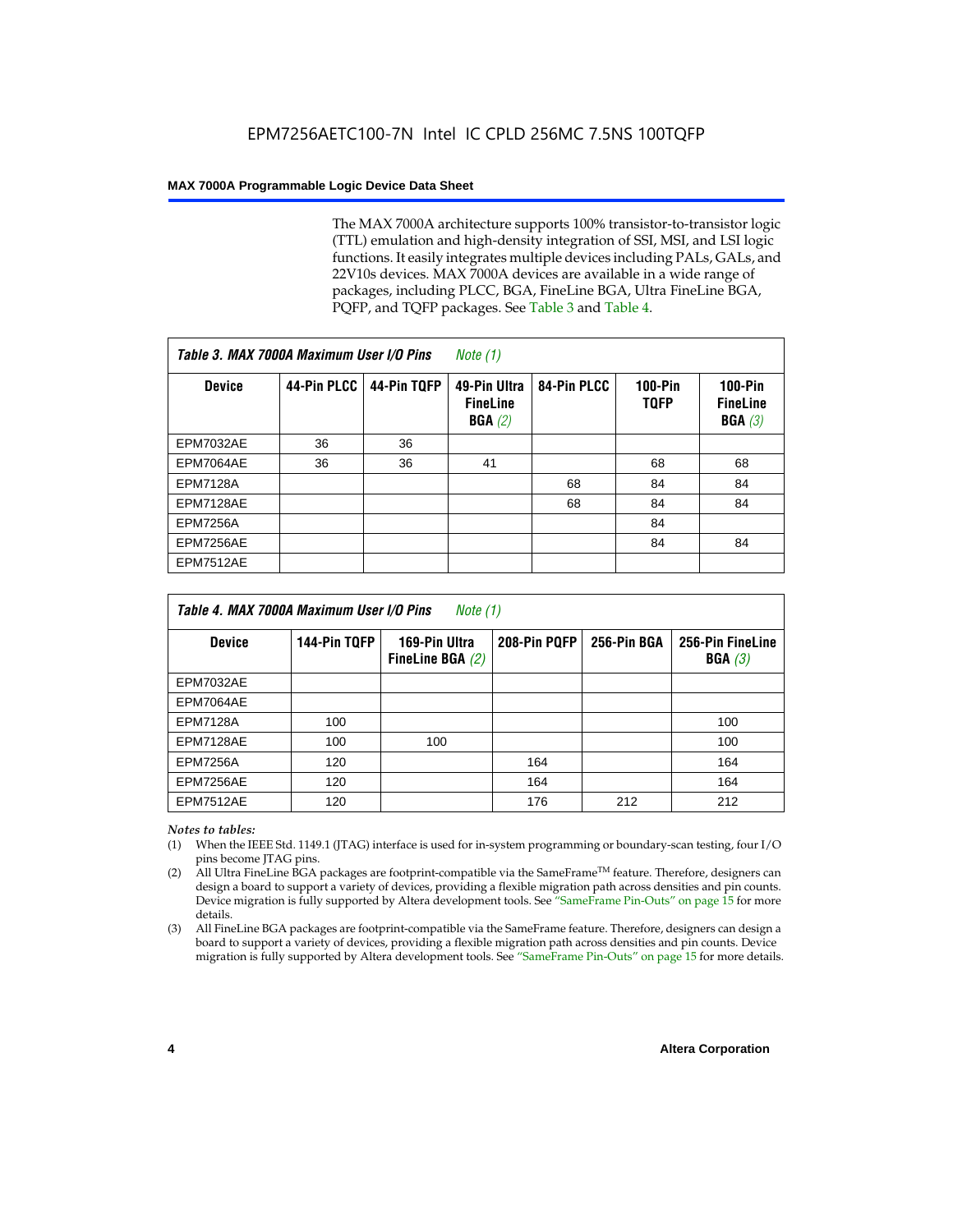The MAX 7000A architecture supports 100% transistor-to-transistor logic (TTL) emulation and high-density integration of SSI, MSI, and LSI logic functions. It easily integrates multiple devices including PALs, GALs, and 22V10s devices. MAX 7000A devices are available in a wide range of packages, including PLCC, BGA, FineLine BGA, Ultra FineLine BGA, PQFP, and TQFP packages. See Table 3 and Table 4.

***Table 3. MAX 7000A Maximum User I/O Pins*** *Note (1)*

| Device | 44-Pin PLCC | 44-Pin TQFP | 49-Pin Ultra FineLine BGA *(2)* | 84-Pin PLCC | 100-Pin TQFP | 100-Pin FineLine BGA *(3)* |
|---|---|---|---|---|---|---|
| EPM7032AE | 36 | 36 | | | | |
| EPM7064AE | 36 | 36 | 41 | | 68 | 68 |
| EPM7128A | | | | 68 | 84 | 84 |
| EPM7128AE | | | | 68 | 84 | 84 |
| EPM7256A | | | | | 84 | |
| EPM7256AE | | | | | 84 | 84 |
| EPM7512AE | | | | | | |

***Table 4. MAX 7000A Maximum User I/O Pins*** *Note (1)*

| Device | 144-Pin TQFP | 169-Pin Ultra FineLine BGA *(2)* | 208-Pin PQFP | 256-Pin BGA | 256-Pin FineLine BGA *(3)* |
|---|---|---|---|---|---|
| EPM7032AE | | | | | |
| EPM7064AE | | | | | |
| EPM7128A | 100 | | | | 100 |
| EPM7128AE | 100 | 100 | | | 100 |
| EPM7256A | 120 | | 164 | | 164 |
| EPM7256AE | 120 | | 164 | | 164 |
| EPM7512AE | 120 | | 176 | 212 | 212 |

*Notes to tables:*

(1) When the IEEE Std. 1149.1 (JTAG) interface is used for in-system programming or boundary-scan testing, four I/O pins become JTAG pins.

(2) All Ultra FineLine BGA packages are footprint-compatible via the SameFrame™ feature. Therefore, designers can design a board to support a variety of devices, providing a flexible migration path across densities and pin counts. Device migration is fully supported by Altera development tools. See "SameFrame Pin-Outs" on page 15 for more details.

(3) All FineLine BGA packages are footprint-compatible via the SameFrame feature. Therefore, designers can design a board to support a variety of devices, providing a flexible migration path across densities and pin counts. Device migration is fully supported by Altera development tools. See "SameFrame Pin-Outs" on page 15 for more details.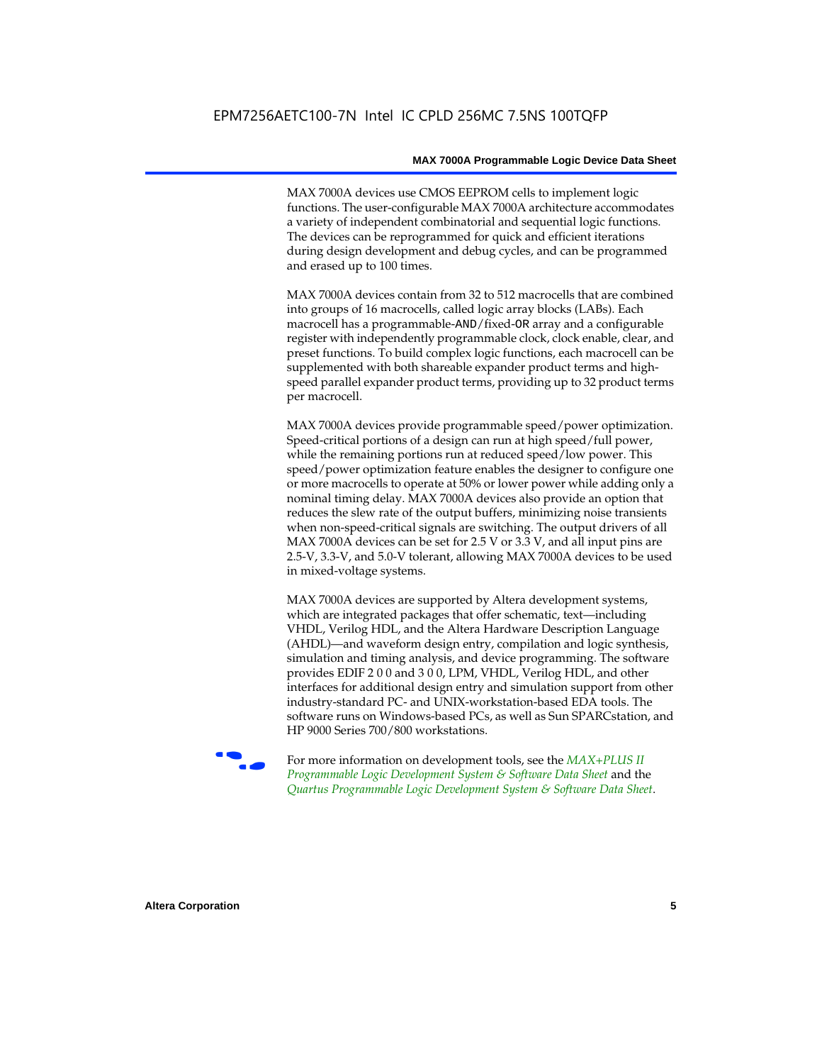MAX 7000A devices use CMOS EEPROM cells to implement logic functions. The user-configurable MAX 7000A architecture accommodates a variety of independent combinatorial and sequential logic functions. The devices can be reprogrammed for quick and efficient iterations during design development and debug cycles, and can be programmed and erased up to 100 times.

MAX 7000A devices contain from 32 to 512 macrocells that are combined into groups of 16 macrocells, called logic array blocks (LABs). Each macrocell has a programmable-AND/fixed-OR array and a configurable register with independently programmable clock, clock enable, clear, and preset functions. To build complex logic functions, each macrocell can be supplemented with both shareable expander product terms and high-speed parallel expander product terms, providing up to 32 product terms per macrocell.

MAX 7000A devices provide programmable speed/power optimization. Speed-critical portions of a design can run at high speed/full power, while the remaining portions run at reduced speed/low power. This speed/power optimization feature enables the designer to configure one or more macrocells to operate at 50% or lower power while adding only a nominal timing delay. MAX 7000A devices also provide an option that reduces the slew rate of the output buffers, minimizing noise transients when non-speed-critical signals are switching. The output drivers of all MAX 7000A devices can be set for 2.5 V or 3.3 V, and all input pins are 2.5-V, 3.3-V, and 5.0-V tolerant, allowing MAX 7000A devices to be used in mixed-voltage systems.

MAX 7000A devices are supported by Altera development systems, which are integrated packages that offer schematic, text—including VHDL, Verilog HDL, and the Altera Hardware Description Language (AHDL)—and waveform design entry, compilation and logic synthesis, simulation and timing analysis, and device programming. The software provides EDIF 2 0 0 and 3 0 0, LPM, VHDL, Verilog HDL, and other interfaces for additional design entry and simulation support from other industry-standard PC- and UNIX-workstation-based EDA tools. The software runs on Windows-based PCs, as well as Sun SPARCstation, and HP 9000 Series 700/800 workstations.

For more information on development tools, see the *MAX+PLUS II Programmable Logic Development System & Software Data Sheet* and the *Quartus Programmable Logic Development System & Software Data Sheet*.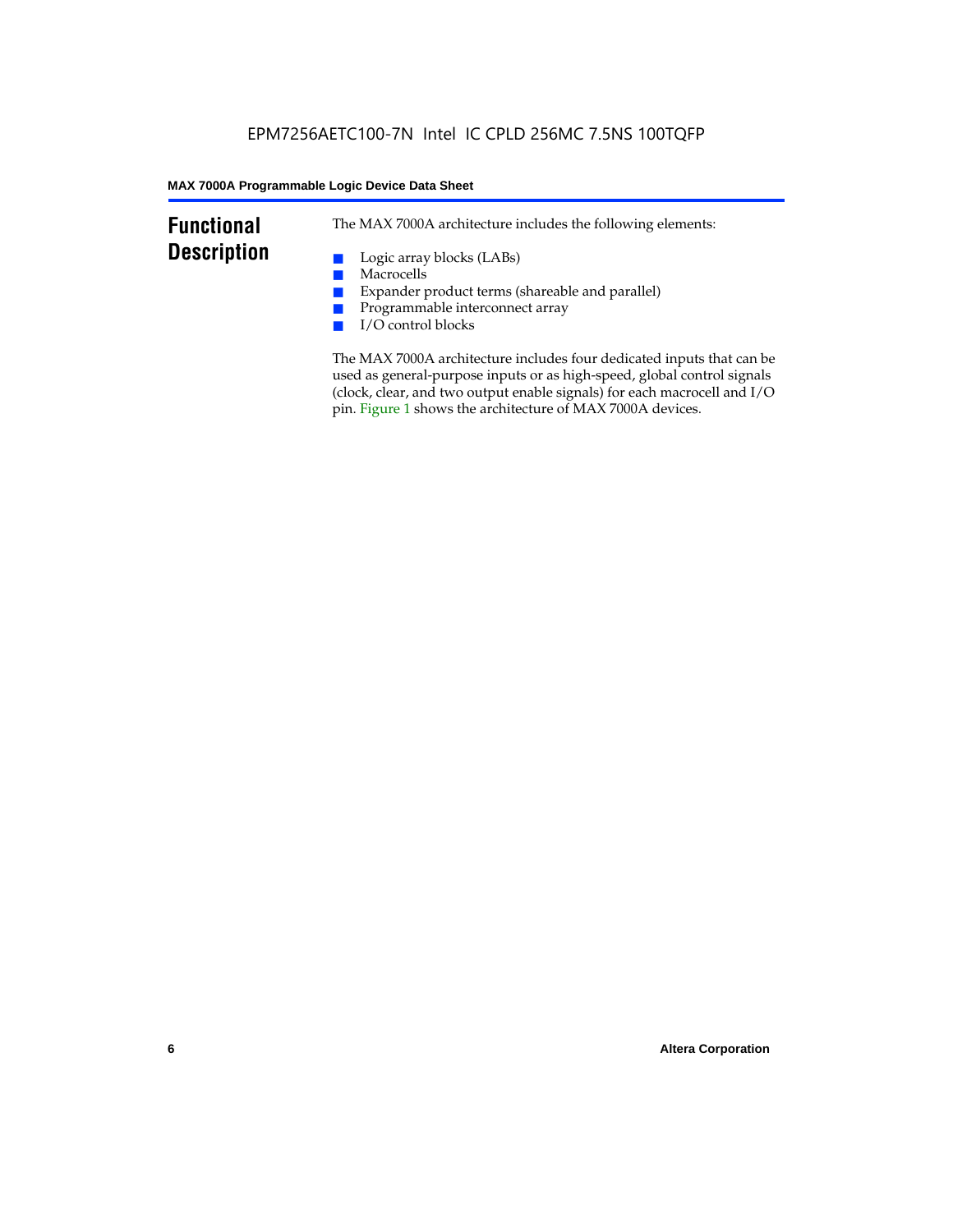## Functional Description

The MAX 7000A architecture includes the following elements:

- Logic array blocks (LABs)
- Macrocells
- Expander product terms (shareable and parallel)
- Programmable interconnect array
- I/O control blocks

The MAX 7000A architecture includes four dedicated inputs that can be used as general-purpose inputs or as high-speed, global control signals (clock, clear, and two output enable signals) for each macrocell and I/O pin. Figure 1 shows the architecture of MAX 7000A devices.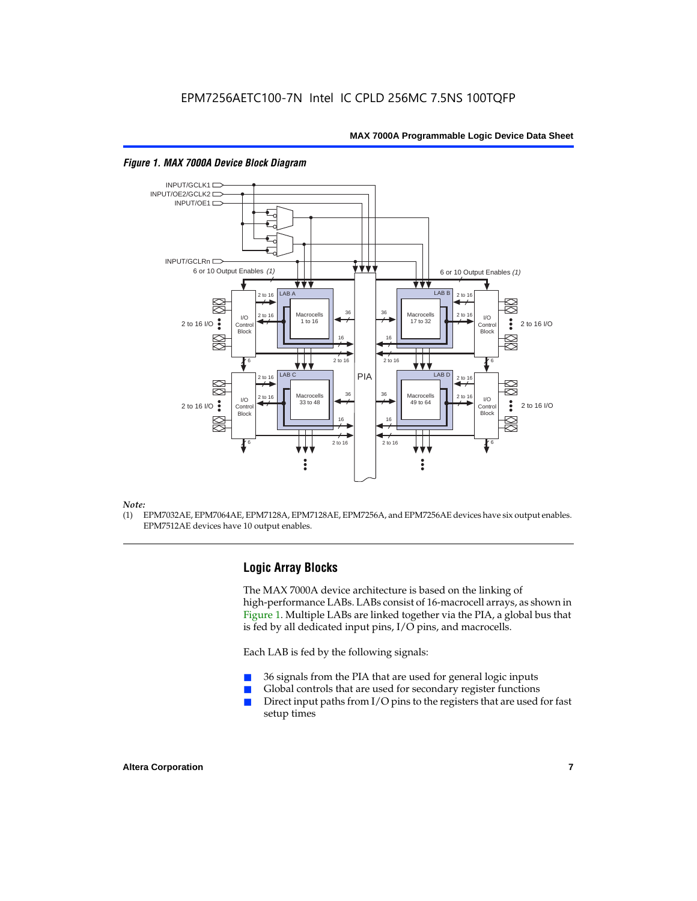*Figure 1. MAX 7000A Device Block Diagram*

*Note:*
(1) EPM7032AE, EPM7064AE, EPM7128A, EPM7128AE, EPM7256A, and EPM7256AE devices have six output enables. EPM7512AE devices have 10 output enables.

## Logic Array Blocks

The MAX 7000A device architecture is based on the linking of high-performance LABs. LABs consist of 16-macrocell arrays, as shown in Figure 1. Multiple LABs are linked together via the PIA, a global bus that is fed by all dedicated input pins, I/O pins, and macrocells.

Each LAB is fed by the following signals:

- 36 signals from the PIA that are used for general logic inputs
- Global controls that are used for secondary register functions
- Direct input paths from I/O pins to the registers that are used for fast setup times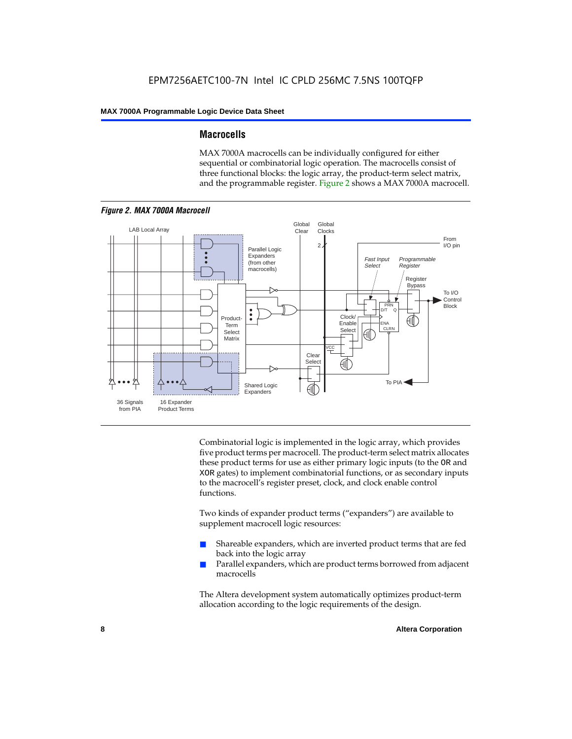## Macrocells

MAX 7000A macrocells can be individually configured for either sequential or combinatorial logic operation. The macrocells consist of three functional blocks: the logic array, the product-term select matrix, and the programmable register. Figure 2 shows a MAX 7000A macrocell.

*Figure 2. MAX 7000A Macrocell*

Combinatorial logic is implemented in the logic array, which provides five product terms per macrocell. The product-term select matrix allocates these product terms for use as either primary logic inputs (to the OR and XOR gates) to implement combinatorial functions, or as secondary inputs to the macrocell's register preset, clock, and clock enable control functions.

Two kinds of expander product terms ("expanders") are available to supplement macrocell logic resources:

- Shareable expanders, which are inverted product terms that are fed back into the logic array
- Parallel expanders, which are product terms borrowed from adjacent macrocells

The Altera development system automatically optimizes product-term allocation according to the logic requirements of the design.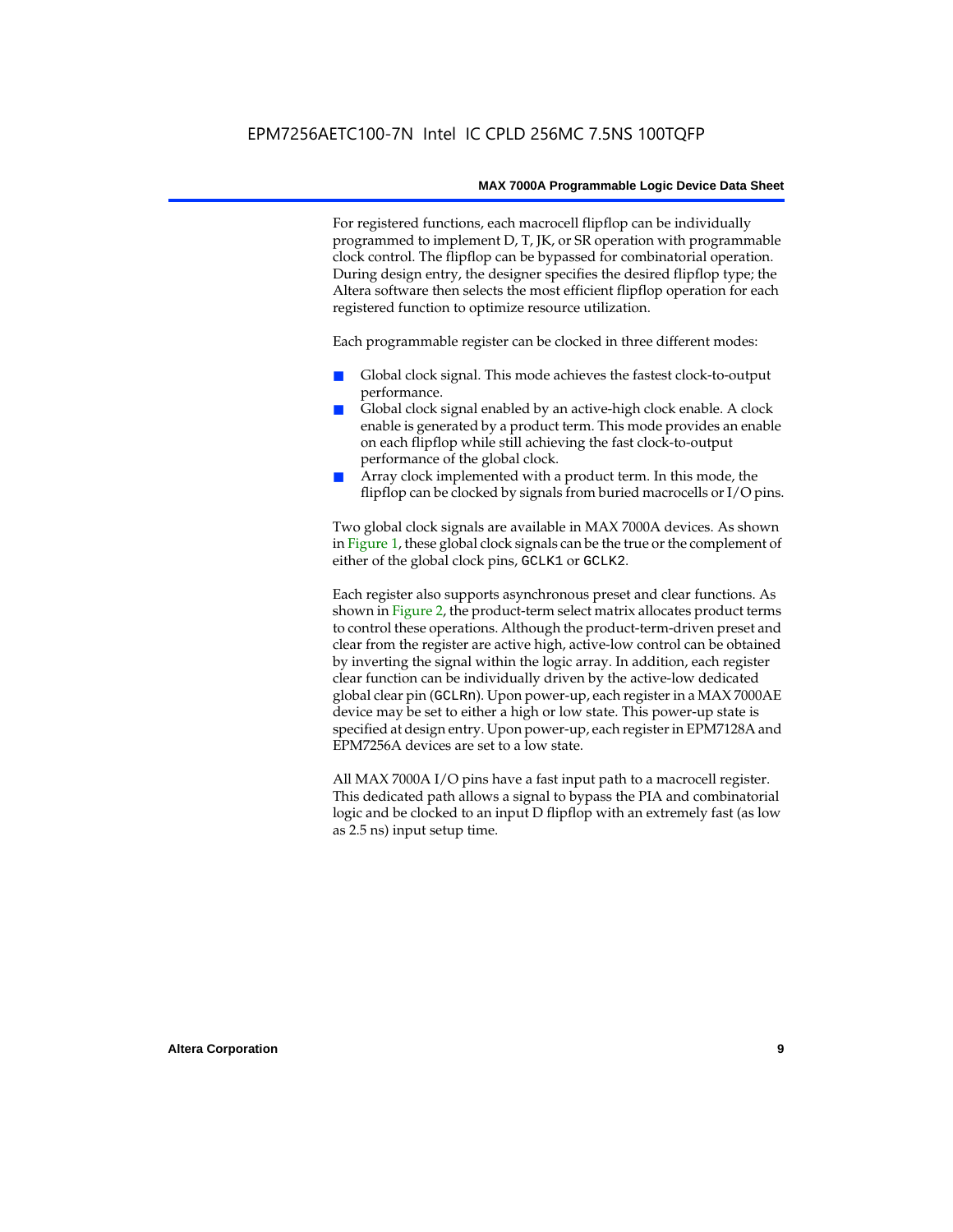For registered functions, each macrocell flipflop can be individually programmed to implement D, T, JK, or SR operation with programmable clock control. The flipflop can be bypassed for combinatorial operation. During design entry, the designer specifies the desired flipflop type; the Altera software then selects the most efficient flipflop operation for each registered function to optimize resource utilization.

Each programmable register can be clocked in three different modes:

- Global clock signal. This mode achieves the fastest clock-to-output performance.
- Global clock signal enabled by an active-high clock enable. A clock enable is generated by a product term. This mode provides an enable on each flipflop while still achieving the fast clock-to-output performance of the global clock.
- Array clock implemented with a product term. In this mode, the flipflop can be clocked by signals from buried macrocells or I/O pins.

Two global clock signals are available in MAX 7000A devices. As shown in Figure 1, these global clock signals can be the true or the complement of either of the global clock pins, `GCLK1` or `GCLK2`.

Each register also supports asynchronous preset and clear functions. As shown in Figure 2, the product-term select matrix allocates product terms to control these operations. Although the product-term-driven preset and clear from the register are active high, active-low control can be obtained by inverting the signal within the logic array. In addition, each register clear function can be individually driven by the active-low dedicated global clear pin (`GCLRn`). Upon power-up, each register in a MAX 7000AE device may be set to either a high or low state. This power-up state is specified at design entry. Upon power-up, each register in EPM7128A and EPM7256A devices are set to a low state.

All MAX 7000A I/O pins have a fast input path to a macrocell register. This dedicated path allows a signal to bypass the PIA and combinatorial logic and be clocked to an input D flipflop with an extremely fast (as low as 2.5 ns) input setup time.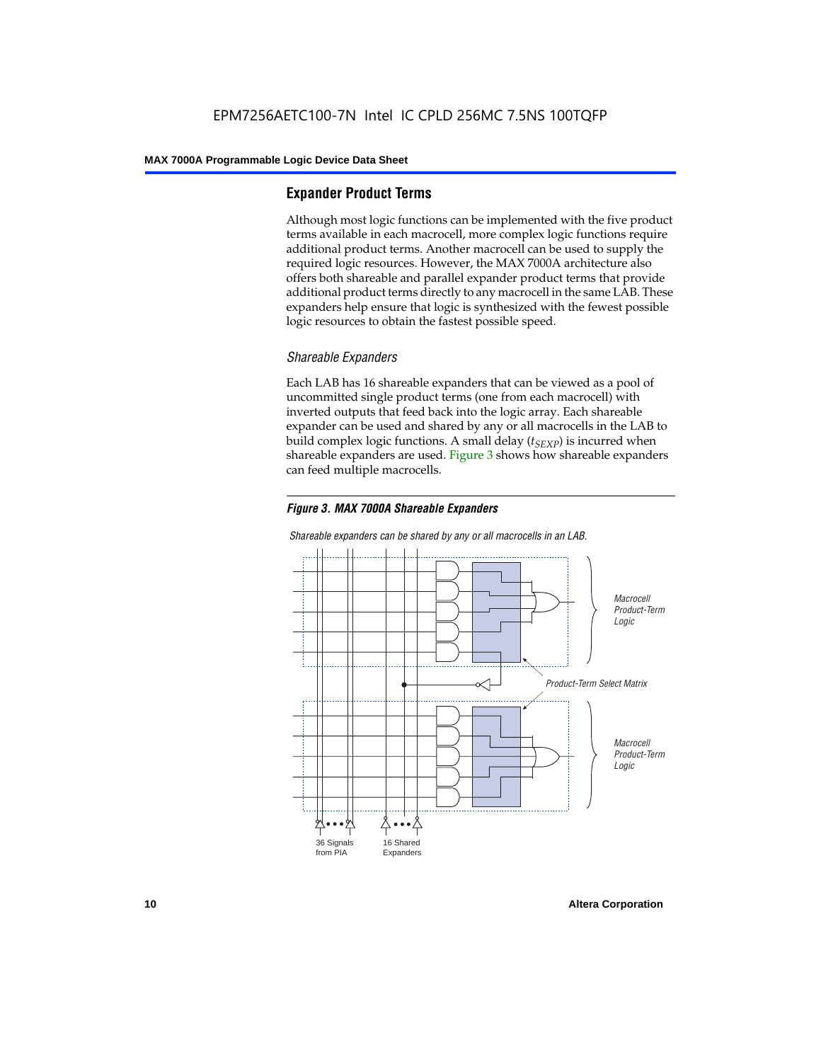## Expander Product Terms

Although most logic functions can be implemented with the five product terms available in each macrocell, more complex logic functions require additional product terms. Another macrocell can be used to supply the required logic resources. However, the MAX 7000A architecture also offers both shareable and parallel expander product terms that provide additional product terms directly to any macrocell in the same LAB. These expanders help ensure that logic is synthesized with the fewest possible logic resources to obtain the fastest possible speed.

### *Shareable Expanders*

Each LAB has 16 shareable expanders that can be viewed as a pool of uncommitted single product terms (one from each macrocell) with inverted outputs that feed back into the logic array. Each shareable expander can be used and shared by any or all macrocells in the LAB to build complex logic functions. A small delay ($t_{SEXP}$) is incurred when shareable expanders are used. Figure 3 shows how shareable expanders can feed multiple macrocells.

***Figure 3. MAX 7000A Shareable Expanders***

*Shareable expanders can be shared by any or all macrocells in an LAB.*

*Macrocell Product-Term Logic*

*Product-Term Select Matrix*

*Macrocell Product-Term Logic*

36 Signals from PIA

16 Shared Expanders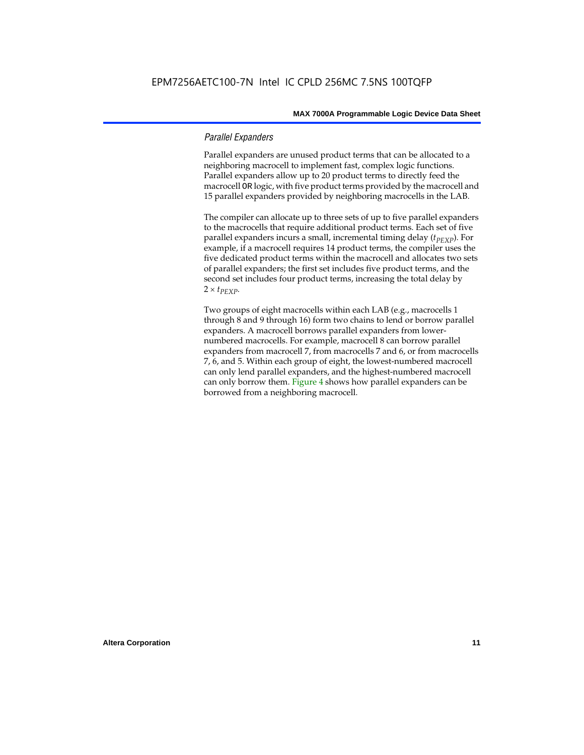### *Parallel Expanders*

Parallel expanders are unused product terms that can be allocated to a neighboring macrocell to implement fast, complex logic functions. Parallel expanders allow up to 20 product terms to directly feed the macrocell OR logic, with five product terms provided by the macrocell and 15 parallel expanders provided by neighboring macrocells in the LAB.

The compiler can allocate up to three sets of up to five parallel expanders to the macrocells that require additional product terms. Each set of five parallel expanders incurs a small, incremental timing delay ($t_{PEXP}$). For example, if a macrocell requires 14 product terms, the compiler uses the five dedicated product terms within the macrocell and allocates two sets of parallel expanders; the first set includes five product terms, and the second set includes four product terms, increasing the total delay by $2 \times t_{PEXP}$.

Two groups of eight macrocells within each LAB (e.g., macrocells 1 through 8 and 9 through 16) form two chains to lend or borrow parallel expanders. A macrocell borrows parallel expanders from lower-numbered macrocells. For example, macrocell 8 can borrow parallel expanders from macrocell 7, from macrocells 7 and 6, or from macrocells 7, 6, and 5. Within each group of eight, the lowest-numbered macrocell can only lend parallel expanders, and the highest-numbered macrocell can only borrow them. Figure 4 shows how parallel expanders can be borrowed from a neighboring macrocell.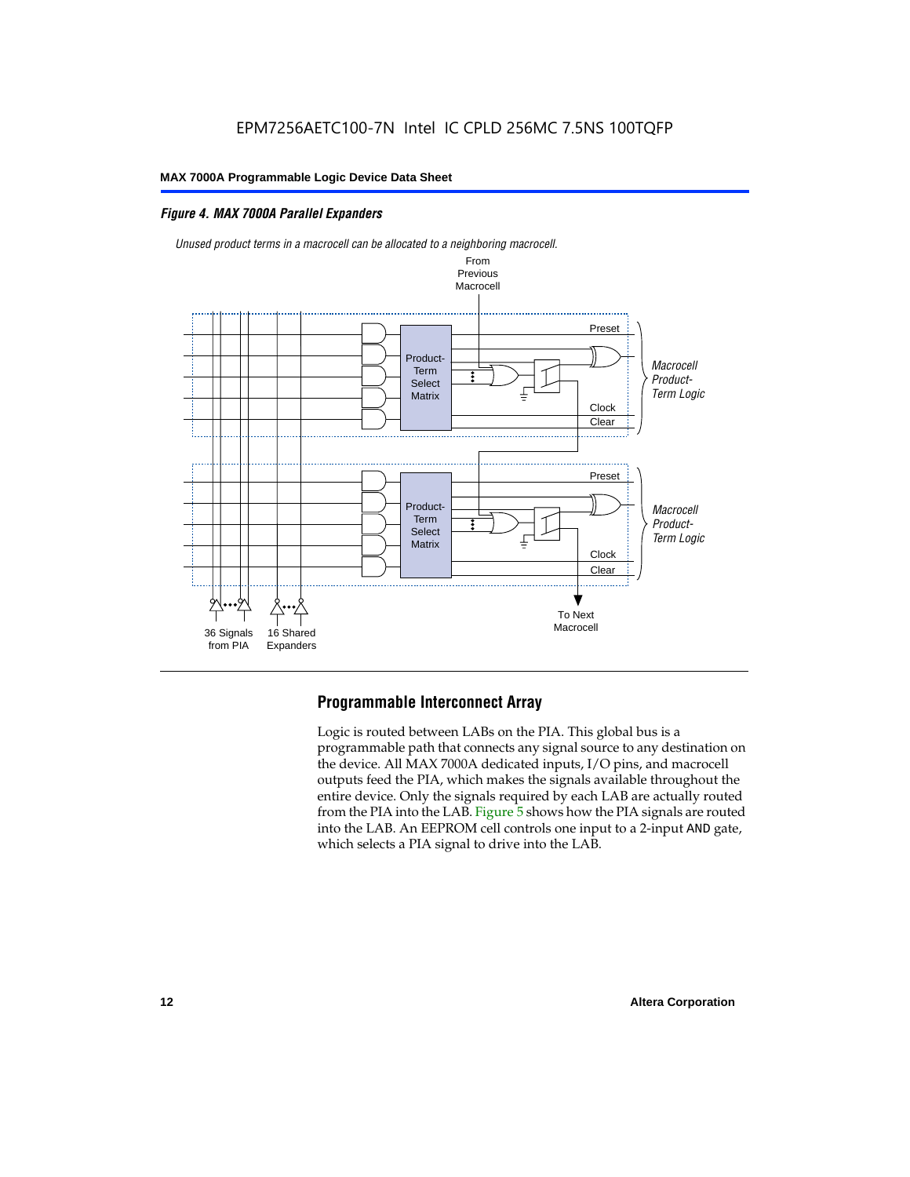*Figure 4. MAX 7000A Parallel Expanders*

*Unused product terms in a macrocell can be allocated to a neighboring macrocell.*

From Previous Macrocell

Preset

Product-Term Select Matrix

*Macrocell Product-Term Logic*

Clock

Clear

Preset

Product-Term Select Matrix

*Macrocell Product-Term Logic*

Clock

Clear

36 Signals from PIA

16 Shared Expanders

To Next Macrocell

## Programmable Interconnect Array

Logic is routed between LABs on the PIA. This global bus is a programmable path that connects any signal source to any destination on the device. All MAX 7000A dedicated inputs, I/O pins, and macrocell outputs feed the PIA, which makes the signals available throughout the entire device. Only the signals required by each LAB are actually routed from the PIA into the LAB. Figure 5 shows how the PIA signals are routed into the LAB. An EEPROM cell controls one input to a 2-input AND gate, which selects a PIA signal to drive into the LAB.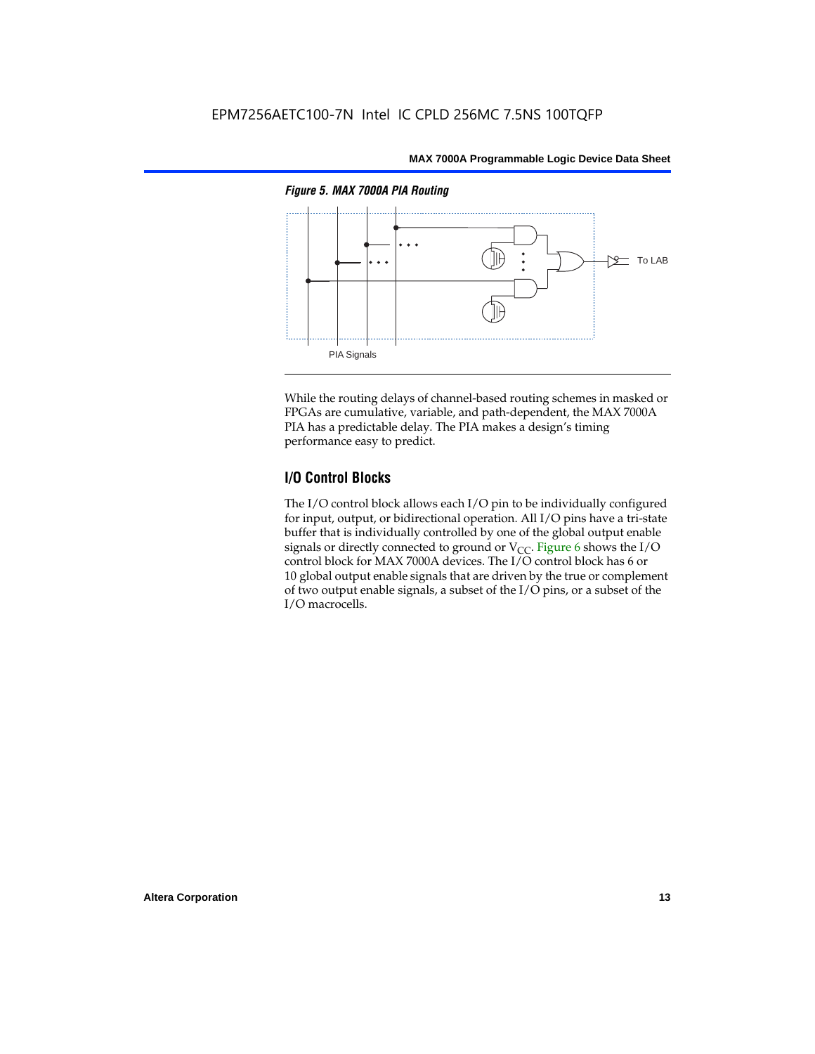*Figure 5. MAX 7000A PIA Routing*

PIA Signals

To LAB

While the routing delays of channel-based routing schemes in masked or FPGAs are cumulative, variable, and path-dependent, the MAX 7000A PIA has a predictable delay. The PIA makes a design's timing performance easy to predict.

## I/O Control Blocks

The I/O control block allows each I/O pin to be individually configured for input, output, or bidirectional operation. All I/O pins have a tri-state buffer that is individually controlled by one of the global output enable signals or directly connected to ground or $V_{CC}$. Figure 6 shows the I/O control block for MAX 7000A devices. The I/O control block has 6 or 10 global output enable signals that are driven by the true or complement of two output enable signals, a subset of the I/O pins, or a subset of the I/O macrocells.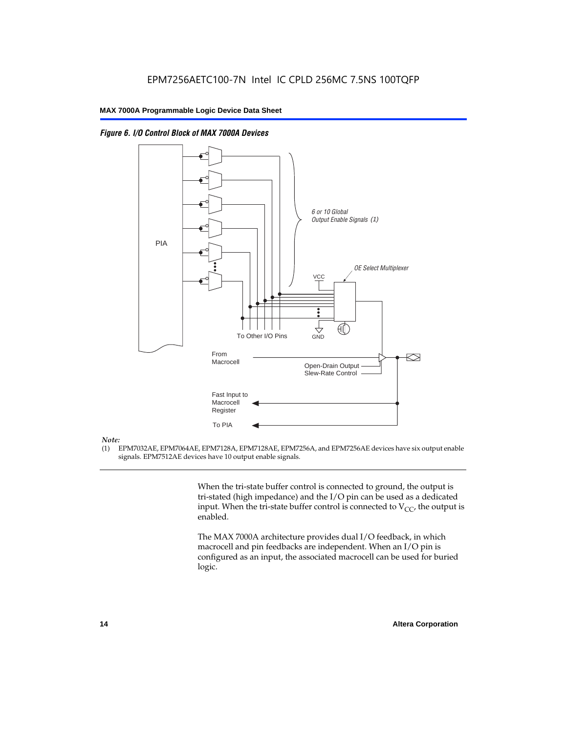*Figure 6. I/O Control Block of MAX 7000A Devices*

*Note:*

(1) EPM7032AE, EPM7064AE, EPM7128A, EPM7128AE, EPM7256A, and EPM7256AE devices have six output enable signals. EPM7512AE devices have 10 output enable signals.

When the tri-state buffer control is connected to ground, the output is tri-stated (high impedance) and the I/O pin can be used as a dedicated input. When the tri-state buffer control is connected to $V_{CC}$, the output is enabled.

The MAX 7000A architecture provides dual I/O feedback, in which macrocell and pin feedbacks are independent. When an I/O pin is configured as an input, the associated macrocell can be used for buried logic.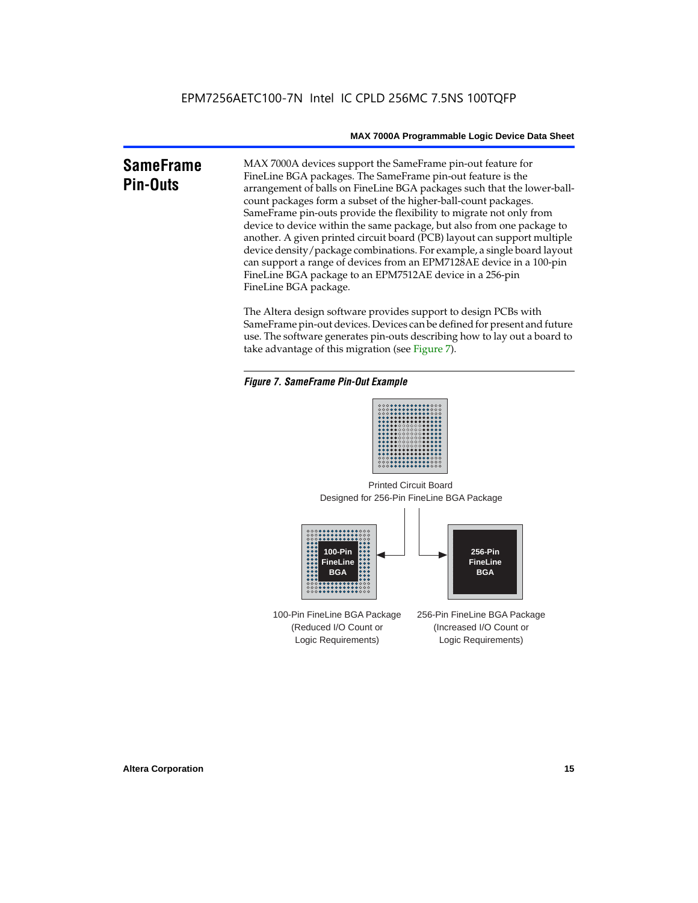## SameFrame Pin-Outs

MAX 7000A devices support the SameFrame pin-out feature for FineLine BGA packages. The SameFrame pin-out feature is the arrangement of balls on FineLine BGA packages such that the lower-ball-count packages form a subset of the higher-ball-count packages. SameFrame pin-outs provide the flexibility to migrate not only from device to device within the same package, but also from one package to another. A given printed circuit board (PCB) layout can support multiple device density/package combinations. For example, a single board layout can support a range of devices from an EPM7128AE device in a 100-pin FineLine BGA package to an EPM7512AE device in a 256-pin FineLine BGA package.

The Altera design software provides support to design PCBs with SameFrame pin-out devices. Devices can be defined for present and future use. The software generates pin-outs describing how to lay out a board to take advantage of this migration (see Figure 7).

*Figure 7. SameFrame Pin-Out Example*

Printed Circuit Board Designed for 256-Pin FineLine BGA Package

100-Pin FineLine BGA

256-Pin FineLine BGA

100-Pin FineLine BGA Package (Reduced I/O Count or Logic Requirements)

256-Pin FineLine BGA Package (Increased I/O Count or Logic Requirements)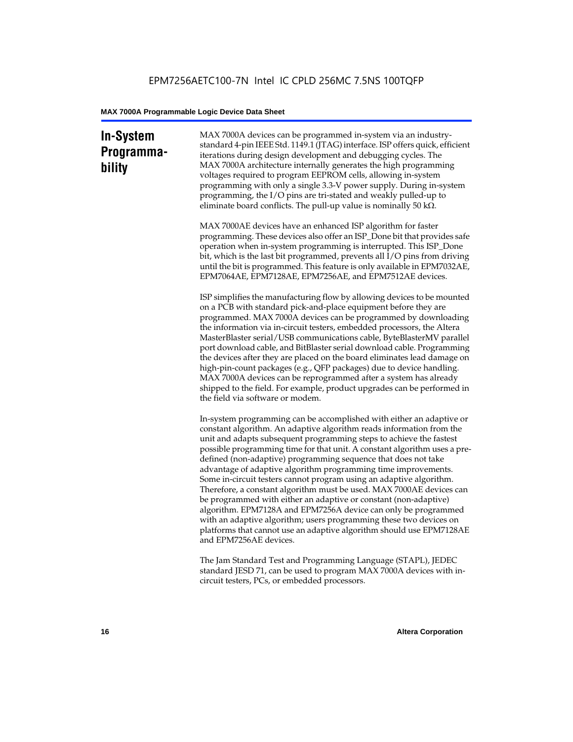## In-System Programmability

MAX 7000A devices can be programmed in-system via an industry-standard 4-pin IEEE Std. 1149.1 (JTAG) interface. ISP offers quick, efficient iterations during design development and debugging cycles. The MAX 7000A architecture internally generates the high programming voltages required to program EEPROM cells, allowing in-system programming with only a single 3.3-V power supply. During in-system programming, the I/O pins are tri-stated and weakly pulled-up to eliminate board conflicts. The pull-up value is nominally 50 kΩ.

MAX 7000AE devices have an enhanced ISP algorithm for faster programming. These devices also offer an ISP_Done bit that provides safe operation when in-system programming is interrupted. This ISP_Done bit, which is the last bit programmed, prevents all I/O pins from driving until the bit is programmed. This feature is only available in EPM7032AE, EPM7064AE, EPM7128AE, EPM7256AE, and EPM7512AE devices.

ISP simplifies the manufacturing flow by allowing devices to be mounted on a PCB with standard pick-and-place equipment before they are programmed. MAX 7000A devices can be programmed by downloading the information via in-circuit testers, embedded processors, the Altera MasterBlaster serial/USB communications cable, ByteBlasterMV parallel port download cable, and BitBlaster serial download cable. Programming the devices after they are placed on the board eliminates lead damage on high-pin-count packages (e.g., QFP packages) due to device handling. MAX 7000A devices can be reprogrammed after a system has already shipped to the field. For example, product upgrades can be performed in the field via software or modem.

In-system programming can be accomplished with either an adaptive or constant algorithm. An adaptive algorithm reads information from the unit and adapts subsequent programming steps to achieve the fastest possible programming time for that unit. A constant algorithm uses a pre-defined (non-adaptive) programming sequence that does not take advantage of adaptive algorithm programming time improvements. Some in-circuit testers cannot program using an adaptive algorithm. Therefore, a constant algorithm must be used. MAX 7000AE devices can be programmed with either an adaptive or constant (non-adaptive) algorithm. EPM7128A and EPM7256A device can only be programmed with an adaptive algorithm; users programming these two devices on platforms that cannot use an adaptive algorithm should use EPM7128AE and EPM7256AE devices.

The Jam Standard Test and Programming Language (STAPL), JEDEC standard JESD 71, can be used to program MAX 7000A devices with in-circuit testers, PCs, or embedded processors.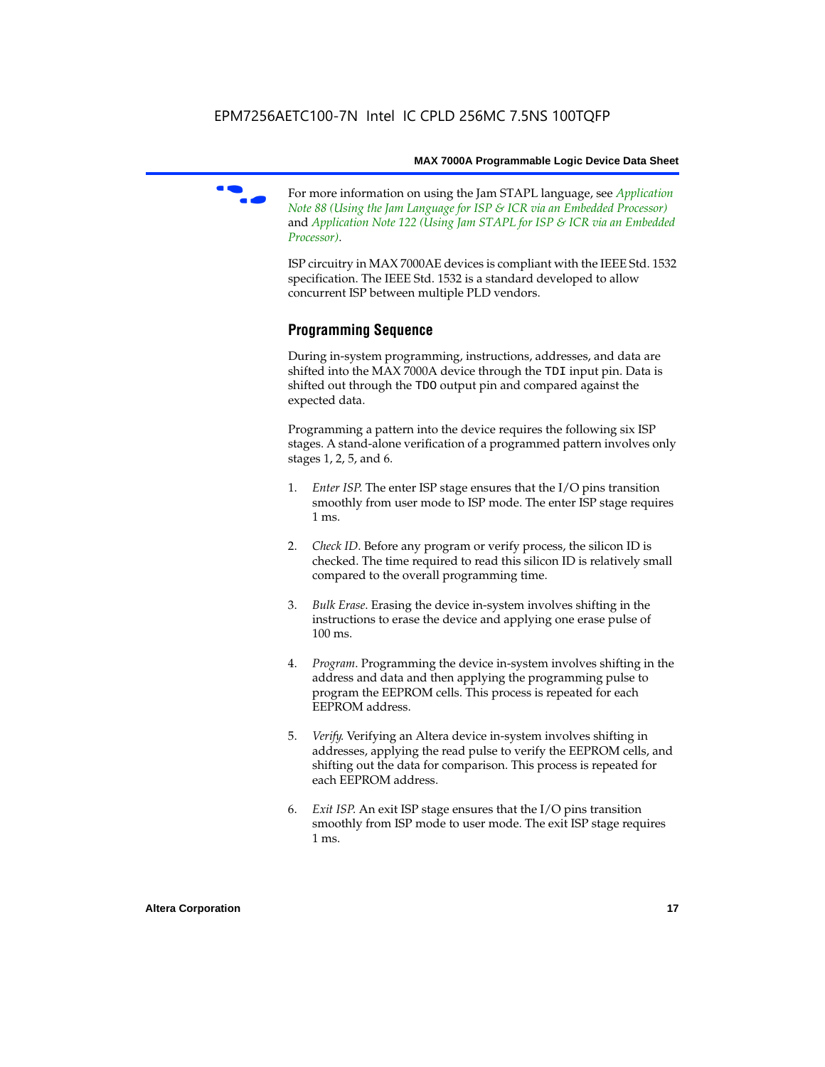For more information on using the Jam STAPL language, see *Application Note 88 (Using the Jam Language for ISP & ICR via an Embedded Processor)* and *Application Note 122 (Using Jam STAPL for ISP & ICR via an Embedded Processor)*.

ISP circuitry in MAX 7000AE devices is compliant with the IEEE Std. 1532 specification. The IEEE Std. 1532 is a standard developed to allow concurrent ISP between multiple PLD vendors.

## Programming Sequence

During in-system programming, instructions, addresses, and data are shifted into the MAX 7000A device through the `TDI` input pin. Data is shifted out through the `TDO` output pin and compared against the expected data.

Programming a pattern into the device requires the following six ISP stages. A stand-alone verification of a programmed pattern involves only stages 1, 2, 5, and 6.

1. *Enter ISP*. The enter ISP stage ensures that the I/O pins transition smoothly from user mode to ISP mode. The enter ISP stage requires 1 ms.

2. *Check ID*. Before any program or verify process, the silicon ID is checked. The time required to read this silicon ID is relatively small compared to the overall programming time.

3. *Bulk Erase*. Erasing the device in-system involves shifting in the instructions to erase the device and applying one erase pulse of 100 ms.

4. *Program*. Programming the device in-system involves shifting in the address and data and then applying the programming pulse to program the EEPROM cells. This process is repeated for each EEPROM address.

5. *Verify*. Verifying an Altera device in-system involves shifting in addresses, applying the read pulse to verify the EEPROM cells, and shifting out the data for comparison. This process is repeated for each EEPROM address.

6. *Exit ISP*. An exit ISP stage ensures that the I/O pins transition smoothly from ISP mode to user mode. The exit ISP stage requires 1 ms.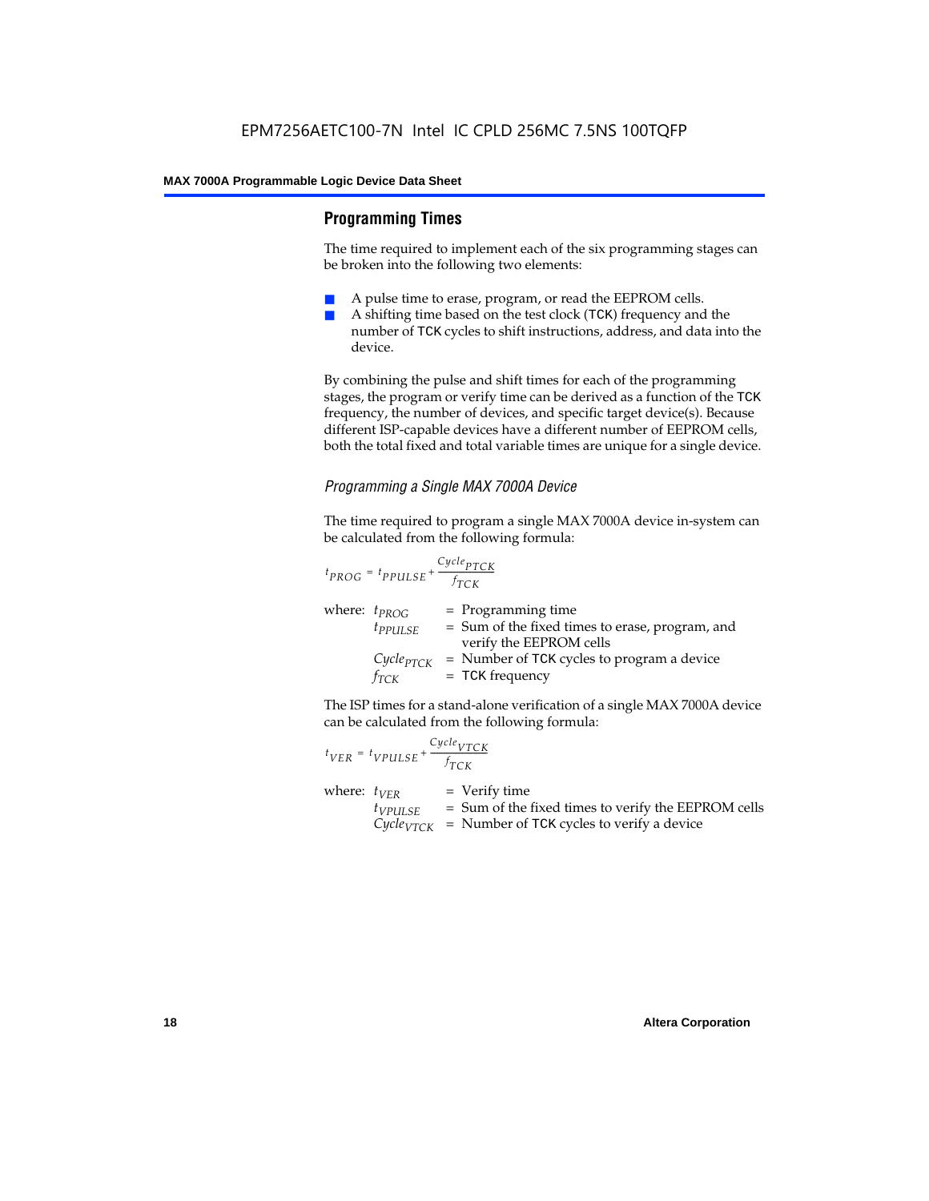## Programming Times

The time required to implement each of the six programming stages can be broken into the following two elements:

- A pulse time to erase, program, or read the EEPROM cells.
- A shifting time based on the test clock (TCK) frequency and the number of TCK cycles to shift instructions, address, and data into the device.

By combining the pulse and shift times for each of the programming stages, the program or verify time can be derived as a function of the TCK frequency, the number of devices, and specific target device(s). Because different ISP-capable devices have a different number of EEPROM cells, both the total fixed and total variable times are unique for a single device.

### *Programming a Single MAX 7000A Device*

The time required to program a single MAX 7000A device in-system can be calculated from the following formula:

$$t_{PROG} = t_{PPULSE} + \frac{Cycle_{PTCK}}{f_{TCK}}$$

where:
- $t_{PROG}$ = Programming time
- $t_{PPULSE}$ = Sum of the fixed times to erase, program, and verify the EEPROM cells
- $Cycle_{PTCK}$ = Number of TCK cycles to program a device
- $f_{TCK}$ = TCK frequency

The ISP times for a stand-alone verification of a single MAX 7000A device can be calculated from the following formula:

$$t_{VER} = t_{VPULSE} + \frac{Cycle_{VTCK}}{f_{TCK}}$$

where:
- $t_{VER}$ = Verify time
- $t_{VPULSE}$ = Sum of the fixed times to verify the EEPROM cells
- $Cycle_{VTCK}$ = Number of TCK cycles to verify a device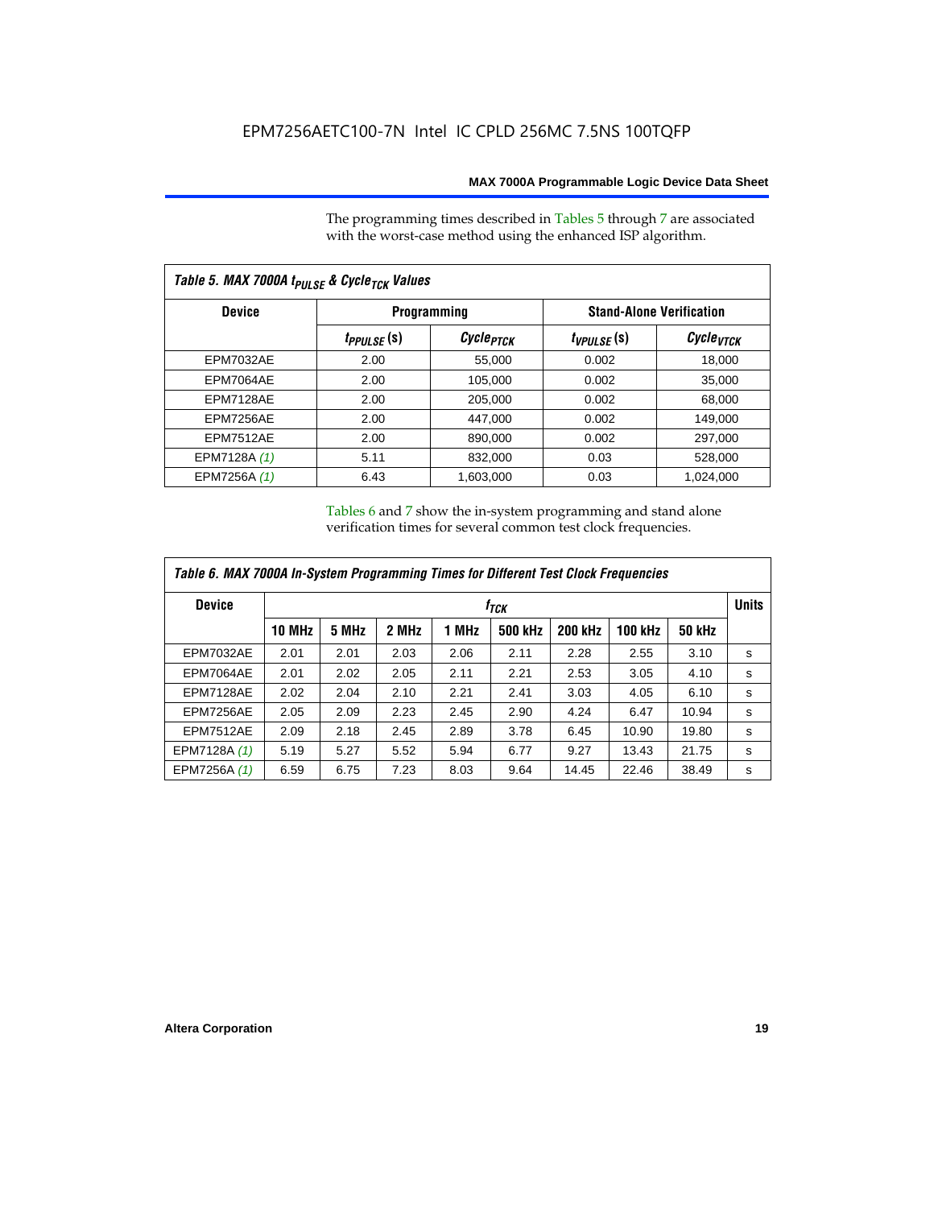The programming times described in Tables 5 through 7 are associated with the worst-case method using the enhanced ISP algorithm.

| Table 5. MAX 7000A $t_{PULSE}$ & $Cycle_{TCK}$ Values | | | | |
|---|---|---|---|---|
| **Device** | **Programming** | | **Stand-Alone Verification** | |
| | $t_{PPULSE}$ (s) | $Cycle_{PTCK}$ | $t_{VPULSE}$ (s) | $Cycle_{VTCK}$ |
| EPM7032AE | 2.00 | 55,000 | 0.002 | 18,000 |
| EPM7064AE | 2.00 | 105,000 | 0.002 | 35,000 |
| EPM7128AE | 2.00 | 205,000 | 0.002 | 68,000 |
| EPM7256AE | 2.00 | 447,000 | 0.002 | 149,000 |
| EPM7512AE | 2.00 | 890,000 | 0.002 | 297,000 |
| EPM7128A *(1)* | 5.11 | 832,000 | 0.03 | 528,000 |
| EPM7256A *(1)* | 6.43 | 1,603,000 | 0.03 | 1,024,000 |

Tables 6 and 7 show the in-system programming and stand alone verification times for several common test clock frequencies.

| Table 6. MAX 7000A In-System Programming Times for Different Test Clock Frequencies | | | | | | | | | |
|---|---|---|---|---|---|---|---|---|---|
| **Device** | $f_{TCK}$ | | | | | | | | **Units** |
| | **10 MHz** | **5 MHz** | **2 MHz** | **1 MHz** | **500 kHz** | **200 kHz** | **100 kHz** | **50 kHz** | |
| EPM7032AE | 2.01 | 2.01 | 2.03 | 2.06 | 2.11 | 2.28 | 2.55 | 3.10 | s |
| EPM7064AE | 2.01 | 2.02 | 2.05 | 2.11 | 2.21 | 2.53 | 3.05 | 4.10 | s |
| EPM7128AE | 2.02 | 2.04 | 2.10 | 2.21 | 2.41 | 3.03 | 4.05 | 6.10 | s |
| EPM7256AE | 2.05 | 2.09 | 2.23 | 2.45 | 2.90 | 4.24 | 6.47 | 10.94 | s |
| EPM7512AE | 2.09 | 2.18 | 2.45 | 2.89 | 3.78 | 6.45 | 10.90 | 19.80 | s |
| EPM7128A *(1)* | 5.19 | 5.27 | 5.52 | 5.94 | 6.77 | 9.27 | 13.43 | 21.75 | s |
| EPM7256A *(1)* | 6.59 | 6.75 | 7.23 | 8.03 | 9.64 | 14.45 | 22.46 | 38.49 | s |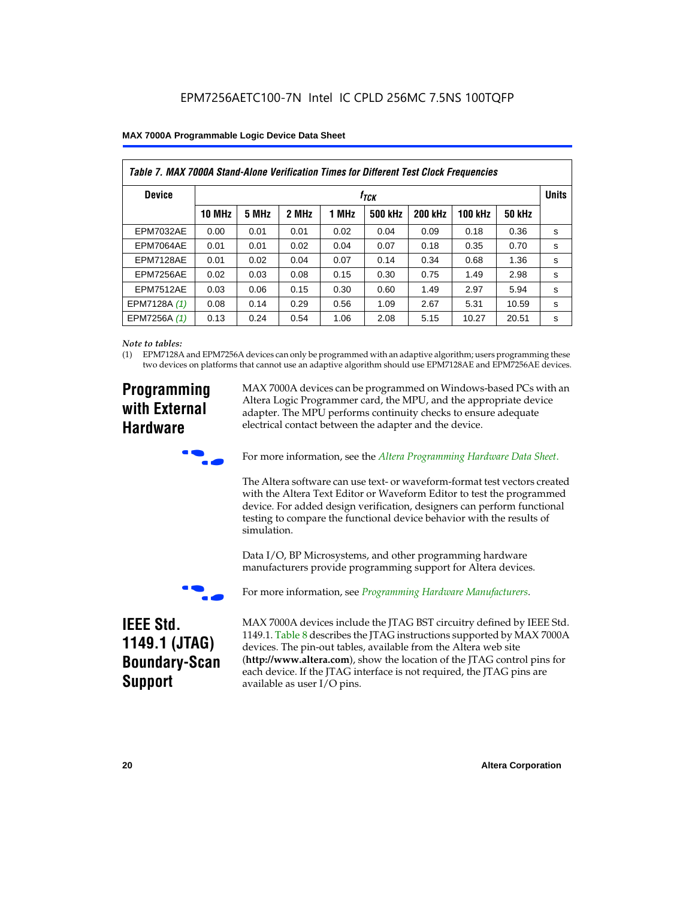EPM7256AETC100-7N Intel IC CPLD 256MC 7.5NS 100TQFP

| Table 7. MAX 7000A Stand-Alone Verification Times for Different Test Clock Frequencies | | | | | | | | | |
|---|---|---|---|---|---|---|---|---|---|
| Device | $f_{TCK}$ | | | | | | | | Units |
| | 10 MHz | 5 MHz | 2 MHz | 1 MHz | 500 kHz | 200 kHz | 100 kHz | 50 kHz | |
| EPM7032AE | 0.00 | 0.01 | 0.01 | 0.02 | 0.04 | 0.09 | 0.18 | 0.36 | s |
| EPM7064AE | 0.01 | 0.01 | 0.02 | 0.04 | 0.07 | 0.18 | 0.35 | 0.70 | s |
| EPM7128AE | 0.01 | 0.02 | 0.04 | 0.07 | 0.14 | 0.34 | 0.68 | 1.36 | s |
| EPM7256AE | 0.02 | 0.03 | 0.08 | 0.15 | 0.30 | 0.75 | 1.49 | 2.98 | s |
| EPM7512AE | 0.03 | 0.06 | 0.15 | 0.30 | 0.60 | 1.49 | 2.97 | 5.94 | s |
| EPM7128A *(1)* | 0.08 | 0.14 | 0.29 | 0.56 | 1.09 | 2.67 | 5.31 | 10.59 | s |
| EPM7256A *(1)* | 0.13 | 0.24 | 0.54 | 1.06 | 2.08 | 5.15 | 10.27 | 20.51 | s |

*Note to tables:*

(1) EPM7128A and EPM7256A devices can only be programmed with an adaptive algorithm; users programming these two devices on platforms that cannot use an adaptive algorithm should use EPM7128AE and EPM7256AE devices.

## Programming with External Hardware

MAX 7000A devices can be programmed on Windows-based PCs with an Altera Logic Programmer card, the MPU, and the appropriate device adapter. The MPU performs continuity checks to ensure adequate electrical contact between the adapter and the device.

For more information, see the *Altera Programming Hardware Data Sheet*.

The Altera software can use text- or waveform-format test vectors created with the Altera Text Editor or Waveform Editor to test the programmed device. For added design verification, designers can perform functional testing to compare the functional device behavior with the results of simulation.

Data I/O, BP Microsystems, and other programming hardware manufacturers provide programming support for Altera devices.

For more information, see *Programming Hardware Manufacturers*.

## IEEE Std. 1149.1 (JTAG) Boundary-Scan Support

MAX 7000A devices include the JTAG BST circuitry defined by IEEE Std. 1149.1. Table 8 describes the JTAG instructions supported by MAX 7000A devices. The pin-out tables, available from the Altera web site (**http://www.altera.com**), show the location of the JTAG control pins for each device. If the JTAG interface is not required, the JTAG pins are available as user I/O pins.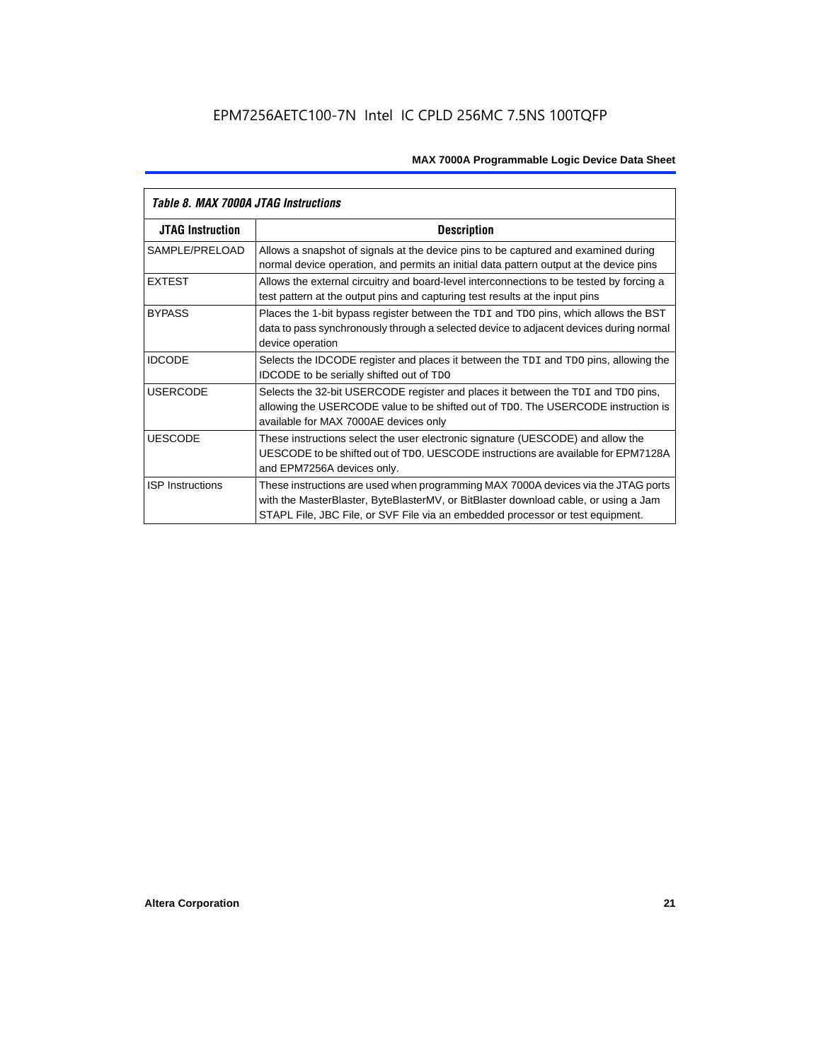*Table 8. MAX 7000A JTAG Instructions*

| JTAG Instruction | Description |
|---|---|
| SAMPLE/PRELOAD | Allows a snapshot of signals at the device pins to be captured and examined during normal device operation, and permits an initial data pattern output at the device pins |
| EXTEST | Allows the external circuitry and board-level interconnections to be tested by forcing a test pattern at the output pins and capturing test results at the input pins |
| BYPASS | Places the 1-bit bypass register between the `TDI` and `TDO` pins, which allows the BST data to pass synchronously through a selected device to adjacent devices during normal device operation |
| IDCODE | Selects the IDCODE register and places it between the `TDI` and `TDO` pins, allowing the IDCODE to be serially shifted out of `TDO` |
| USERCODE | Selects the 32-bit USERCODE register and places it between the `TDI` and `TDO` pins, allowing the USERCODE value to be shifted out of `TDO`. The USERCODE instruction is available for MAX 7000AE devices only |
| UESCODE | These instructions select the user electronic signature (UESCODE) and allow the UESCODE to be shifted out of `TDO`. UESCODE instructions are available for EPM7128A and EPM7256A devices only. |
| ISP Instructions | These instructions are used when programming MAX 7000A devices via the JTAG ports with the MasterBlaster, ByteBlasterMV, or BitBlaster download cable, or using a Jam STAPL File, JBC File, or SVF File via an embedded processor or test equipment. |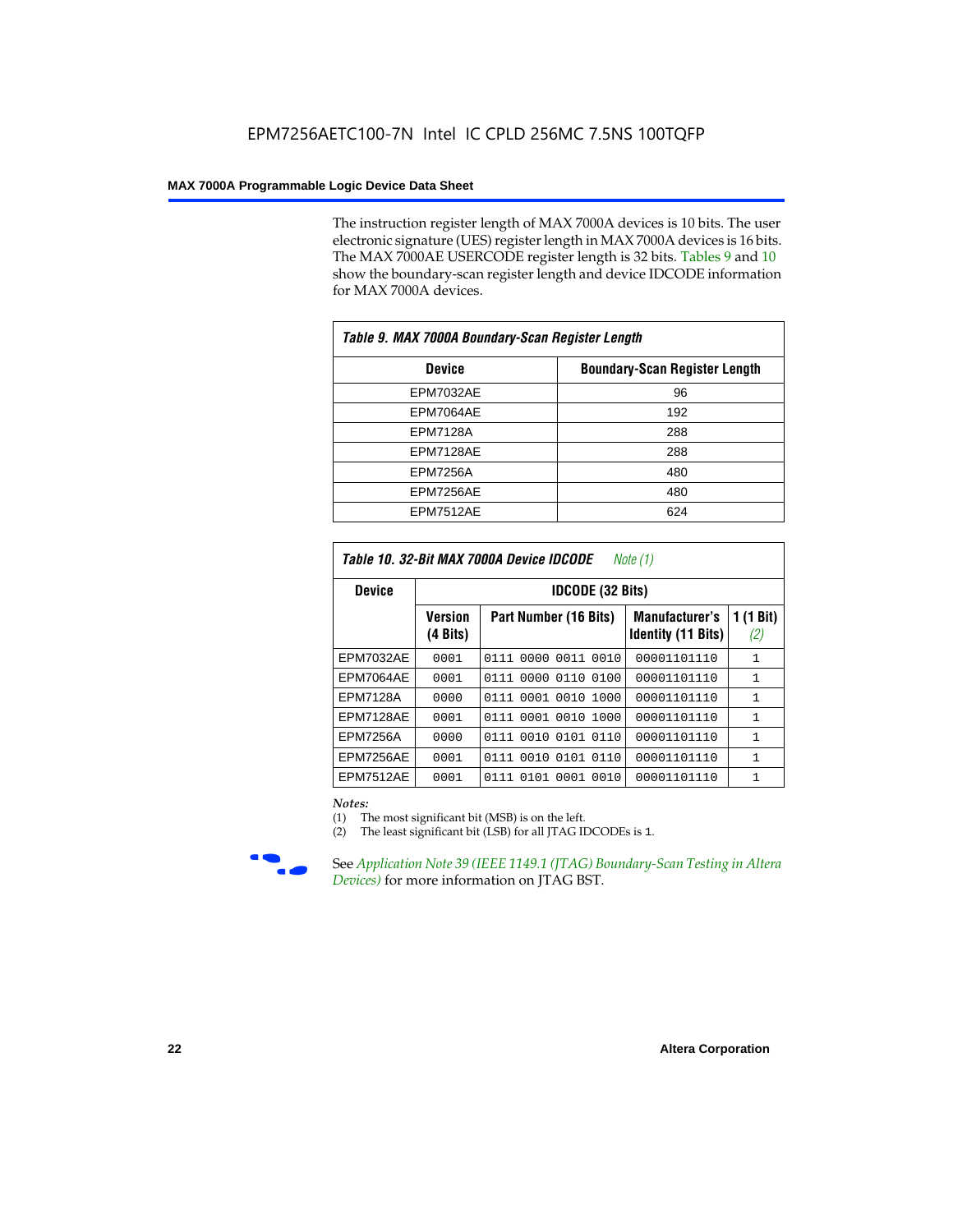The instruction register length of MAX 7000A devices is 10 bits. The user electronic signature (UES) register length in MAX 7000A devices is 16 bits. The MAX 7000AE USERCODE register length is 32 bits. Tables 9 and 10 show the boundary-scan register length and device IDCODE information for MAX 7000A devices.

*Table 9. MAX 7000A Boundary-Scan Register Length*

| Device | Boundary-Scan Register Length |
|---|---|
| EPM7032AE | 96 |
| EPM7064AE | 192 |
| EPM7128A | 288 |
| EPM7128AE | 288 |
| EPM7256A | 480 |
| EPM7256AE | 480 |
| EPM7512AE | 624 |

*Table 10. 32-Bit MAX 7000A Device IDCODE* *Note (1)*

| Device | IDCODE (32 Bits) | | | |
|---|---|---|---|---|
| | Version (4 Bits) | Part Number (16 Bits) | Manufacturer's Identity (11 Bits) | 1 (1 Bit) *(2)* |
| EPM7032AE | 0001 | 0111 0000 0011 0010 | 00001101110 | 1 |
| EPM7064AE | 0001 | 0111 0000 0110 0100 | 00001101110 | 1 |
| EPM7128A | 0000 | 0111 0001 0010 1000 | 00001101110 | 1 |
| EPM7128AE | 0001 | 0111 0001 0010 1000 | 00001101110 | 1 |
| EPM7256A | 0000 | 0111 0010 0101 0110 | 00001101110 | 1 |
| EPM7256AE | 0001 | 0111 0010 0101 0110 | 00001101110 | 1 |
| EPM7512AE | 0001 | 0111 0101 0001 0010 | 00001101110 | 1 |

*Notes:*

(1) The most significant bit (MSB) is on the left.

(2) The least significant bit (LSB) for all JTAG IDCODEs is 1.

See *Application Note 39 (IEEE 1149.1 (JTAG) Boundary-Scan Testing in Altera Devices)* for more information on JTAG BST.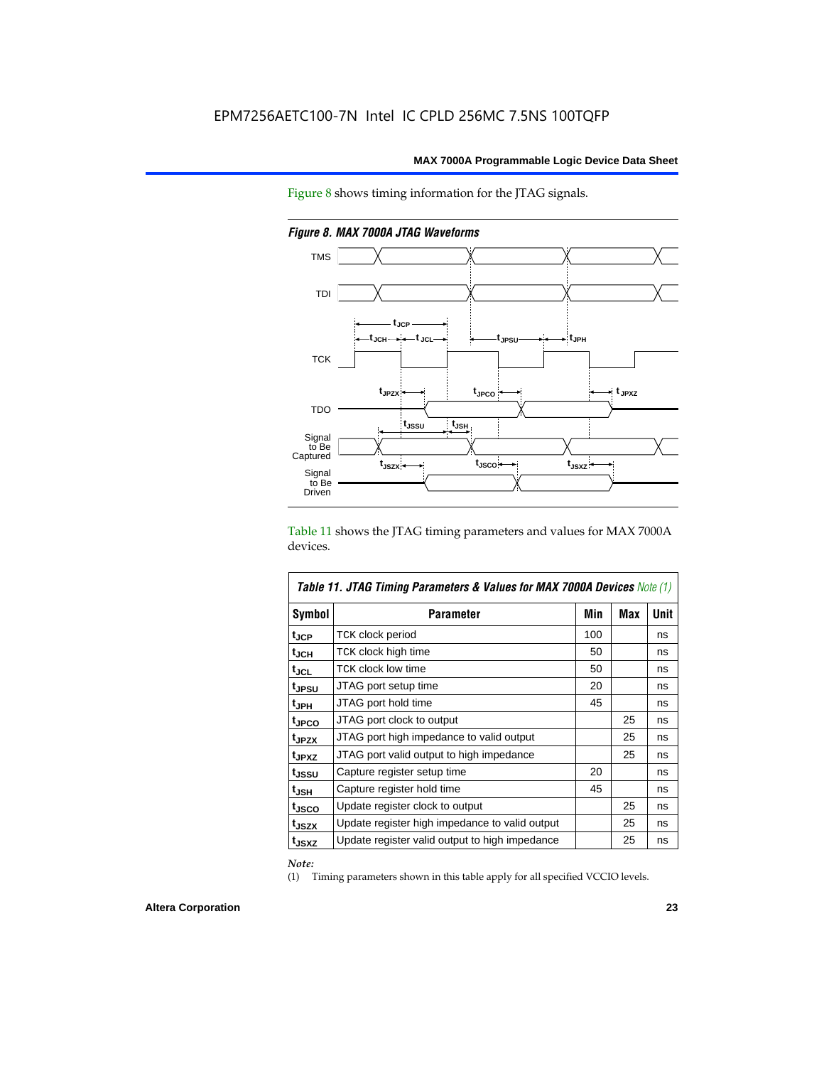Figure 8 shows timing information for the JTAG signals.

*Figure 8. MAX 7000A JTAG Waveforms*

Table 11 shows the JTAG timing parameters and values for MAX 7000A devices.

*Table 11. JTAG Timing Parameters & Values for MAX 7000A Devices Note (1)*

| Symbol | Parameter | Min | Max | Unit |
|---|---|---|---|---|
| $t_{JCP}$ | TCK clock period | 100 | | ns |
| $t_{JCH}$ | TCK clock high time | 50 | | ns |
| $t_{JCL}$ | TCK clock low time | 50 | | ns |
| $t_{JPSU}$ | JTAG port setup time | 20 | | ns |
| $t_{JPH}$ | JTAG port hold time | 45 | | ns |
| $t_{JPCO}$ | JTAG port clock to output | | 25 | ns |
| $t_{JPZX}$ | JTAG port high impedance to valid output | | 25 | ns |
| $t_{JPXZ}$ | JTAG port valid output to high impedance | | 25 | ns |
| $t_{JSSU}$ | Capture register setup time | 20 | | ns |
| $t_{JSH}$ | Capture register hold time | 45 | | ns |
| $t_{JSCO}$ | Update register clock to output | | 25 | ns |
| $t_{JSZX}$ | Update register high impedance to valid output | | 25 | ns |
| $t_{JSXZ}$ | Update register valid output to high impedance | | 25 | ns |

*Note:*

(1) Timing parameters shown in this table apply for all specified VCCIO levels.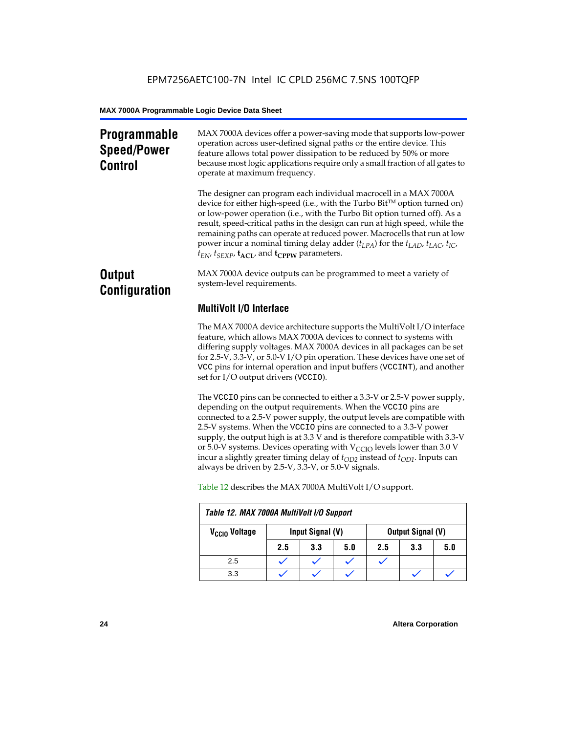## Programmable Speed/Power Control

MAX 7000A devices offer a power-saving mode that supports low-power operation across user-defined signal paths or the entire device. This feature allows total power dissipation to be reduced by 50% or more because most logic applications require only a small fraction of all gates to operate at maximum frequency.

The designer can program each individual macrocell in a MAX 7000A device for either high-speed (i.e., with the Turbo Bit™ option turned on) or low-power operation (i.e., with the Turbo Bit option turned off). As a result, speed-critical paths in the design can run at high speed, while the remaining paths can operate at reduced power. Macrocells that run at low power incur a nominal timing delay adder ($t_{LPA}$) for the $t_{LAD}$, $t_{LAC}$, $t_{IC}$, $t_{EN}$, $t_{SEXP}$, $\mathbf{t_{ACL}}$, and $\mathbf{t_{CPPW}}$ parameters.

## Output Configuration

MAX 7000A device outputs can be programmed to meet a variety of system-level requirements.

### MultiVolt I/O Interface

The MAX 7000A device architecture supports the MultiVolt I/O interface feature, which allows MAX 7000A devices to connect to systems with differing supply voltages. MAX 7000A devices in all packages can be set for 2.5-V, 3.3-V, or 5.0-V I/O pin operation. These devices have one set of VCC pins for internal operation and input buffers (VCCINT), and another set for I/O output drivers (VCCIO).

The VCCIO pins can be connected to either a 3.3-V or 2.5-V power supply, depending on the output requirements. When the VCCIO pins are connected to a 2.5-V power supply, the output levels are compatible with 2.5-V systems. When the VCCIO pins are connected to a 3.3-V power supply, the output high is at 3.3 V and is therefore compatible with 3.3-V or 5.0-V systems. Devices operating with $V_{CCIO}$ levels lower than 3.0 V incur a slightly greater timing delay of $t_{OD2}$ instead of $t_{OD1}$. Inputs can always be driven by 2.5-V, 3.3-V, or 5.0-V signals.

Table 12 describes the MAX 7000A MultiVolt I/O support.

**Table 12. MAX 7000A MultiVolt I/O Support**

| $V_{CCIO}$ Voltage | Input Signal (V) | | | Output Signal (V) | | |
|---|---|---|---|---|---|---|
| | 2.5 | 3.3 | 5.0 | 2.5 | 3.3 | 5.0 |
| 2.5 | ✓ | ✓ | ✓ | ✓ | | |
| 3.3 | ✓ | ✓ | ✓ | | ✓ | ✓ |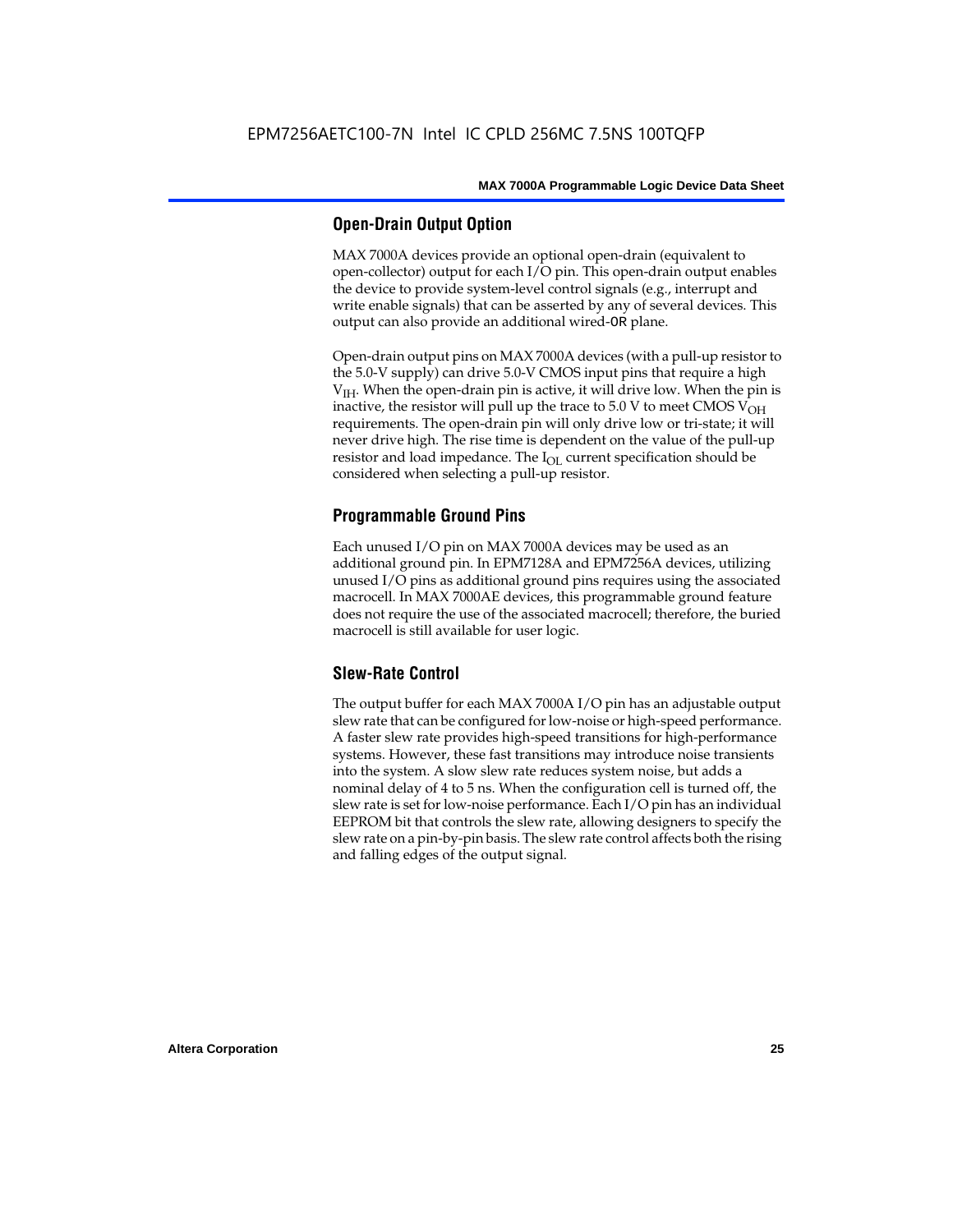### Open-Drain Output Option

MAX 7000A devices provide an optional open-drain (equivalent to open-collector) output for each I/O pin. This open-drain output enables the device to provide system-level control signals (e.g., interrupt and write enable signals) that can be asserted by any of several devices. This output can also provide an additional wired-OR plane.

Open-drain output pins on MAX 7000A devices (with a pull-up resistor to the 5.0-V supply) can drive 5.0-V CMOS input pins that require a high $V_{IH}$. When the open-drain pin is active, it will drive low. When the pin is inactive, the resistor will pull up the trace to 5.0 V to meet CMOS $V_{OH}$ requirements. The open-drain pin will only drive low or tri-state; it will never drive high. The rise time is dependent on the value of the pull-up resistor and load impedance. The $I_{OL}$ current specification should be considered when selecting a pull-up resistor.

### Programmable Ground Pins

Each unused I/O pin on MAX 7000A devices may be used as an additional ground pin. In EPM7128A and EPM7256A devices, utilizing unused I/O pins as additional ground pins requires using the associated macrocell. In MAX 7000AE devices, this programmable ground feature does not require the use of the associated macrocell; therefore, the buried macrocell is still available for user logic.

### Slew-Rate Control

The output buffer for each MAX 7000A I/O pin has an adjustable output slew rate that can be configured for low-noise or high-speed performance. A faster slew rate provides high-speed transitions for high-performance systems. However, these fast transitions may introduce noise transients into the system. A slow slew rate reduces system noise, but adds a nominal delay of 4 to 5 ns. When the configuration cell is turned off, the slew rate is set for low-noise performance. Each I/O pin has an individual EEPROM bit that controls the slew rate, allowing designers to specify the slew rate on a pin-by-pin basis. The slew rate control affects both the rising and falling edges of the output signal.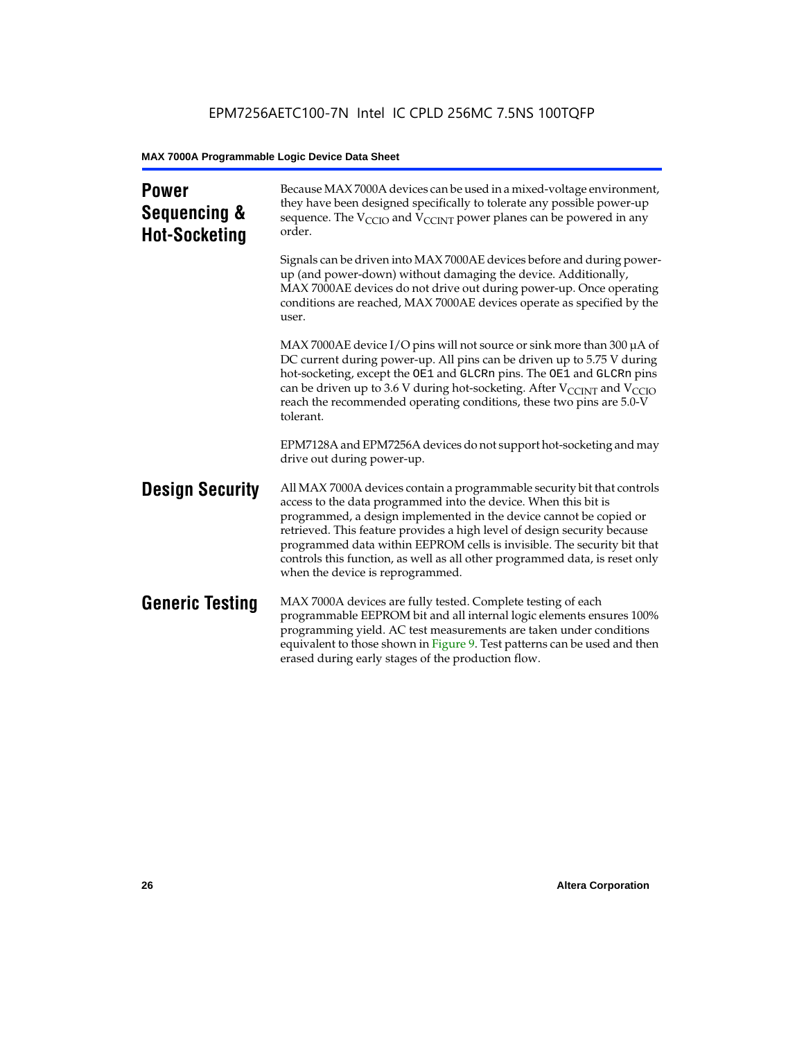## Power Sequencing & Hot-Socketing

Because MAX 7000A devices can be used in a mixed-voltage environment, they have been designed specifically to tolerate any possible power-up sequence. The $V_{CCIO}$ and $V_{CCINT}$ power planes can be powered in any order.

Signals can be driven into MAX 7000AE devices before and during power-up (and power-down) without damaging the device. Additionally, MAX 7000AE devices do not drive out during power-up. Once operating conditions are reached, MAX 7000AE devices operate as specified by the user.

MAX 7000AE device I/O pins will not source or sink more than 300 µA of DC current during power-up. All pins can be driven up to 5.75 V during hot-socketing, except the `OE1` and `GLCRn` pins. The `OE1` and `GLCRn` pins can be driven up to 3.6 V during hot-socketing. After $V_{CCINT}$ and $V_{CCIO}$ reach the recommended operating conditions, these two pins are 5.0-V tolerant.

EPM7128A and EPM7256A devices do not support hot-socketing and may drive out during power-up.

## Design Security

All MAX 7000A devices contain a programmable security bit that controls access to the data programmed into the device. When this bit is programmed, a design implemented in the device cannot be copied or retrieved. This feature provides a high level of design security because programmed data within EEPROM cells is invisible. The security bit that controls this function, as well as all other programmed data, is reset only when the device is reprogrammed.

## Generic Testing

MAX 7000A devices are fully tested. Complete testing of each programmable EEPROM bit and all internal logic elements ensures 100% programming yield. AC test measurements are taken under conditions equivalent to those shown in Figure 9. Test patterns can be used and then erased during early stages of the production flow.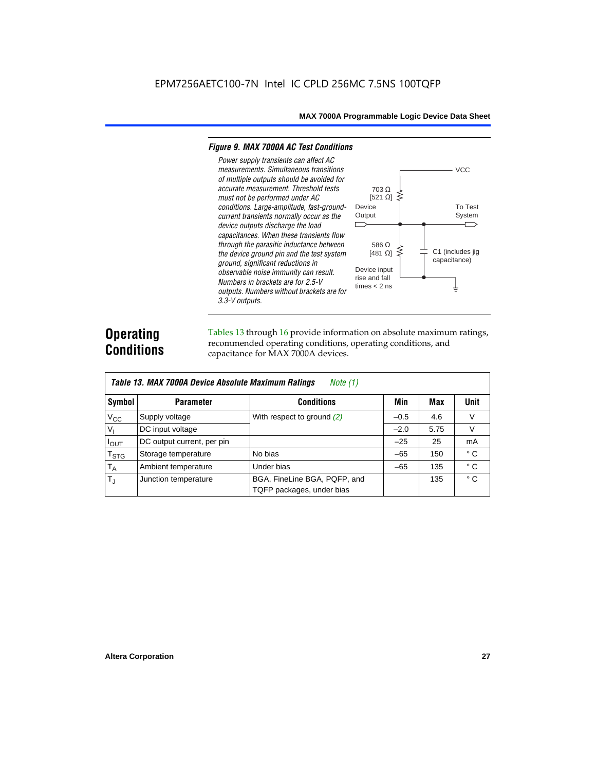EPM7256AETC100-7N Intel IC CPLD 256MC 7.5NS 100TQFP

*Figure 9. MAX 7000A AC Test Conditions*

*Power supply transients can affect AC measurements. Simultaneous transitions of multiple outputs should be avoided for accurate measurement. Threshold tests must not be performed under AC conditions. Large-amplitude, fast-ground-current transients normally occur as the device outputs discharge the load capacitances. When these transients flow through the parasitic inductance between the device ground pin and the test system ground, significant reductions in observable noise immunity can result. Numbers in brackets are for 2.5-V outputs. Numbers without brackets are for 3.3-V outputs.*

VCC

703 Ω
[521 Ω]

Device Output

To Test System

586 Ω
[481 Ω]

C1 (includes jig capacitance)

Device input rise and fall times < 2 ns

## Operating Conditions

Tables 13 through 16 provide information on absolute maximum ratings, recommended operating conditions, operating conditions, and capacitance for MAX 7000A devices.

*Table 13. MAX 7000A Device Absolute Maximum Ratings* *Note (1)*

| Symbol | Parameter | Conditions | Min | Max | Unit |
|---|---|---|---|---|---|
| $V_{CC}$ | Supply voltage | With respect to ground *(2)* | –0.5 | 4.6 | V |
| $V_I$ | DC input voltage | | –2.0 | 5.75 | V |
| $I_{OUT}$ | DC output current, per pin | | –25 | 25 | mA |
| $T_{STG}$ | Storage temperature | No bias | –65 | 150 | ° C |
| $T_A$ | Ambient temperature | Under bias | –65 | 135 | ° C |
| $T_J$ | Junction temperature | BGA, FineLine BGA, PQFP, and TQFP packages, under bias | | 135 | ° C |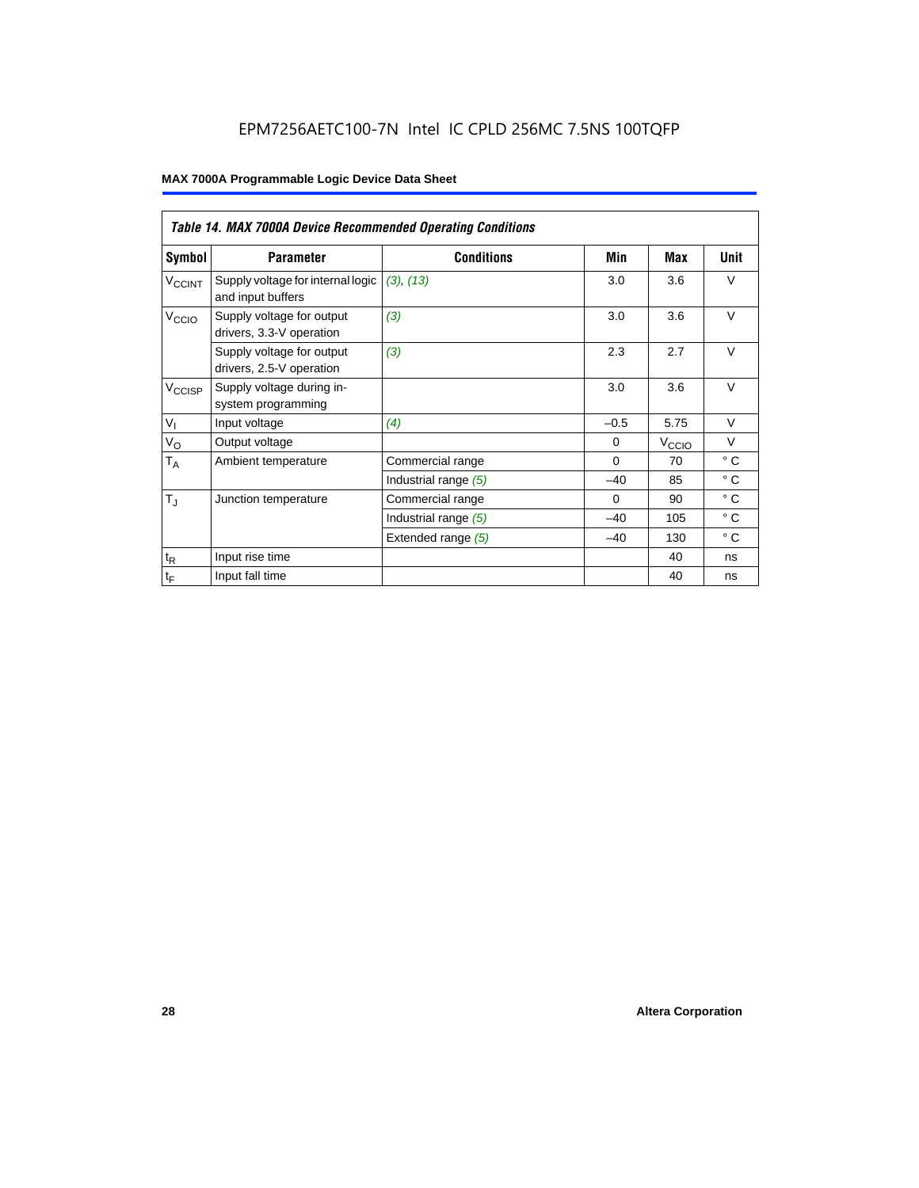*Table 14. MAX 7000A Device Recommended Operating Conditions*

| Symbol | Parameter | Conditions | Min | Max | Unit |
|---|---|---|---|---|---|
| $V_{CCINT}$ | Supply voltage for internal logic and input buffers | *(3), (13)* | 3.0 | 3.6 | V |
| $V_{CCIO}$ | Supply voltage for output drivers, 3.3-V operation | *(3)* | 3.0 | 3.6 | V |
| | Supply voltage for output drivers, 2.5-V operation | *(3)* | 2.3 | 2.7 | V |
| $V_{CCISP}$ | Supply voltage during in-system programming | | 3.0 | 3.6 | V |
| $V_I$ | Input voltage | *(4)* | –0.5 | 5.75 | V |
| $V_O$ | Output voltage | | 0 | $V_{CCIO}$ | V |
| $T_A$ | Ambient temperature | Commercial range | 0 | 70 | ° C |
| | | Industrial range *(5)* | –40 | 85 | ° C |
| $T_J$ | Junction temperature | Commercial range | 0 | 90 | ° C |
| | | Industrial range *(5)* | –40 | 105 | ° C |
| | | Extended range *(5)* | –40 | 130 | ° C |
| $t_R$ | Input rise time | | | 40 | ns |
| $t_F$ | Input fall time | | | 40 | ns |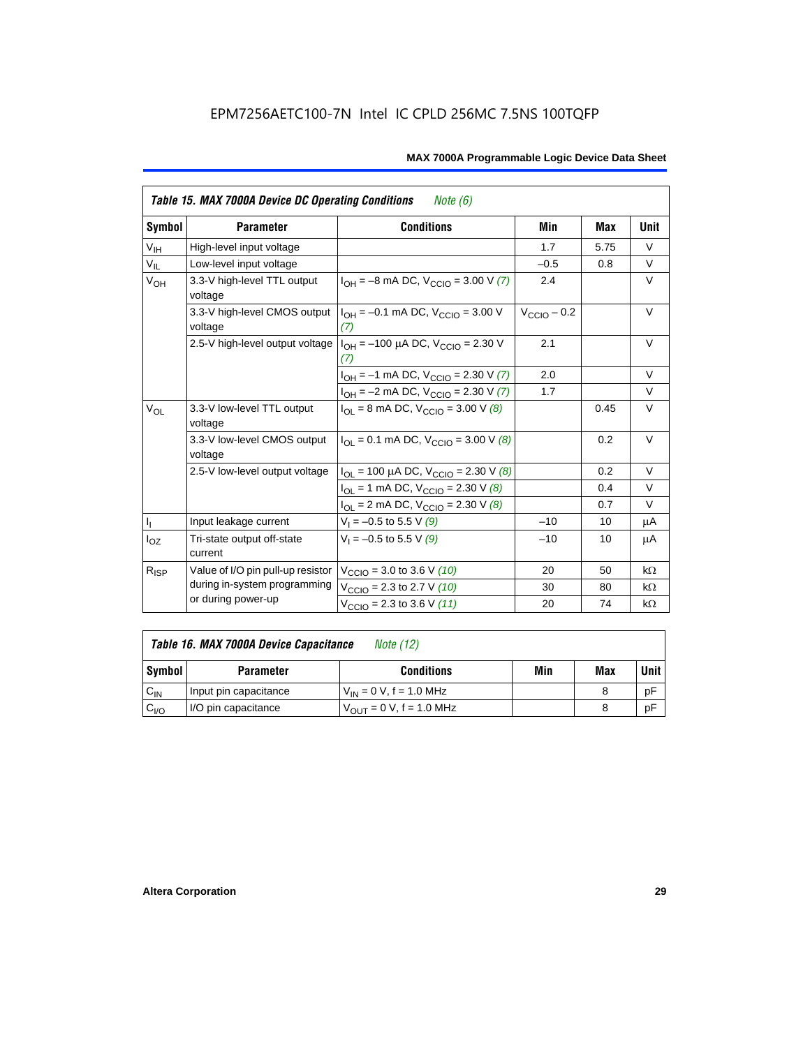EPM7256AETC100-7N Intel IC CPLD 256MC 7.5NS 100TQFP

**Table 15. MAX 7000A Device DC Operating Conditions** *Note (6)*

| Symbol | Parameter | Conditions | Min | Max | Unit |
|---|---|---|---|---|---|
| $V_{IH}$ | High-level input voltage | | 1.7 | 5.75 | V |
| $V_{IL}$ | Low-level input voltage | | –0.5 | 0.8 | V |
| $V_{OH}$ | 3.3-V high-level TTL output voltage | $I_{OH}$ = –8 mA DC, $V_{CCIO}$ = 3.00 V *(7)* | 2.4 | | V |
| | 3.3-V high-level CMOS output voltage | $I_{OH}$ = –0.1 mA DC, $V_{CCIO}$ = 3.00 V *(7)* | $V_{CCIO}$ – 0.2 | | V |
| | 2.5-V high-level output voltage | $I_{OH}$ = –100 µA DC, $V_{CCIO}$ = 2.30 V *(7)* | 2.1 | | V |
| | | $I_{OH}$ = –1 mA DC, $V_{CCIO}$ = 2.30 V *(7)* | 2.0 | | V |
| | | $I_{OH}$ = –2 mA DC, $V_{CCIO}$ = 2.30 V *(7)* | 1.7 | | V |
| $V_{OL}$ | 3.3-V low-level TTL output voltage | $I_{OL}$ = 8 mA DC, $V_{CCIO}$ = 3.00 V *(8)* | | 0.45 | V |
| | 3.3-V low-level CMOS output voltage | $I_{OL}$ = 0.1 mA DC, $V_{CCIO}$ = 3.00 V *(8)* | | 0.2 | V |
| | 2.5-V low-level output voltage | $I_{OL}$ = 100 µA DC, $V_{CCIO}$ = 2.30 V *(8)* | | 0.2 | V |
| | | $I_{OL}$ = 1 mA DC, $V_{CCIO}$ = 2.30 V *(8)* | | 0.4 | V |
| | | $I_{OL}$ = 2 mA DC, $V_{CCIO}$ = 2.30 V *(8)* | | 0.7 | V |
| $I_I$ | Input leakage current | $V_I$ = –0.5 to 5.5 V *(9)* | –10 | 10 | µA |
| $I_{OZ}$ | Tri-state output off-state current | $V_I$ = –0.5 to 5.5 V *(9)* | –10 | 10 | µA |
| $R_{ISP}$ | Value of I/O pin pull-up resistor during in-system programming or during power-up | $V_{CCIO}$ = 3.0 to 3.6 V *(10)* | 20 | 50 | kΩ |
| | | $V_{CCIO}$ = 2.3 to 2.7 V *(10)* | 30 | 80 | kΩ |
| | | $V_{CCIO}$ = 2.3 to 3.6 V *(11)* | 20 | 74 | kΩ |

**Table 16. MAX 7000A Device Capacitance** *Note (12)*

| Symbol | Parameter | Conditions | Min | Max | Unit |
|---|---|---|---|---|---|
| $C_{IN}$ | Input pin capacitance | $V_{IN}$ = 0 V, f = 1.0 MHz | | 8 | pF |
| $C_{I/O}$ | I/O pin capacitance | $V_{OUT}$ = 0 V, f = 1.0 MHz | | 8 | pF |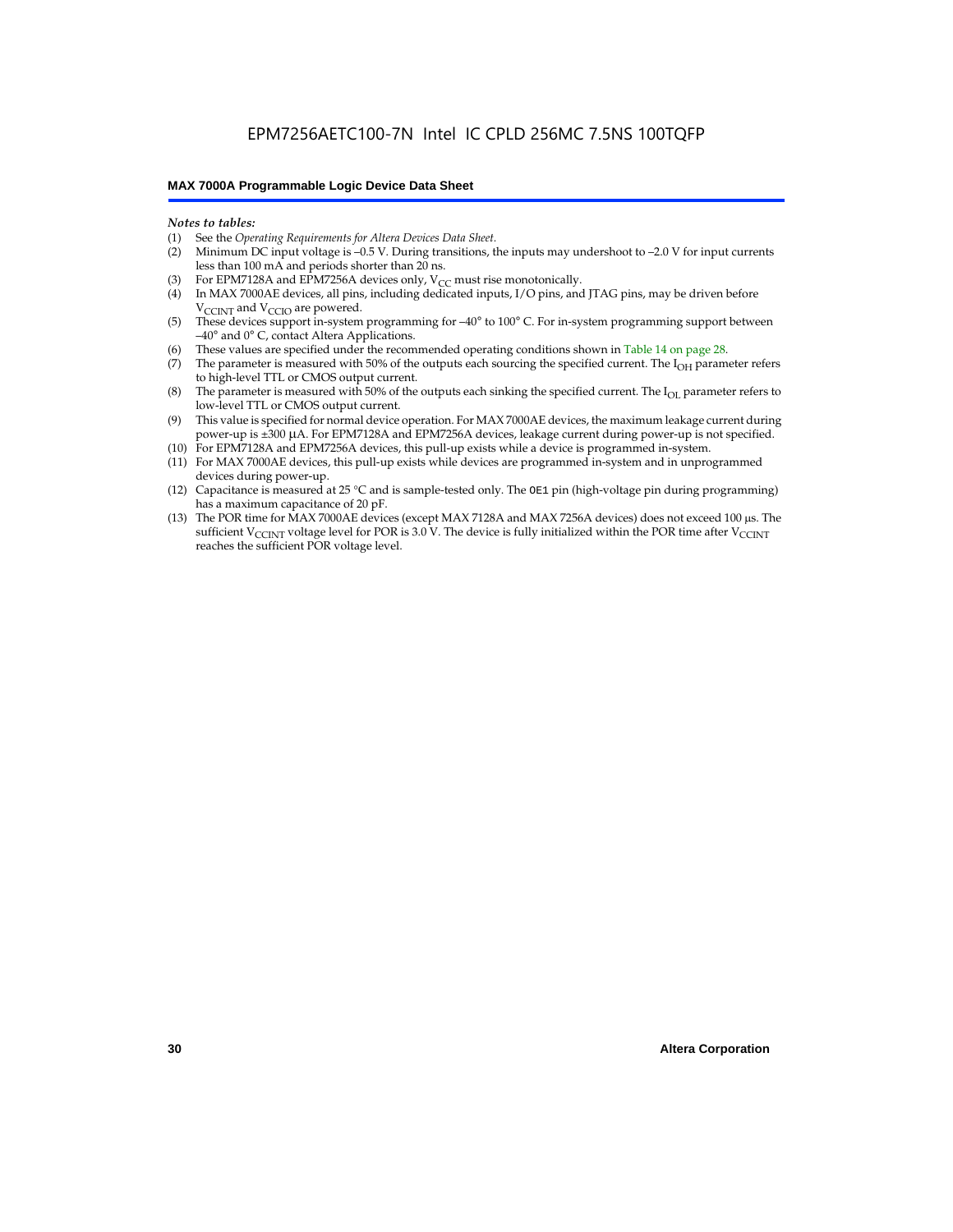*Notes to tables:*

(1) See the *Operating Requirements for Altera Devices Data Sheet*.
(2) Minimum DC input voltage is –0.5 V. During transitions, the inputs may undershoot to –2.0 V for input currents less than 100 mA and periods shorter than 20 ns.
(3) For EPM7128A and EPM7256A devices only, $V_{CC}$ must rise monotonically.
(4) In MAX 7000AE devices, all pins, including dedicated inputs, I/O pins, and JTAG pins, may be driven before $V_{CCINT}$ and $V_{CCIO}$ are powered.
(5) These devices support in-system programming for –40° to 100° C. For in-system programming support between –40° and 0° C, contact Altera Applications.
(6) These values are specified under the recommended operating conditions shown in Table 14 on page 28.
(7) The parameter is measured with 50% of the outputs each sourcing the specified current. The $I_{OH}$ parameter refers to high-level TTL or CMOS output current.
(8) The parameter is measured with 50% of the outputs each sinking the specified current. The $I_{OL}$ parameter refers to low-level TTL or CMOS output current.
(9) This value is specified for normal device operation. For MAX 7000AE devices, the maximum leakage current during power-up is ±300 µA. For EPM7128A and EPM7256A devices, leakage current during power-up is not specified.
(10) For EPM7128A and EPM7256A devices, this pull-up exists while a device is programmed in-system.
(11) For MAX 7000AE devices, this pull-up exists while devices are programmed in-system and in unprogrammed devices during power-up.
(12) Capacitance is measured at 25 °C and is sample-tested only. The `OE1` pin (high-voltage pin during programming) has a maximum capacitance of 20 pF.
(13) The POR time for MAX 7000AE devices (except MAX 7128A and MAX 7256A devices) does not exceed 100 µs. The sufficient $V_{CCINT}$ voltage level for POR is 3.0 V. The device is fully initialized within the POR time after $V_{CCINT}$ reaches the sufficient POR voltage level.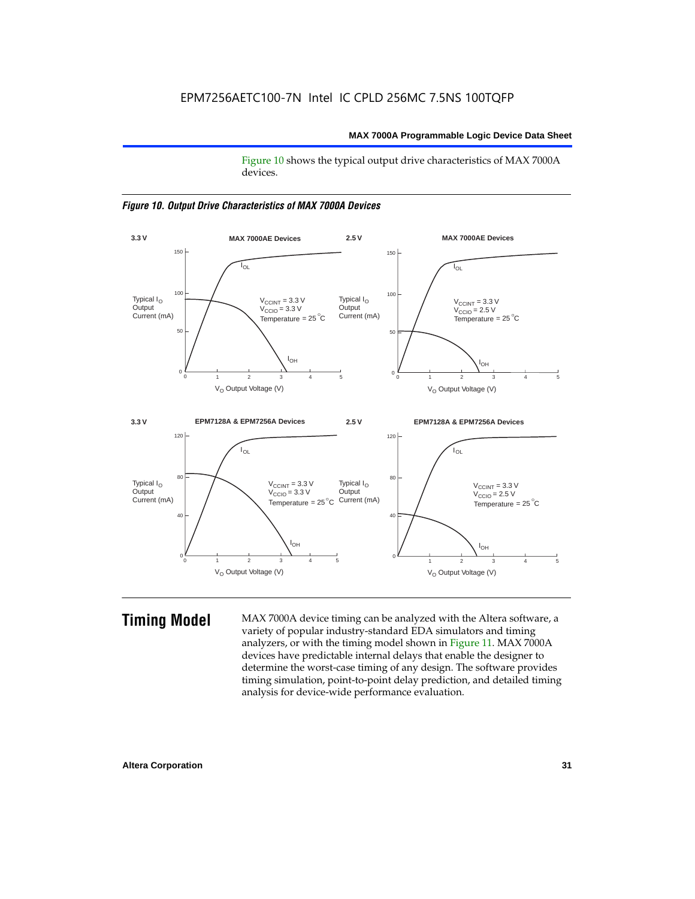Figure 10 shows the typical output drive characteristics of MAX 7000A devices.

*Figure 10. Output Drive Characteristics of MAX 7000A Devices*

## Timing Model

MAX 7000A device timing can be analyzed with the Altera software, a variety of popular industry-standard EDA simulators and timing analyzers, or with the timing model shown in Figure 11. MAX 7000A devices have predictable internal delays that enable the designer to determine the worst-case timing of any design. The software provides timing simulation, point-to-point delay prediction, and detailed timing analysis for device-wide performance evaluation.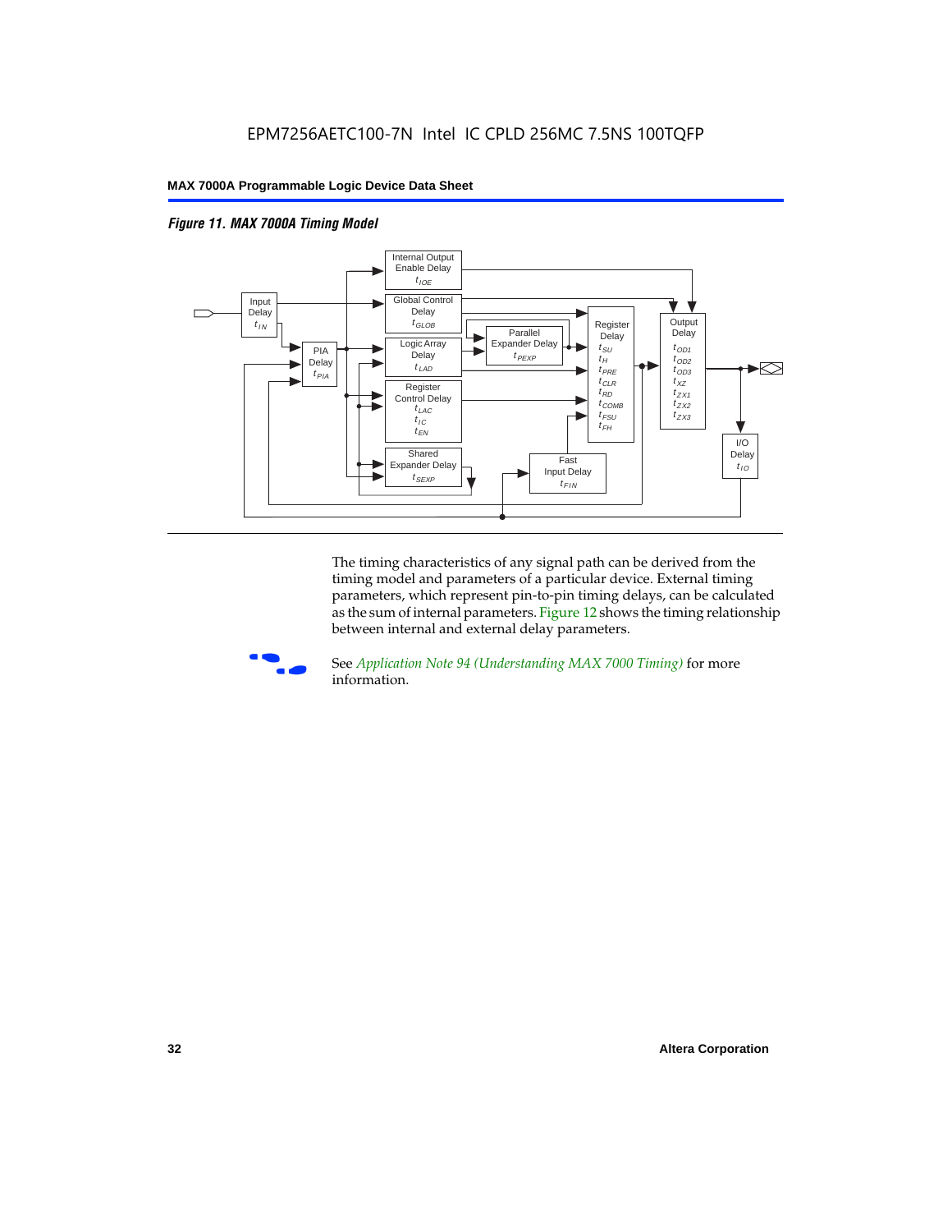*Figure 11. MAX 7000A Timing Model*

The timing characteristics of any signal path can be derived from the timing model and parameters of a particular device. External timing parameters, which represent pin-to-pin timing delays, can be calculated as the sum of internal parameters. Figure 12 shows the timing relationship between internal and external delay parameters.

See *Application Note 94 (Understanding MAX 7000 Timing)* for more information.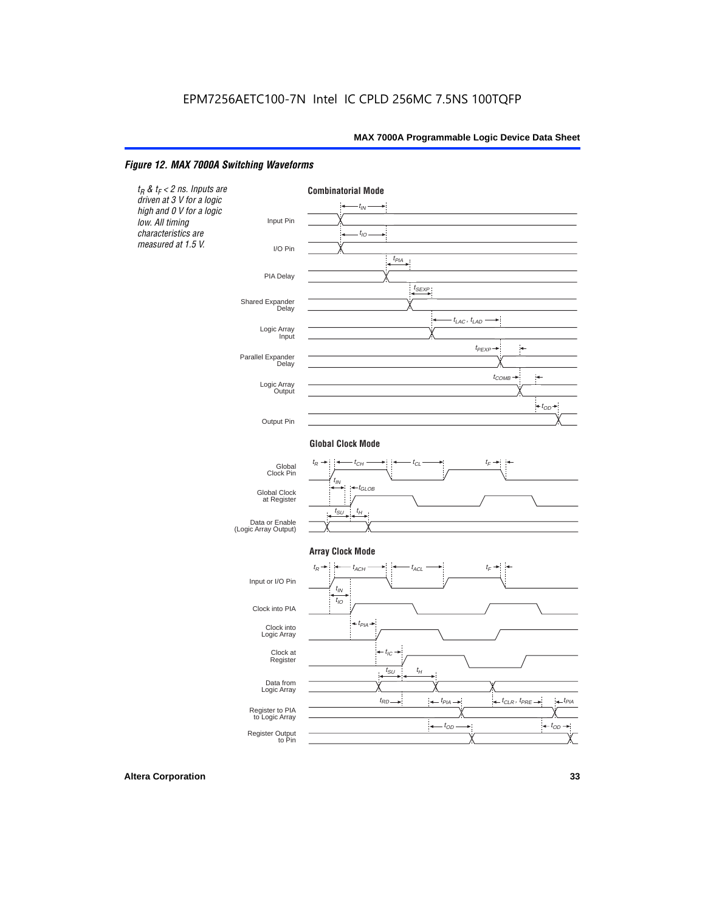EPM7256AETC100-7N Intel IC CPLD 256MC 7.5NS 100TQFP

*Figure 12. MAX 7000A Switching Waveforms*

*$t_R$ & $t_F$ < 2 ns. Inputs are driven at 3 V for a logic high and 0 V for a logic low. All timing characteristics are measured at 1.5 V.*

**Combinatorial Mode**

Input Pin — $t_{IN}$

I/O Pin — $t_{IO}$

PIA Delay — $t_{PIA}$

Shared Expander Delay — $t_{SEXP}$

Logic Array Input — $t_{LAC}$, $t_{LAD}$

Parallel Expander Delay — $t_{PEXP}$

Logic Array Output — $t_{COMB}$

Output Pin — $t_{OD}$

**Global Clock Mode**

Global Clock Pin — $t_R$, $t_{CH}$, $t_{CL}$, $t_F$

Global Clock at Register — $t_{IN}$, $t_{GLOB}$

Data or Enable (Logic Array Output) — $t_{SU}$, $t_H$

**Array Clock Mode**

Input or I/O Pin — $t_R$, $t_{ACH}$, $t_{ACL}$, $t_F$

Clock into PIA — $t_{IN}$, $t_{IO}$

Clock into Logic Array — $t_{PIA}$

Clock at Register — $t_{IC}$

Data from Logic Array — $t_{SU}$, $t_H$

Register to PIA to Logic Array — $t_{RD}$, $t_{PIA}$, $t_{CLR}$, $t_{PRE}$, $t_{PIA}$

Register Output to Pin — $t_{OD}$, $t_{OD}$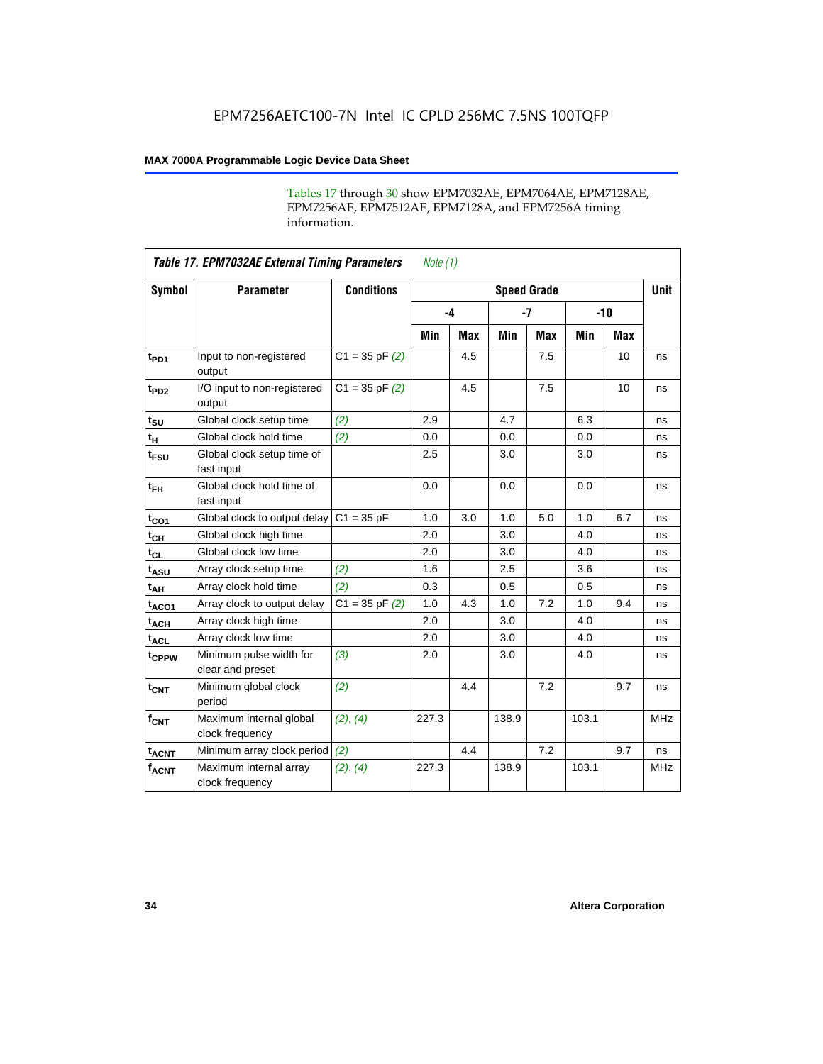Tables 17 through 30 show EPM7032AE, EPM7064AE, EPM7128AE, EPM7256AE, EPM7512AE, EPM7128A, and EPM7256A timing information.

**Table 17. EPM7032AE External Timing Parameters** *Note (1)*

| Symbol | Parameter | Conditions | Speed Grade | | | | | | Unit |
|---|---|---|---|---|---|---|---|---|---|
| | | | -4 | | -7 | | -10 | | |
| | | | Min | Max | Min | Max | Min | Max | |
| $t_{PD1}$ | Input to non-registered output | C1 = 35 pF *(2)* | | 4.5 | | 7.5 | | 10 | ns |
| $t_{PD2}$ | I/O input to non-registered output | C1 = 35 pF *(2)* | | 4.5 | | 7.5 | | 10 | ns |
| $t_{SU}$ | Global clock setup time | *(2)* | 2.9 | | 4.7 | | 6.3 | | ns |
| $t_{H}$ | Global clock hold time | *(2)* | 0.0 | | 0.0 | | 0.0 | | ns |
| $t_{FSU}$ | Global clock setup time of fast input | | 2.5 | | 3.0 | | 3.0 | | ns |
| $t_{FH}$ | Global clock hold time of fast input | | 0.0 | | 0.0 | | 0.0 | | ns |
| $t_{CO1}$ | Global clock to output delay | C1 = 35 pF | 1.0 | 3.0 | 1.0 | 5.0 | 1.0 | 6.7 | ns |
| $t_{CH}$ | Global clock high time | | 2.0 | | 3.0 | | 4.0 | | ns |
| $t_{CL}$ | Global clock low time | | 2.0 | | 3.0 | | 4.0 | | ns |
| $t_{ASU}$ | Array clock setup time | *(2)* | 1.6 | | 2.5 | | 3.6 | | ns |
| $t_{AH}$ | Array clock hold time | *(2)* | 0.3 | | 0.5 | | 0.5 | | ns |
| $t_{ACO1}$ | Array clock to output delay | C1 = 35 pF *(2)* | 1.0 | 4.3 | 1.0 | 7.2 | 1.0 | 9.4 | ns |
| $t_{ACH}$ | Array clock high time | | 2.0 | | 3.0 | | 4.0 | | ns |
| $t_{ACL}$ | Array clock low time | | 2.0 | | 3.0 | | 4.0 | | ns |
| $t_{CPPW}$ | Minimum pulse width for clear and preset | *(3)* | 2.0 | | 3.0 | | 4.0 | | ns |
| $t_{CNT}$ | Minimum global clock period | *(2)* | | 4.4 | | 7.2 | | 9.7 | ns |
| $f_{CNT}$ | Maximum internal global clock frequency | *(2)*, *(4)* | 227.3 | | 138.9 | | 103.1 | | MHz |
| $t_{ACNT}$ | Minimum array clock period | *(2)* | | 4.4 | | 7.2 | | 9.7 | ns |
| $f_{ACNT}$ | Maximum internal array clock frequency | *(2)*, *(4)* | 227.3 | | 138.9 | | 103.1 | | MHz |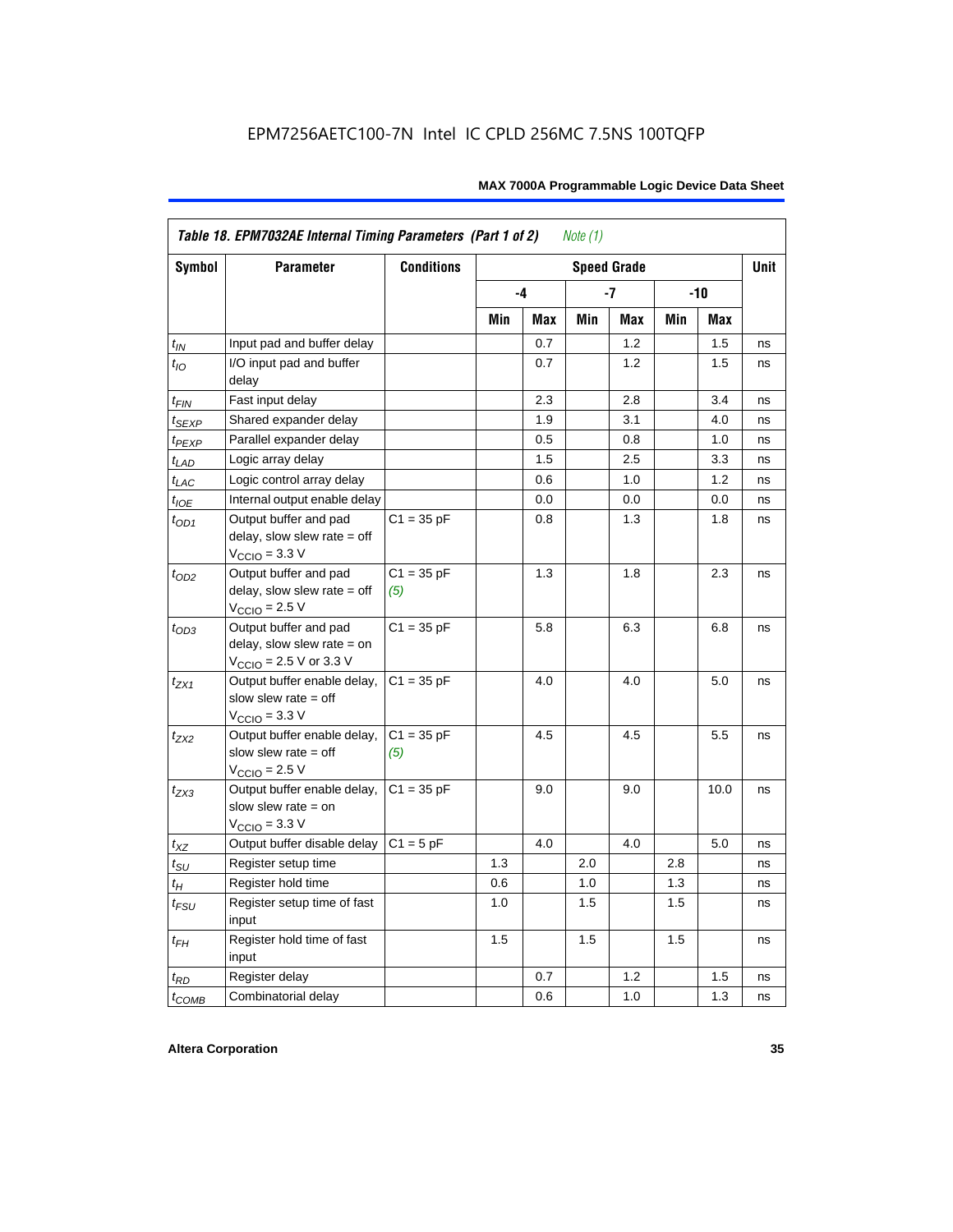EPM7256AETC100-7N Intel IC CPLD 256MC 7.5NS 100TQFP

| Table 18. EPM7032AE Internal Timing Parameters (Part 1 of 2) *Note (1)* | | | | | | | | | |
|---|---|---|---|---|---|---|---|---|---|
| **Symbol** | **Parameter** | **Conditions** | **Speed Grade** | | | | | | **Unit** |
| | | | **-4** | | **-7** | | **-10** | | |
| | | | **Min** | **Max** | **Min** | **Max** | **Min** | **Max** | |
| $t_{IN}$ | Input pad and buffer delay | | | 0.7 | | 1.2 | | 1.5 | ns |
| $t_{IO}$ | I/O input pad and buffer delay | | | 0.7 | | 1.2 | | 1.5 | ns |
| $t_{FIN}$ | Fast input delay | | | 2.3 | | 2.8 | | 3.4 | ns |
| $t_{SEXP}$ | Shared expander delay | | | 1.9 | | 3.1 | | 4.0 | ns |
| $t_{PEXP}$ | Parallel expander delay | | | 0.5 | | 0.8 | | 1.0 | ns |
| $t_{LAD}$ | Logic array delay | | | 1.5 | | 2.5 | | 3.3 | ns |
| $t_{LAC}$ | Logic control array delay | | | 0.6 | | 1.0 | | 1.2 | ns |
| $t_{IOE}$ | Internal output enable delay | | | 0.0 | | 0.0 | | 0.0 | ns |
| $t_{OD1}$ | Output buffer and pad delay, slow slew rate = off $V_{CCIO}$ = 3.3 V | C1 = 35 pF | | 0.8 | | 1.3 | | 1.8 | ns |
| $t_{OD2}$ | Output buffer and pad delay, slow slew rate = off $V_{CCIO}$ = 2.5 V | C1 = 35 pF *(5)* | | 1.3 | | 1.8 | | 2.3 | ns |
| $t_{OD3}$ | Output buffer and pad delay, slow slew rate = on $V_{CCIO}$ = 2.5 V or 3.3 V | C1 = 35 pF | | 5.8 | | 6.3 | | 6.8 | ns |
| $t_{ZX1}$ | Output buffer enable delay, slow slew rate = off $V_{CCIO}$ = 3.3 V | C1 = 35 pF | | 4.0 | | 4.0 | | 5.0 | ns |
| $t_{ZX2}$ | Output buffer enable delay, slow slew rate = off $V_{CCIO}$ = 2.5 V | C1 = 35 pF *(5)* | | 4.5 | | 4.5 | | 5.5 | ns |
| $t_{ZX3}$ | Output buffer enable delay, slow slew rate = on $V_{CCIO}$ = 3.3 V | C1 = 35 pF | | 9.0 | | 9.0 | | 10.0 | ns |
| $t_{XZ}$ | Output buffer disable delay | C1 = 5 pF | | 4.0 | | 4.0 | | 5.0 | ns |
| $t_{SU}$ | Register setup time | | 1.3 | | 2.0 | | 2.8 | | ns |
| $t_{H}$ | Register hold time | | 0.6 | | 1.0 | | 1.3 | | ns |
| $t_{FSU}$ | Register setup time of fast input | | 1.0 | | 1.5 | | 1.5 | | ns |
| $t_{FH}$ | Register hold time of fast input | | 1.5 | | 1.5 | | 1.5 | | ns |
| $t_{RD}$ | Register delay | | | 0.7 | | 1.2 | | 1.5 | ns |
| $t_{COMB}$ | Combinatorial delay | | | 0.6 | | 1.0 | | 1.3 | ns |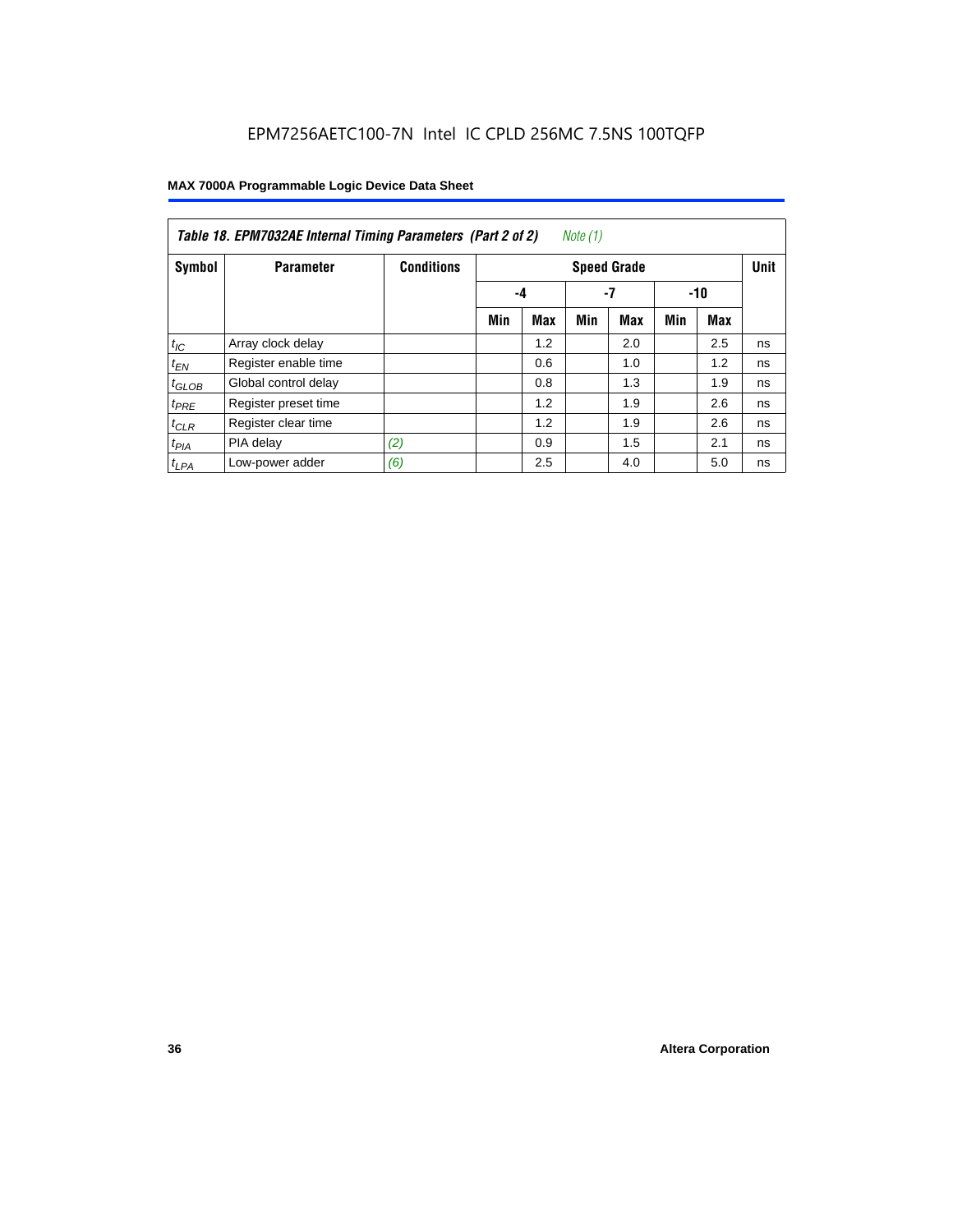**Table 18. EPM7032AE Internal Timing Parameters (Part 2 of 2)** *Note (1)*

| Symbol | Parameter | Conditions | Speed Grade | | | | | | Unit |
|---|---|---|---|---|---|---|---|---|---|
| | | | -4 | | -7 | | -10 | | |
| | | | Min | Max | Min | Max | Min | Max | |
| $t_{IC}$ | Array clock delay | | | 1.2 | | 2.0 | | 2.5 | ns |
| $t_{EN}$ | Register enable time | | | 0.6 | | 1.0 | | 1.2 | ns |
| $t_{GLOB}$ | Global control delay | | | 0.8 | | 1.3 | | 1.9 | ns |
| $t_{PRE}$ | Register preset time | | | 1.2 | | 1.9 | | 2.6 | ns |
| $t_{CLR}$ | Register clear time | | | 1.2 | | 1.9 | | 2.6 | ns |
| $t_{PIA}$ | PIA delay | *(2)* | | 0.9 | | 1.5 | | 2.1 | ns |
| $t_{LPA}$ | Low-power adder | *(6)* | | 2.5 | | 4.0 | | 5.0 | ns |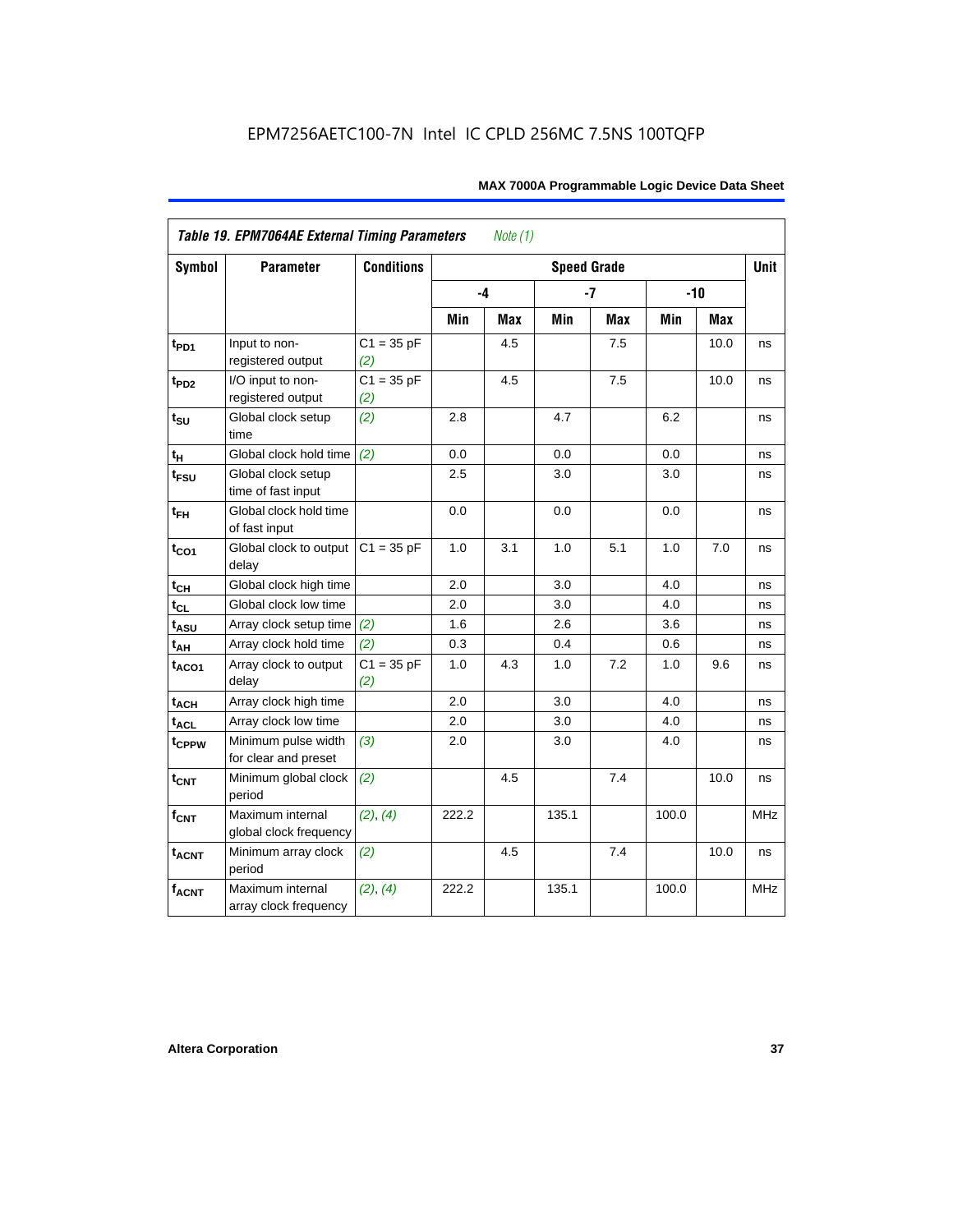**Table 19. EPM7064AE External Timing Parameters** *Note (1)*

| Symbol | Parameter | Conditions | Speed Grade | | | | | | Unit |
|---|---|---|---|---|---|---|---|---|---|
| | | | -4 | | -7 | | -10 | | |
| | | | Min | Max | Min | Max | Min | Max | |
| $t_{PD1}$ | Input to non-registered output | C1 = 35 pF *(2)* | | 4.5 | | 7.5 | | 10.0 | ns |
| $t_{PD2}$ | I/O input to non-registered output | C1 = 35 pF *(2)* | | 4.5 | | 7.5 | | 10.0 | ns |
| $t_{SU}$ | Global clock setup time | *(2)* | 2.8 | | 4.7 | | 6.2 | | ns |
| $t_{H}$ | Global clock hold time | *(2)* | 0.0 | | 0.0 | | 0.0 | | ns |
| $t_{FSU}$ | Global clock setup time of fast input | | 2.5 | | 3.0 | | 3.0 | | ns |
| $t_{FH}$ | Global clock hold time of fast input | | 0.0 | | 0.0 | | 0.0 | | ns |
| $t_{CO1}$ | Global clock to output delay | C1 = 35 pF | 1.0 | 3.1 | 1.0 | 5.1 | 1.0 | 7.0 | ns |
| $t_{CH}$ | Global clock high time | | 2.0 | | 3.0 | | 4.0 | | ns |
| $t_{CL}$ | Global clock low time | | 2.0 | | 3.0 | | 4.0 | | ns |
| $t_{ASU}$ | Array clock setup time | *(2)* | 1.6 | | 2.6 | | 3.6 | | ns |
| $t_{AH}$ | Array clock hold time | *(2)* | 0.3 | | 0.4 | | 0.6 | | ns |
| $t_{ACO1}$ | Array clock to output delay | C1 = 35 pF *(2)* | 1.0 | 4.3 | 1.0 | 7.2 | 1.0 | 9.6 | ns |
| $t_{ACH}$ | Array clock high time | | 2.0 | | 3.0 | | 4.0 | | ns |
| $t_{ACL}$ | Array clock low time | | 2.0 | | 3.0 | | 4.0 | | ns |
| $t_{CPPW}$ | Minimum pulse width for clear and preset | *(3)* | 2.0 | | 3.0 | | 4.0 | | ns |
| $t_{CNT}$ | Minimum global clock period | *(2)* | | 4.5 | | 7.4 | | 10.0 | ns |
| $f_{CNT}$ | Maximum internal global clock frequency | *(2)*, *(4)* | 222.2 | | 135.1 | | 100.0 | | MHz |
| $t_{ACNT}$ | Minimum array clock period | *(2)* | | 4.5 | | 7.4 | | 10.0 | ns |
| $f_{ACNT}$ | Maximum internal array clock frequency | *(2)*, *(4)* | 222.2 | | 135.1 | | 100.0 | | MHz |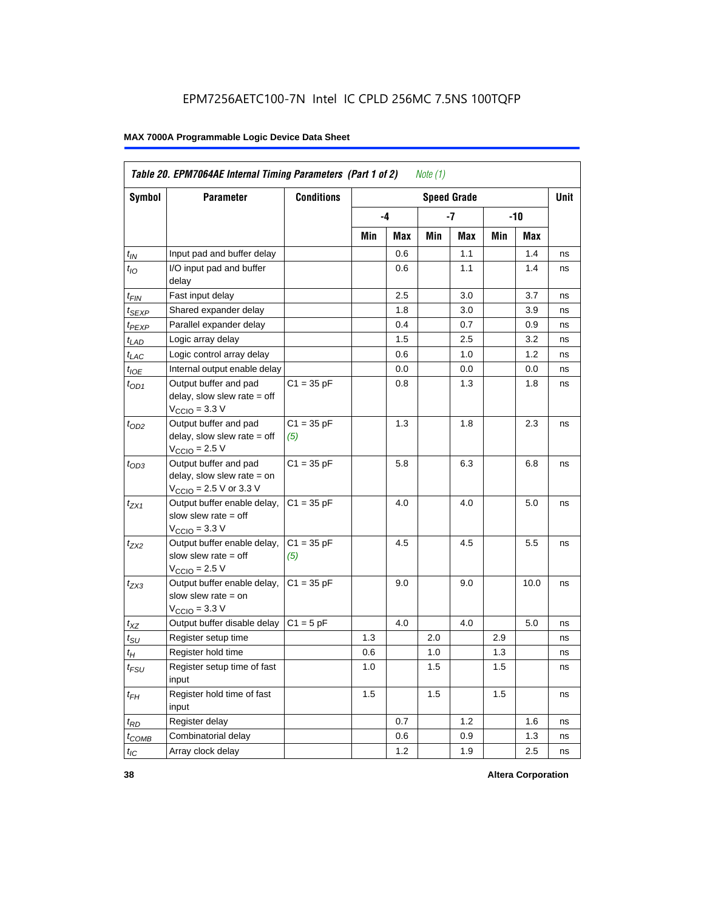EPM7256AETC100-7N Intel IC CPLD 256MC 7.5NS 100TQFP

**Table 20. EPM7064AE Internal Timing Parameters (Part 1 of 2)** *Note (1)*

| Symbol | Parameter | Conditions | Speed Grade | | | | | | Unit |
|---|---|---|---|---|---|---|---|---|---|
| | | | -4 | | -7 | | -10 | | |
| | | | Min | Max | Min | Max | Min | Max | |
| $t_{IN}$ | Input pad and buffer delay | | | 0.6 | | 1.1 | | 1.4 | ns |
| $t_{IO}$ | I/O input pad and buffer delay | | | 0.6 | | 1.1 | | 1.4 | ns |
| $t_{FIN}$ | Fast input delay | | | 2.5 | | 3.0 | | 3.7 | ns |
| $t_{SEXP}$ | Shared expander delay | | | 1.8 | | 3.0 | | 3.9 | ns |
| $t_{PEXP}$ | Parallel expander delay | | | 0.4 | | 0.7 | | 0.9 | ns |
| $t_{LAD}$ | Logic array delay | | | 1.5 | | 2.5 | | 3.2 | ns |
| $t_{LAC}$ | Logic control array delay | | | 0.6 | | 1.0 | | 1.2 | ns |
| $t_{IOE}$ | Internal output enable delay | | | 0.0 | | 0.0 | | 0.0 | ns |
| $t_{OD1}$ | Output buffer and pad delay, slow slew rate = off $V_{CCIO}$ = 3.3 V | C1 = 35 pF | | 0.8 | | 1.3 | | 1.8 | ns |
| $t_{OD2}$ | Output buffer and pad delay, slow slew rate = off $V_{CCIO}$ = 2.5 V | C1 = 35 pF *(5)* | | 1.3 | | 1.8 | | 2.3 | ns |
| $t_{OD3}$ | Output buffer and pad delay, slow slew rate = on $V_{CCIO}$ = 2.5 V or 3.3 V | C1 = 35 pF | | 5.8 | | 6.3 | | 6.8 | ns |
| $t_{ZX1}$ | Output buffer enable delay, slow slew rate = off $V_{CCIO}$ = 3.3 V | C1 = 35 pF | | 4.0 | | 4.0 | | 5.0 | ns |
| $t_{ZX2}$ | Output buffer enable delay, slow slew rate = off $V_{CCIO}$ = 2.5 V | C1 = 35 pF *(5)* | | 4.5 | | 4.5 | | 5.5 | ns |
| $t_{ZX3}$ | Output buffer enable delay, slow slew rate = on $V_{CCIO}$ = 3.3 V | C1 = 35 pF | | 9.0 | | 9.0 | | 10.0 | ns |
| $t_{XZ}$ | Output buffer disable delay | C1 = 5 pF | | 4.0 | | 4.0 | | 5.0 | ns |
| $t_{SU}$ | Register setup time | | 1.3 | | 2.0 | | 2.9 | | ns |
| $t_H$ | Register hold time | | 0.6 | | 1.0 | | 1.3 | | ns |
| $t_{FSU}$ | Register setup time of fast input | | 1.0 | | 1.5 | | 1.5 | | ns |
| $t_{FH}$ | Register hold time of fast input | | 1.5 | | 1.5 | | 1.5 | | ns |
| $t_{RD}$ | Register delay | | | 0.7 | | 1.2 | | 1.6 | ns |
| $t_{COMB}$ | Combinatorial delay | | | 0.6 | | 0.9 | | 1.3 | ns |
| $t_{IC}$ | Array clock delay | | | 1.2 | | 1.9 | | 2.5 | ns |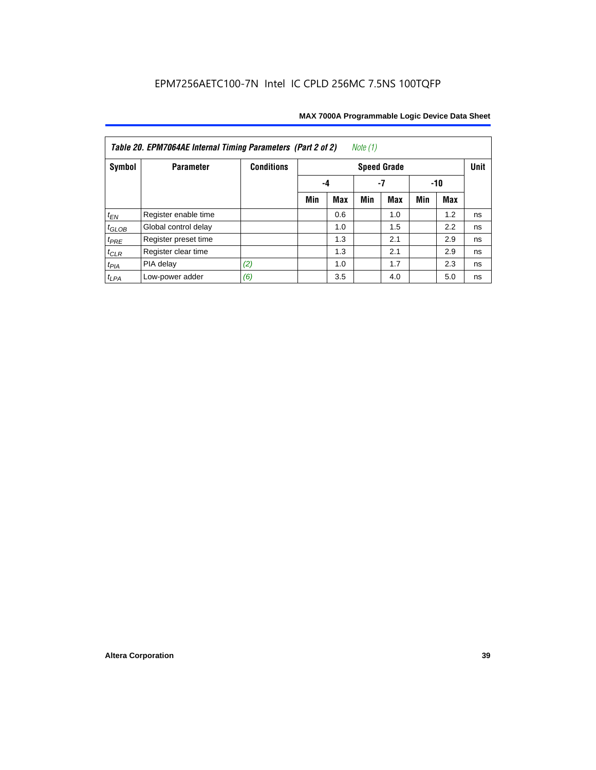EPM7256AETC100-7N Intel IC CPLD 256MC 7.5NS 100TQFP

| Table 20. EPM7064AE Internal Timing Parameters (Part 2 of 2) *Note (1)* | | | | | | | | | |
|---|---|---|---|---|---|---|---|---|---|
| Symbol | Parameter | Conditions | Speed Grade | | | | | | Unit |
| | | | -4 | | -7 | | -10 | | |
| | | | Min | Max | Min | Max | Min | Max | |
| $t_{EN}$ | Register enable time | | | 0.6 | | 1.0 | | 1.2 | ns |
| $t_{GLOB}$ | Global control delay | | | 1.0 | | 1.5 | | 2.2 | ns |
| $t_{PRE}$ | Register preset time | | | 1.3 | | 2.1 | | 2.9 | ns |
| $t_{CLR}$ | Register clear time | | | 1.3 | | 2.1 | | 2.9 | ns |
| $t_{PIA}$ | PIA delay | *(2)* | | 1.0 | | 1.7 | | 2.3 | ns |
| $t_{LPA}$ | Low-power adder | *(6)* | | 3.5 | | 4.0 | | 5.0 | ns |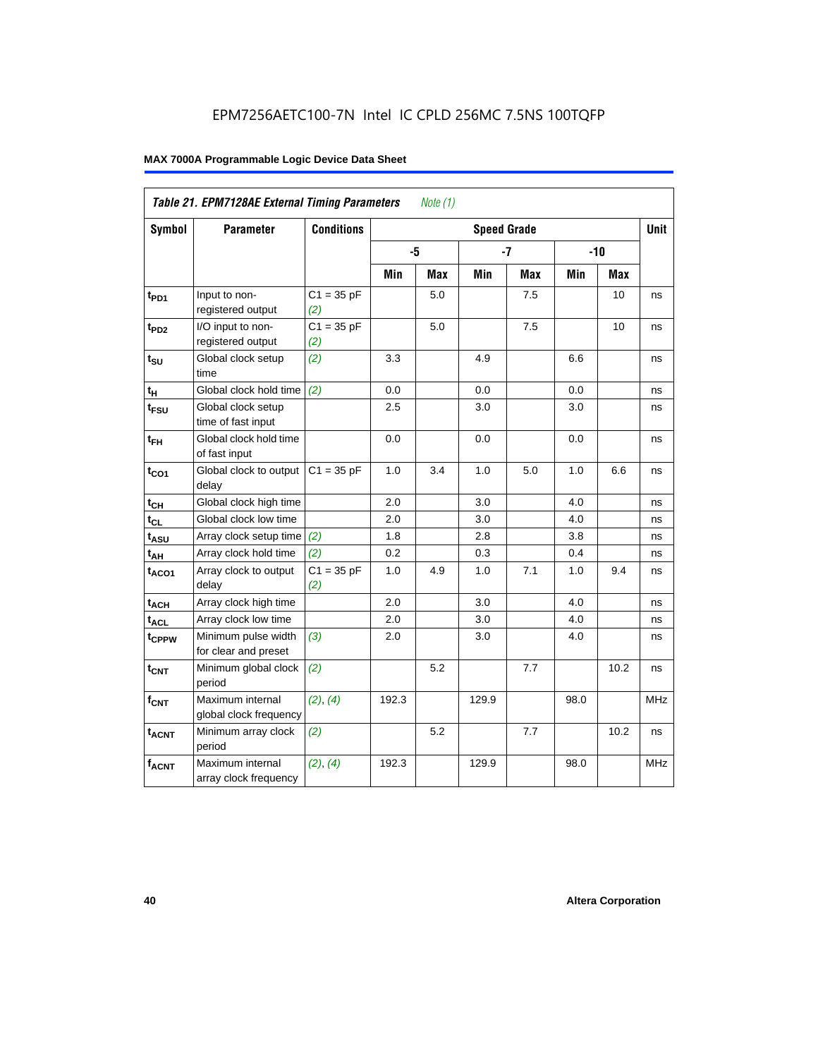EPM7256AETC100-7N Intel IC CPLD 256MC 7.5NS 100TQFP

| *Table 21. EPM7128AE External Timing Parameters* *Note (1)* | | | | | | | | | |
|---|---|---|---|---|---|---|---|---|---|
| **Symbol** | **Parameter** | **Conditions** | **Speed Grade** | | | | | | **Unit** |
| | | | **-5** | | **-7** | | **-10** | | |
| | | | **Min** | **Max** | **Min** | **Max** | **Min** | **Max** | |
| $t_{PD1}$ | Input to non-registered output | C1 = 35 pF *(2)* | | 5.0 | | 7.5 | | 10 | ns |
| $t_{PD2}$ | I/O input to non-registered output | C1 = 35 pF *(2)* | | 5.0 | | 7.5 | | 10 | ns |
| $t_{SU}$ | Global clock setup time | *(2)* | 3.3 | | 4.9 | | 6.6 | | ns |
| $t_{H}$ | Global clock hold time | *(2)* | 0.0 | | 0.0 | | 0.0 | | ns |
| $t_{FSU}$ | Global clock setup time of fast input | | 2.5 | | 3.0 | | 3.0 | | ns |
| $t_{FH}$ | Global clock hold time of fast input | | 0.0 | | 0.0 | | 0.0 | | ns |
| $t_{CO1}$ | Global clock to output delay | C1 = 35 pF | 1.0 | 3.4 | 1.0 | 5.0 | 1.0 | 6.6 | ns |
| $t_{CH}$ | Global clock high time | | 2.0 | | 3.0 | | 4.0 | | ns |
| $t_{CL}$ | Global clock low time | | 2.0 | | 3.0 | | 4.0 | | ns |
| $t_{ASU}$ | Array clock setup time | *(2)* | 1.8 | | 2.8 | | 3.8 | | ns |
| $t_{AH}$ | Array clock hold time | *(2)* | 0.2 | | 0.3 | | 0.4 | | ns |
| $t_{ACO1}$ | Array clock to output delay | C1 = 35 pF *(2)* | 1.0 | 4.9 | 1.0 | 7.1 | 1.0 | 9.4 | ns |
| $t_{ACH}$ | Array clock high time | | 2.0 | | 3.0 | | 4.0 | | ns |
| $t_{ACL}$ | Array clock low time | | 2.0 | | 3.0 | | 4.0 | | ns |
| $t_{CPPW}$ | Minimum pulse width for clear and preset | *(3)* | 2.0 | | 3.0 | | 4.0 | | ns |
| $t_{CNT}$ | Minimum global clock period | *(2)* | | 5.2 | | 7.7 | | 10.2 | ns |
| $f_{CNT}$ | Maximum internal global clock frequency | *(2)*, *(4)* | 192.3 | | 129.9 | | 98.0 | | MHz |
| $t_{ACNT}$ | Minimum array clock period | *(2)* | | 5.2 | | 7.7 | | 10.2 | ns |
| $f_{ACNT}$ | Maximum internal array clock frequency | *(2)*, *(4)* | 192.3 | | 129.9 | | 98.0 | | MHz |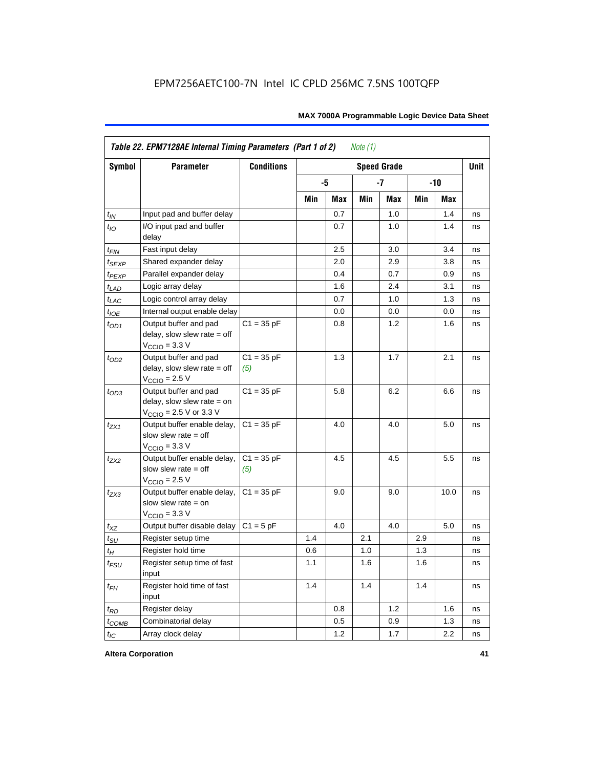### Table 22. EPM7128AE Internal Timing Parameters (Part 1 of 2) *Note (1)*

| Symbol | Parameter | Conditions | Speed Grade | | | | | | Unit |
|---|---|---|---|---|---|---|---|---|---|
| | | | -5 | | -7 | | -10 | | |
| | | | Min | Max | Min | Max | Min | Max | |
| $t_{IN}$ | Input pad and buffer delay | | | 0.7 | | 1.0 | | 1.4 | ns |
| $t_{IO}$ | I/O input pad and buffer delay | | | 0.7 | | 1.0 | | 1.4 | ns |
| $t_{FIN}$ | Fast input delay | | | 2.5 | | 3.0 | | 3.4 | ns |
| $t_{SEXP}$ | Shared expander delay | | | 2.0 | | 2.9 | | 3.8 | ns |
| $t_{PEXP}$ | Parallel expander delay | | | 0.4 | | 0.7 | | 0.9 | ns |
| $t_{LAD}$ | Logic array delay | | | 1.6 | | 2.4 | | 3.1 | ns |
| $t_{LAC}$ | Logic control array delay | | | 0.7 | | 1.0 | | 1.3 | ns |
| $t_{IOE}$ | Internal output enable delay | | | 0.0 | | 0.0 | | 0.0 | ns |
| $t_{OD1}$ | Output buffer and pad delay, slow slew rate = off $V_{CCIO}$ = 3.3 V | C1 = 35 pF | | 0.8 | | 1.2 | | 1.6 | ns |
| $t_{OD2}$ | Output buffer and pad delay, slow slew rate = off $V_{CCIO}$ = 2.5 V | C1 = 35 pF *(5)* | | 1.3 | | 1.7 | | 2.1 | ns |
| $t_{OD3}$ | Output buffer and pad delay, slow slew rate = on $V_{CCIO}$ = 2.5 V or 3.3 V | C1 = 35 pF | | 5.8 | | 6.2 | | 6.6 | ns |
| $t_{ZX1}$ | Output buffer enable delay, slow slew rate = off $V_{CCIO}$ = 3.3 V | C1 = 35 pF | | 4.0 | | 4.0 | | 5.0 | ns |
| $t_{ZX2}$ | Output buffer enable delay, slow slew rate = off $V_{CCIO}$ = 2.5 V | C1 = 35 pF *(5)* | | 4.5 | | 4.5 | | 5.5 | ns |
| $t_{ZX3}$ | Output buffer enable delay, slow slew rate = on $V_{CCIO}$ = 3.3 V | C1 = 35 pF | | 9.0 | | 9.0 | | 10.0 | ns |
| $t_{XZ}$ | Output buffer disable delay | C1 = 5 pF | | 4.0 | | 4.0 | | 5.0 | ns |
| $t_{SU}$ | Register setup time | | 1.4 | | 2.1 | | 2.9 | | ns |
| $t_{H}$ | Register hold time | | 0.6 | | 1.0 | | 1.3 | | ns |
| $t_{FSU}$ | Register setup time of fast input | | 1.1 | | 1.6 | | 1.6 | | ns |
| $t_{FH}$ | Register hold time of fast input | | 1.4 | | 1.4 | | 1.4 | | ns |
| $t_{RD}$ | Register delay | | | 0.8 | | 1.2 | | 1.6 | ns |
| $t_{COMB}$ | Combinatorial delay | | | 0.5 | | 0.9 | | 1.3 | ns |
| $t_{IC}$ | Array clock delay | | | 1.2 | | 1.7 | | 2.2 | ns |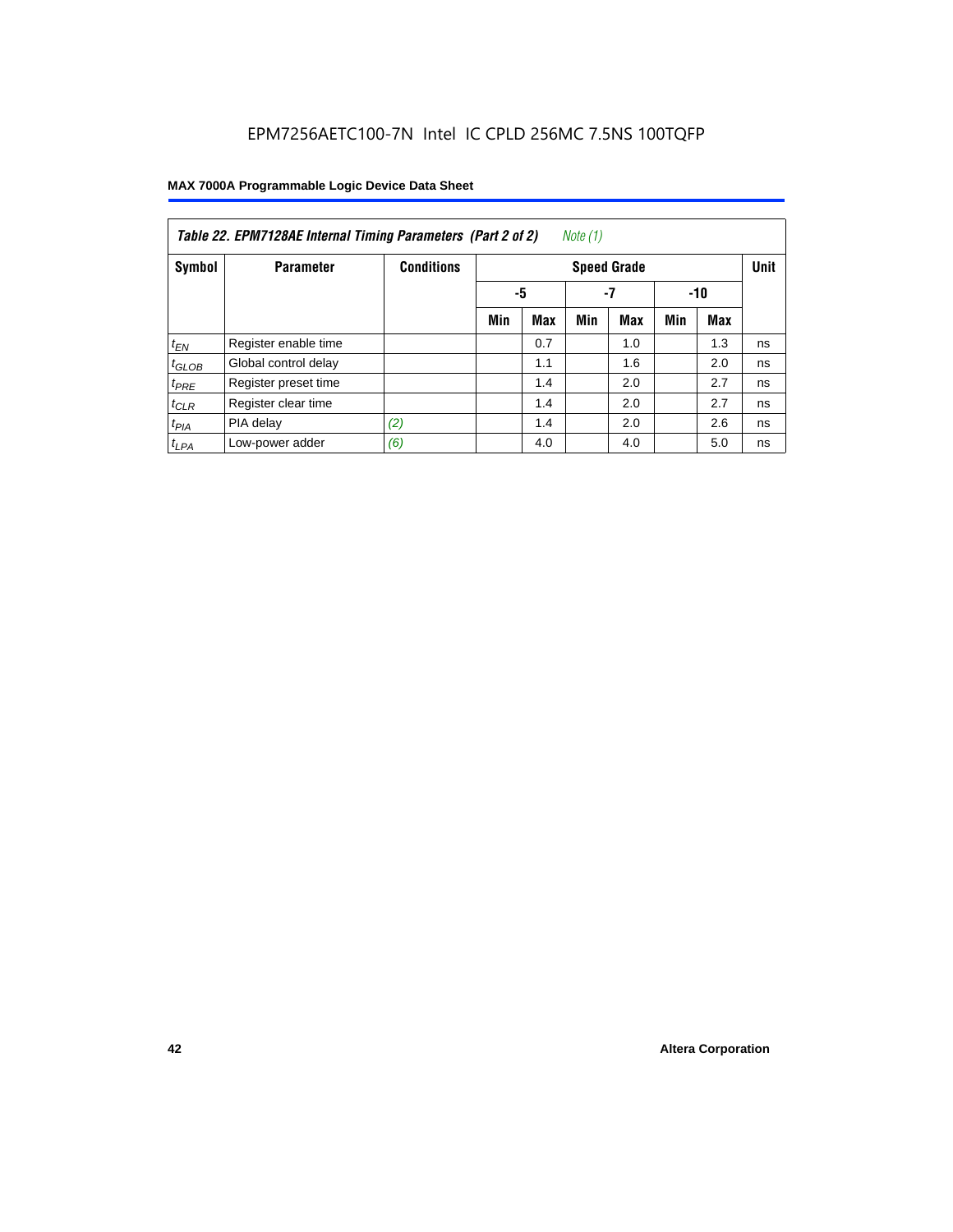EPM7256AETC100-7N Intel IC CPLD 256MC 7.5NS 100TQFP

**Table 22. EPM7128AE Internal Timing Parameters (Part 2 of 2)** *Note (1)*

| Symbol | Parameter | Conditions | Speed Grade | | | | | | Unit |
|---|---|---|---|---|---|---|---|---|---|
| | | | -5 | | -7 | | -10 | | |
| | | | Min | Max | Min | Max | Min | Max | |
| $t_{EN}$ | Register enable time | | | 0.7 | | 1.0 | | 1.3 | ns |
| $t_{GLOB}$ | Global control delay | | | 1.1 | | 1.6 | | 2.0 | ns |
| $t_{PRE}$ | Register preset time | | | 1.4 | | 2.0 | | 2.7 | ns |
| $t_{CLR}$ | Register clear time | | | 1.4 | | 2.0 | | 2.7 | ns |
| $t_{PIA}$ | PIA delay | *(2)* | | 1.4 | | 2.0 | | 2.6 | ns |
| $t_{LPA}$ | Low-power adder | *(6)* | | 4.0 | | 4.0 | | 5.0 | ns |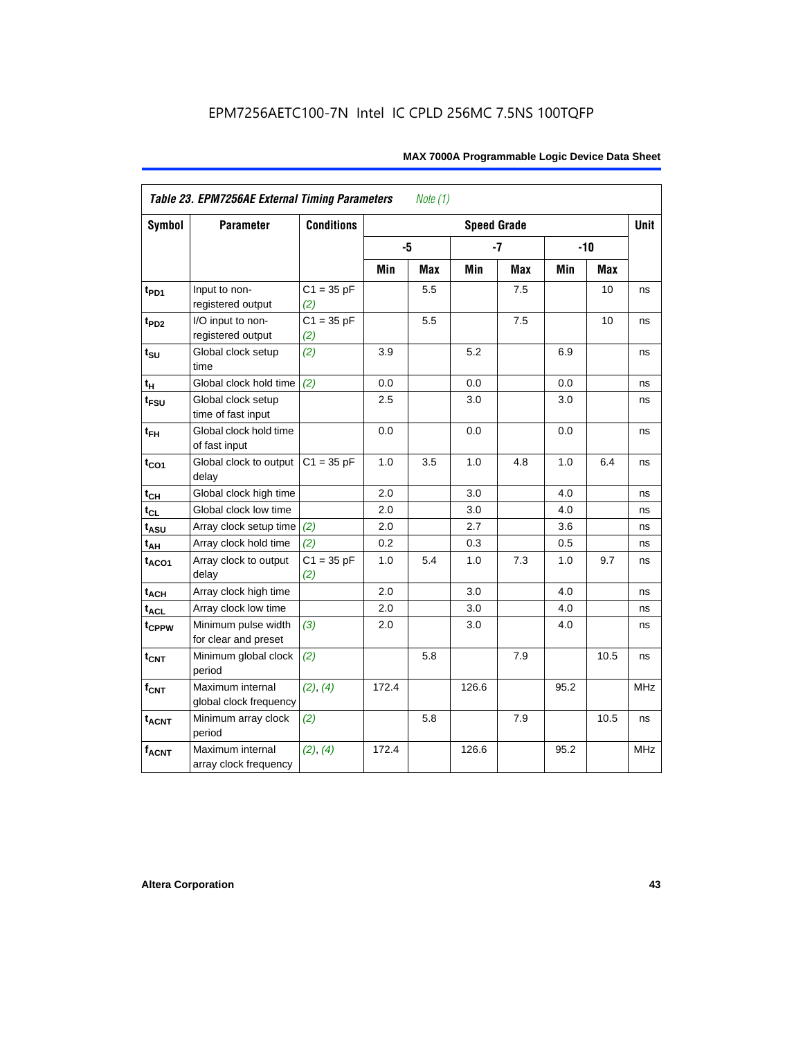EPM7256AETC100-7N Intel IC CPLD 256MC 7.5NS 100TQFP

*Table 23. EPM7256AE External Timing Parameters* *Note (1)*

| Symbol | Parameter | Conditions | Speed Grade | | | | | | Unit |
|---|---|---|---|---|---|---|---|---|---|
| | | | -5 | | -7 | | -10 | | |
| | | | Min | Max | Min | Max | Min | Max | |
| $t_{PD1}$ | Input to non-registered output | C1 = 35 pF *(2)* | | 5.5 | | 7.5 | | 10 | ns |
| $t_{PD2}$ | I/O input to non-registered output | C1 = 35 pF *(2)* | | 5.5 | | 7.5 | | 10 | ns |
| $t_{SU}$ | Global clock setup time | *(2)* | 3.9 | | 5.2 | | 6.9 | | ns |
| $t_{H}$ | Global clock hold time | *(2)* | 0.0 | | 0.0 | | 0.0 | | ns |
| $t_{FSU}$ | Global clock setup time of fast input | | 2.5 | | 3.0 | | 3.0 | | ns |
| $t_{FH}$ | Global clock hold time of fast input | | 0.0 | | 0.0 | | 0.0 | | ns |
| $t_{CO1}$ | Global clock to output delay | C1 = 35 pF | 1.0 | 3.5 | 1.0 | 4.8 | 1.0 | 6.4 | ns |
| $t_{CH}$ | Global clock high time | | 2.0 | | 3.0 | | 4.0 | | ns |
| $t_{CL}$ | Global clock low time | | 2.0 | | 3.0 | | 4.0 | | ns |
| $t_{ASU}$ | Array clock setup time | *(2)* | 2.0 | | 2.7 | | 3.6 | | ns |
| $t_{AH}$ | Array clock hold time | *(2)* | 0.2 | | 0.3 | | 0.5 | | ns |
| $t_{ACO1}$ | Array clock to output delay | C1 = 35 pF *(2)* | 1.0 | 5.4 | 1.0 | 7.3 | 1.0 | 9.7 | ns |
| $t_{ACH}$ | Array clock high time | | 2.0 | | 3.0 | | 4.0 | | ns |
| $t_{ACL}$ | Array clock low time | | 2.0 | | 3.0 | | 4.0 | | ns |
| $t_{CPPW}$ | Minimum pulse width for clear and preset | *(3)* | 2.0 | | 3.0 | | 4.0 | | ns |
| $t_{CNT}$ | Minimum global clock period | *(2)* | | 5.8 | | 7.9 | | 10.5 | ns |
| $f_{CNT}$ | Maximum internal global clock frequency | *(2)*, *(4)* | 172.4 | | 126.6 | | 95.2 | | MHz |
| $t_{ACNT}$ | Minimum array clock period | *(2)* | | 5.8 | | 7.9 | | 10.5 | ns |
| $f_{ACNT}$ | Maximum internal array clock frequency | *(2)*, *(4)* | 172.4 | | 126.6 | | 95.2 | | MHz |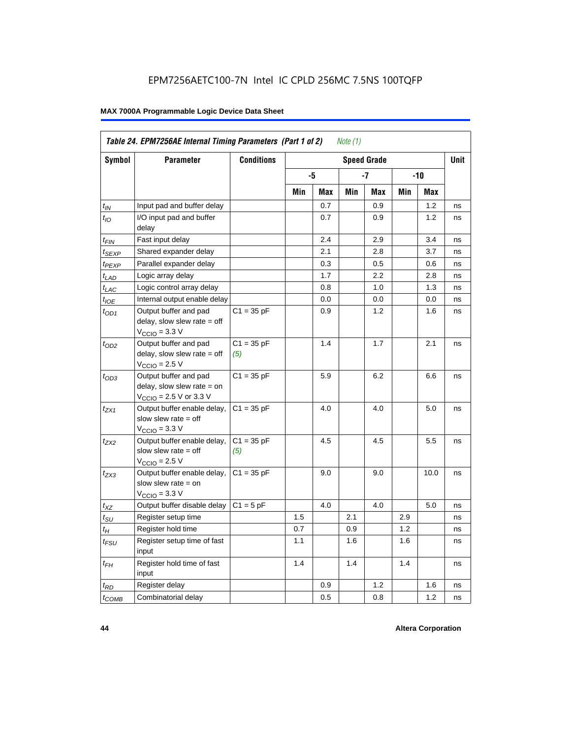EPM7256AETC100-7N Intel IC CPLD 256MC 7.5NS 100TQFP

**Table 24. EPM7256AE Internal Timing Parameters (Part 1 of 2)** *Note (1)*

| Symbol | Parameter | Conditions | Speed Grade | | | | | | Unit |
|---|---|---|---|---|---|---|---|---|---|
| | | | -5 | | -7 | | -10 | | |
| | | | Min | Max | Min | Max | Min | Max | |
| $t_{IN}$ | Input pad and buffer delay | | | 0.7 | | 0.9 | | 1.2 | ns |
| $t_{IO}$ | I/O input pad and buffer delay | | | 0.7 | | 0.9 | | 1.2 | ns |
| $t_{FIN}$ | Fast input delay | | | 2.4 | | 2.9 | | 3.4 | ns |
| $t_{SEXP}$ | Shared expander delay | | | 2.1 | | 2.8 | | 3.7 | ns |
| $t_{PEXP}$ | Parallel expander delay | | | 0.3 | | 0.5 | | 0.6 | ns |
| $t_{LAD}$ | Logic array delay | | | 1.7 | | 2.2 | | 2.8 | ns |
| $t_{LAC}$ | Logic control array delay | | | 0.8 | | 1.0 | | 1.3 | ns |
| $t_{IOE}$ | Internal output enable delay | | | 0.0 | | 0.0 | | 0.0 | ns |
| $t_{OD1}$ | Output buffer and pad delay, slow slew rate = off $V_{CCIO}$ = 3.3 V | C1 = 35 pF | | 0.9 | | 1.2 | | 1.6 | ns |
| $t_{OD2}$ | Output buffer and pad delay, slow slew rate = off $V_{CCIO}$ = 2.5 V | C1 = 35 pF *(5)* | | 1.4 | | 1.7 | | 2.1 | ns |
| $t_{OD3}$ | Output buffer and pad delay, slow slew rate = on $V_{CCIO}$ = 2.5 V or 3.3 V | C1 = 35 pF | | 5.9 | | 6.2 | | 6.6 | ns |
| $t_{ZX1}$ | Output buffer enable delay, slow slew rate = off $V_{CCIO}$ = 3.3 V | C1 = 35 pF | | 4.0 | | 4.0 | | 5.0 | ns |
| $t_{ZX2}$ | Output buffer enable delay, slow slew rate = off $V_{CCIO}$ = 2.5 V | C1 = 35 pF *(5)* | | 4.5 | | 4.5 | | 5.5 | ns |
| $t_{ZX3}$ | Output buffer enable delay, slow slew rate = on $V_{CCIO}$ = 3.3 V | C1 = 35 pF | | 9.0 | | 9.0 | | 10.0 | ns |
| $t_{XZ}$ | Output buffer disable delay | C1 = 5 pF | | 4.0 | | 4.0 | | 5.0 | ns |
| $t_{SU}$ | Register setup time | | 1.5 | | 2.1 | | 2.9 | | ns |
| $t_{H}$ | Register hold time | | 0.7 | | 0.9 | | 1.2 | | ns |
| $t_{FSU}$ | Register setup time of fast input | | 1.1 | | 1.6 | | 1.6 | | ns |
| $t_{FH}$ | Register hold time of fast input | | 1.4 | | 1.4 | | 1.4 | | ns |
| $t_{RD}$ | Register delay | | | 0.9 | | 1.2 | | 1.6 | ns |
| $t_{COMB}$ | Combinatorial delay | | | 0.5 | | 0.8 | | 1.2 | ns |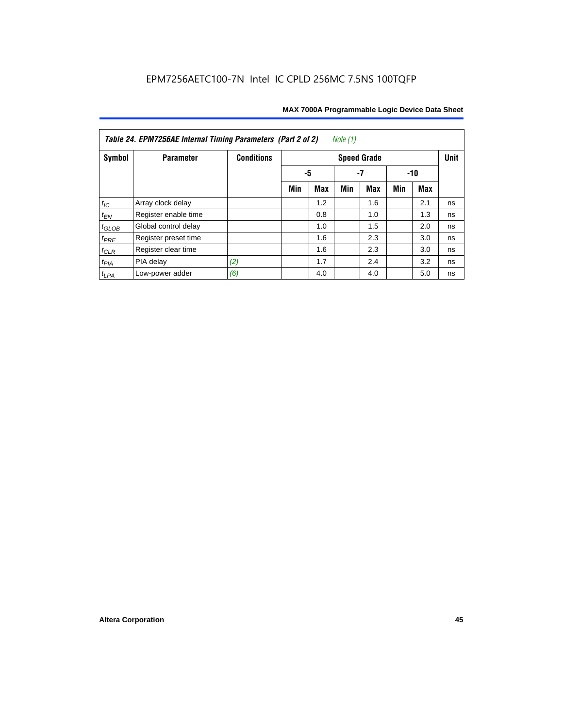EPM7256AETC100-7N Intel IC CPLD 256MC 7.5NS 100TQFP

**Table 24. EPM7256AE Internal Timing Parameters (Part 2 of 2)** *Note (1)*

| Symbol | Parameter | Conditions | Speed Grade | | | | | | Unit |
|---|---|---|---|---|---|---|---|---|---|
| | | | -5 | | -7 | | -10 | | |
| | | | Min | Max | Min | Max | Min | Max | |
| $t_{IC}$ | Array clock delay | | | 1.2 | | 1.6 | | 2.1 | ns |
| $t_{EN}$ | Register enable time | | | 0.8 | | 1.0 | | 1.3 | ns |
| $t_{GLOB}$ | Global control delay | | | 1.0 | | 1.5 | | 2.0 | ns |
| $t_{PRE}$ | Register preset time | | | 1.6 | | 2.3 | | 3.0 | ns |
| $t_{CLR}$ | Register clear time | | | 1.6 | | 2.3 | | 3.0 | ns |
| $t_{PIA}$ | PIA delay | *(2)* | | 1.7 | | 2.4 | | 3.2 | ns |
| $t_{LPA}$ | Low-power adder | *(6)* | | 4.0 | | 4.0 | | 5.0 | ns |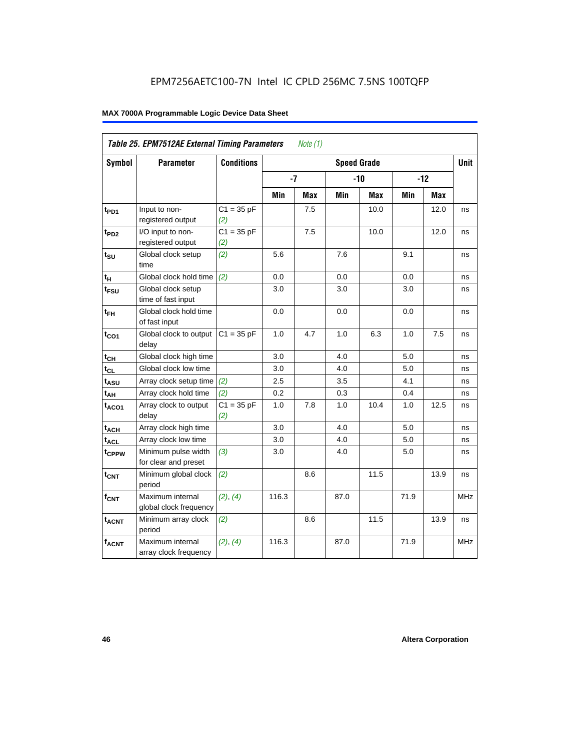EPM7256AETC100-7N Intel IC CPLD 256MC 7.5NS 100TQFP

**MAX 7000A Programmable Logic Device Data Sheet**

| *Table 25. EPM7512AE External Timing Parameters* *Note (1)* | | | | | | | | | |
|---|---|---|---|---|---|---|---|---|---|
| **Symbol** | **Parameter** | **Conditions** | **Speed Grade** | | | | | | **Unit** |
| | | | **-7** | | **-10** | | **-12** | | |
| | | | **Min** | **Max** | **Min** | **Max** | **Min** | **Max** | |
| $t_{PD1}$ | Input to non-registered output | C1 = 35 pF *(2)* | | 7.5 | | 10.0 | | 12.0 | ns |
| $t_{PD2}$ | I/O input to non-registered output | C1 = 35 pF *(2)* | | 7.5 | | 10.0 | | 12.0 | ns |
| $t_{SU}$ | Global clock setup time | *(2)* | 5.6 | | 7.6 | | 9.1 | | ns |
| $t_H$ | Global clock hold time | *(2)* | 0.0 | | 0.0 | | 0.0 | | ns |
| $t_{FSU}$ | Global clock setup time of fast input | | 3.0 | | 3.0 | | 3.0 | | ns |
| $t_{FH}$ | Global clock hold time of fast input | | 0.0 | | 0.0 | | 0.0 | | ns |
| $t_{CO1}$ | Global clock to output delay | C1 = 35 pF | 1.0 | 4.7 | 1.0 | 6.3 | 1.0 | 7.5 | ns |
| $t_{CH}$ | Global clock high time | | 3.0 | | 4.0 | | 5.0 | | ns |
| $t_{CL}$ | Global clock low time | | 3.0 | | 4.0 | | 5.0 | | ns |
| $t_{ASU}$ | Array clock setup time | *(2)* | 2.5 | | 3.5 | | 4.1 | | ns |
| $t_{AH}$ | Array clock hold time | *(2)* | 0.2 | | 0.3 | | 0.4 | | ns |
| $t_{ACO1}$ | Array clock to output delay | C1 = 35 pF *(2)* | 1.0 | 7.8 | 1.0 | 10.4 | 1.0 | 12.5 | ns |
| $t_{ACH}$ | Array clock high time | | 3.0 | | 4.0 | | 5.0 | | ns |
| $t_{ACL}$ | Array clock low time | | 3.0 | | 4.0 | | 5.0 | | ns |
| $t_{CPPW}$ | Minimum pulse width for clear and preset | *(3)* | 3.0 | | 4.0 | | 5.0 | | ns |
| $t_{CNT}$ | Minimum global clock period | *(2)* | | 8.6 | | 11.5 | | 13.9 | ns |
| $f_{CNT}$ | Maximum internal global clock frequency | *(2)*, *(4)* | 116.3 | | 87.0 | | 71.9 | | MHz |
| $t_{ACNT}$ | Minimum array clock period | *(2)* | | 8.6 | | 11.5 | | 13.9 | ns |
| $f_{ACNT}$ | Maximum internal array clock frequency | *(2)*, *(4)* | 116.3 | | 87.0 | | 71.9 | | MHz |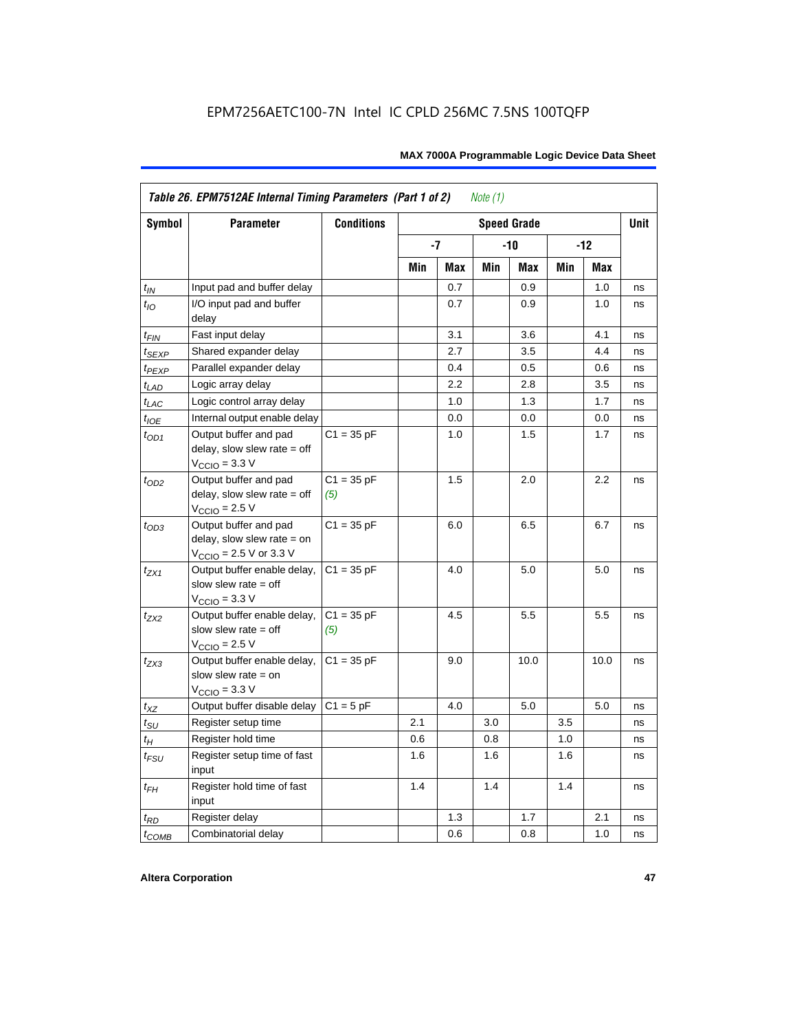Table 26. EPM7512AE Internal Timing Parameters (Part 1 of 2) *Note (1)*

| Symbol | Parameter | Conditions | Speed Grade | | | | | | Unit |
|---|---|---|---|---|---|---|---|---|---|
| | | | -7 | | -10 | | -12 | | |
| | | | Min | Max | Min | Max | Min | Max | |
| $t_{IN}$ | Input pad and buffer delay | | | 0.7 | | 0.9 | | 1.0 | ns |
| $t_{IO}$ | I/O input pad and buffer delay | | | 0.7 | | 0.9 | | 1.0 | ns |
| $t_{FIN}$ | Fast input delay | | | 3.1 | | 3.6 | | 4.1 | ns |
| $t_{SEXP}$ | Shared expander delay | | | 2.7 | | 3.5 | | 4.4 | ns |
| $t_{PEXP}$ | Parallel expander delay | | | 0.4 | | 0.5 | | 0.6 | ns |
| $t_{LAD}$ | Logic array delay | | | 2.2 | | 2.8 | | 3.5 | ns |
| $t_{LAC}$ | Logic control array delay | | | 1.0 | | 1.3 | | 1.7 | ns |
| $t_{IOE}$ | Internal output enable delay | | | 0.0 | | 0.0 | | 0.0 | ns |
| $t_{OD1}$ | Output buffer and pad delay, slow slew rate = off $V_{CCIO}$ = 3.3 V | C1 = 35 pF | | 1.0 | | 1.5 | | 1.7 | ns |
| $t_{OD2}$ | Output buffer and pad delay, slow slew rate = off $V_{CCIO}$ = 2.5 V | C1 = 35 pF *(5)* | | 1.5 | | 2.0 | | 2.2 | ns |
| $t_{OD3}$ | Output buffer and pad delay, slow slew rate = on $V_{CCIO}$ = 2.5 V or 3.3 V | C1 = 35 pF | | 6.0 | | 6.5 | | 6.7 | ns |
| $t_{ZX1}$ | Output buffer enable delay, slow slew rate = off $V_{CCIO}$ = 3.3 V | C1 = 35 pF | | 4.0 | | 5.0 | | 5.0 | ns |
| $t_{ZX2}$ | Output buffer enable delay, slow slew rate = off $V_{CCIO}$ = 2.5 V | C1 = 35 pF *(5)* | | 4.5 | | 5.5 | | 5.5 | ns |
| $t_{ZX3}$ | Output buffer enable delay, slow slew rate = on $V_{CCIO}$ = 3.3 V | C1 = 35 pF | | 9.0 | | 10.0 | | 10.0 | ns |
| $t_{XZ}$ | Output buffer disable delay | C1 = 5 pF | | 4.0 | | 5.0 | | 5.0 | ns |
| $t_{SU}$ | Register setup time | | 2.1 | | 3.0 | | 3.5 | | ns |
| $t_{H}$ | Register hold time | | 0.6 | | 0.8 | | 1.0 | | ns |
| $t_{FSU}$ | Register setup time of fast input | | 1.6 | | 1.6 | | 1.6 | | ns |
| $t_{FH}$ | Register hold time of fast input | | 1.4 | | 1.4 | | 1.4 | | ns |
| $t_{RD}$ | Register delay | | | 1.3 | | 1.7 | | 2.1 | ns |
| $t_{COMB}$ | Combinatorial delay | | | 0.6 | | 0.8 | | 1.0 | ns |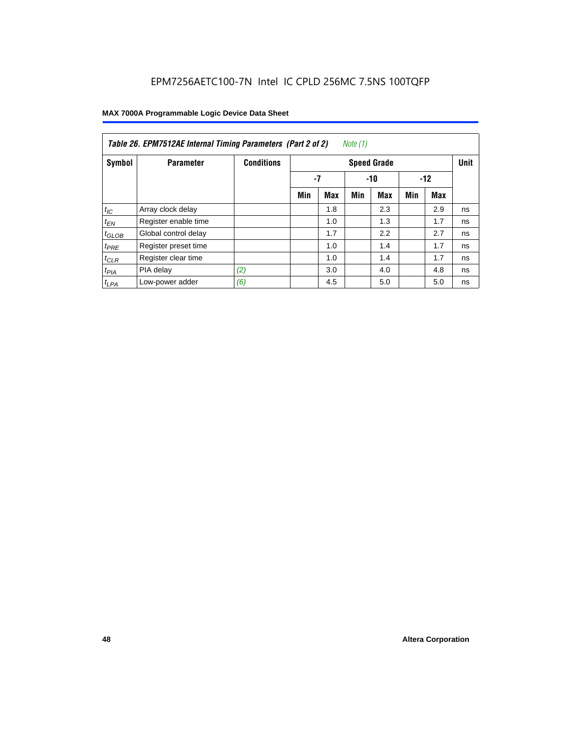EPM7256AETC100-7N Intel IC CPLD 256MC 7.5NS 100TQFP

**Table 26. EPM7512AE Internal Timing Parameters (Part 2 of 2)** *Note (1)*

| Symbol | Parameter | Conditions | Speed Grade | | | | | | Unit |
|---|---|---|---|---|---|---|---|---|---|
| | | | -7 | | -10 | | -12 | | |
| | | | Min | Max | Min | Max | Min | Max | |
| $t_{IC}$ | Array clock delay | | | 1.8 | | 2.3 | | 2.9 | ns |
| $t_{EN}$ | Register enable time | | | 1.0 | | 1.3 | | 1.7 | ns |
| $t_{GLOB}$ | Global control delay | | | 1.7 | | 2.2 | | 2.7 | ns |
| $t_{PRE}$ | Register preset time | | | 1.0 | | 1.4 | | 1.7 | ns |
| $t_{CLR}$ | Register clear time | | | 1.0 | | 1.4 | | 1.7 | ns |
| $t_{PIA}$ | PIA delay | *(2)* | | 3.0 | | 4.0 | | 4.8 | ns |
| $t_{LPA}$ | Low-power adder | *(6)* | | 4.5 | | 5.0 | | 5.0 | ns |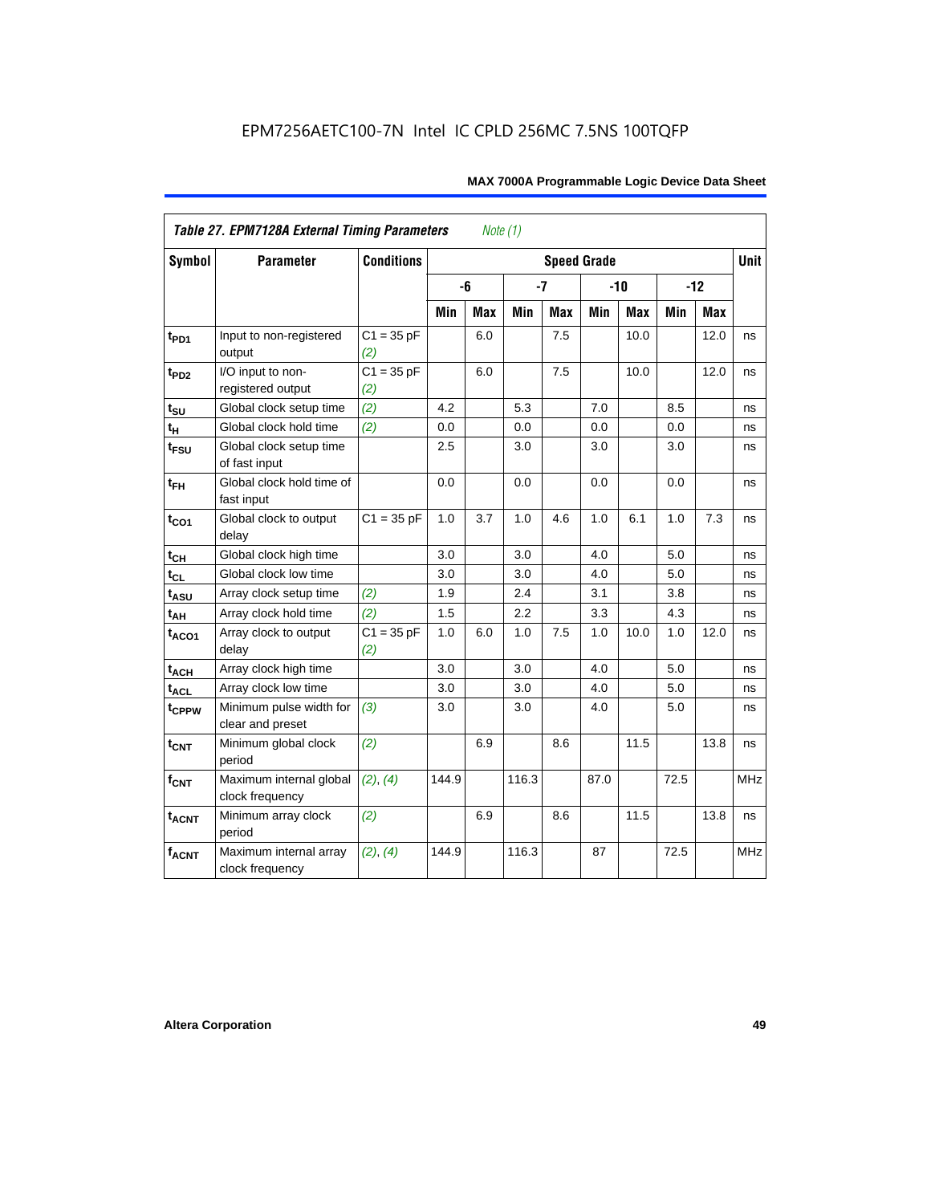EPM7256AETC100-7N Intel IC CPLD 256MC 7.5NS 100TQFP

| *Table 27. EPM7128A External Timing Parameters* *Note (1)* | | | | | | | | | | | |
|---|---|---|---|---|---|---|---|---|---|---|---|
| **Symbol** | **Parameter** | **Conditions** | **Speed Grade** | | | | | | | | **Unit** |
| | | | **-6** | | **-7** | | **-10** | | **-12** | | |
| | | | **Min** | **Max** | **Min** | **Max** | **Min** | **Max** | **Min** | **Max** | |
| $t_{PD1}$ | Input to non-registered output | C1 = 35 pF *(2)* | | 6.0 | | 7.5 | | 10.0 | | 12.0 | ns |
| $t_{PD2}$ | I/O input to non-registered output | C1 = 35 pF *(2)* | | 6.0 | | 7.5 | | 10.0 | | 12.0 | ns |
| $t_{SU}$ | Global clock setup time | *(2)* | 4.2 | | 5.3 | | 7.0 | | 8.5 | | ns |
| $t_{H}$ | Global clock hold time | *(2)* | 0.0 | | 0.0 | | 0.0 | | 0.0 | | ns |
| $t_{FSU}$ | Global clock setup time of fast input | | 2.5 | | 3.0 | | 3.0 | | 3.0 | | ns |
| $t_{FH}$ | Global clock hold time of fast input | | 0.0 | | 0.0 | | 0.0 | | 0.0 | | ns |
| $t_{CO1}$ | Global clock to output delay | C1 = 35 pF | 1.0 | 3.7 | 1.0 | 4.6 | 1.0 | 6.1 | 1.0 | 7.3 | ns |
| $t_{CH}$ | Global clock high time | | 3.0 | | 3.0 | | 4.0 | | 5.0 | | ns |
| $t_{CL}$ | Global clock low time | | 3.0 | | 3.0 | | 4.0 | | 5.0 | | ns |
| $t_{ASU}$ | Array clock setup time | *(2)* | 1.9 | | 2.4 | | 3.1 | | 3.8 | | ns |
| $t_{AH}$ | Array clock hold time | *(2)* | 1.5 | | 2.2 | | 3.3 | | 4.3 | | ns |
| $t_{ACO1}$ | Array clock to output delay | C1 = 35 pF *(2)* | 1.0 | 6.0 | 1.0 | 7.5 | 1.0 | 10.0 | 1.0 | 12.0 | ns |
| $t_{ACH}$ | Array clock high time | | 3.0 | | 3.0 | | 4.0 | | 5.0 | | ns |
| $t_{ACL}$ | Array clock low time | | 3.0 | | 3.0 | | 4.0 | | 5.0 | | ns |
| $t_{CPPW}$ | Minimum pulse width for clear and preset | *(3)* | 3.0 | | 3.0 | | 4.0 | | 5.0 | | ns |
| $t_{CNT}$ | Minimum global clock period | *(2)* | | 6.9 | | 8.6 | | 11.5 | | 13.8 | ns |
| $f_{CNT}$ | Maximum internal global clock frequency | *(2)*, *(4)* | 144.9 | | 116.3 | | 87.0 | | 72.5 | | MHz |
| $t_{ACNT}$ | Minimum array clock period | *(2)* | | 6.9 | | 8.6 | | 11.5 | | 13.8 | ns |
| $f_{ACNT}$ | Maximum internal array clock frequency | *(2)*, *(4)* | 144.9 | | 116.3 | | 87 | | 72.5 | | MHz |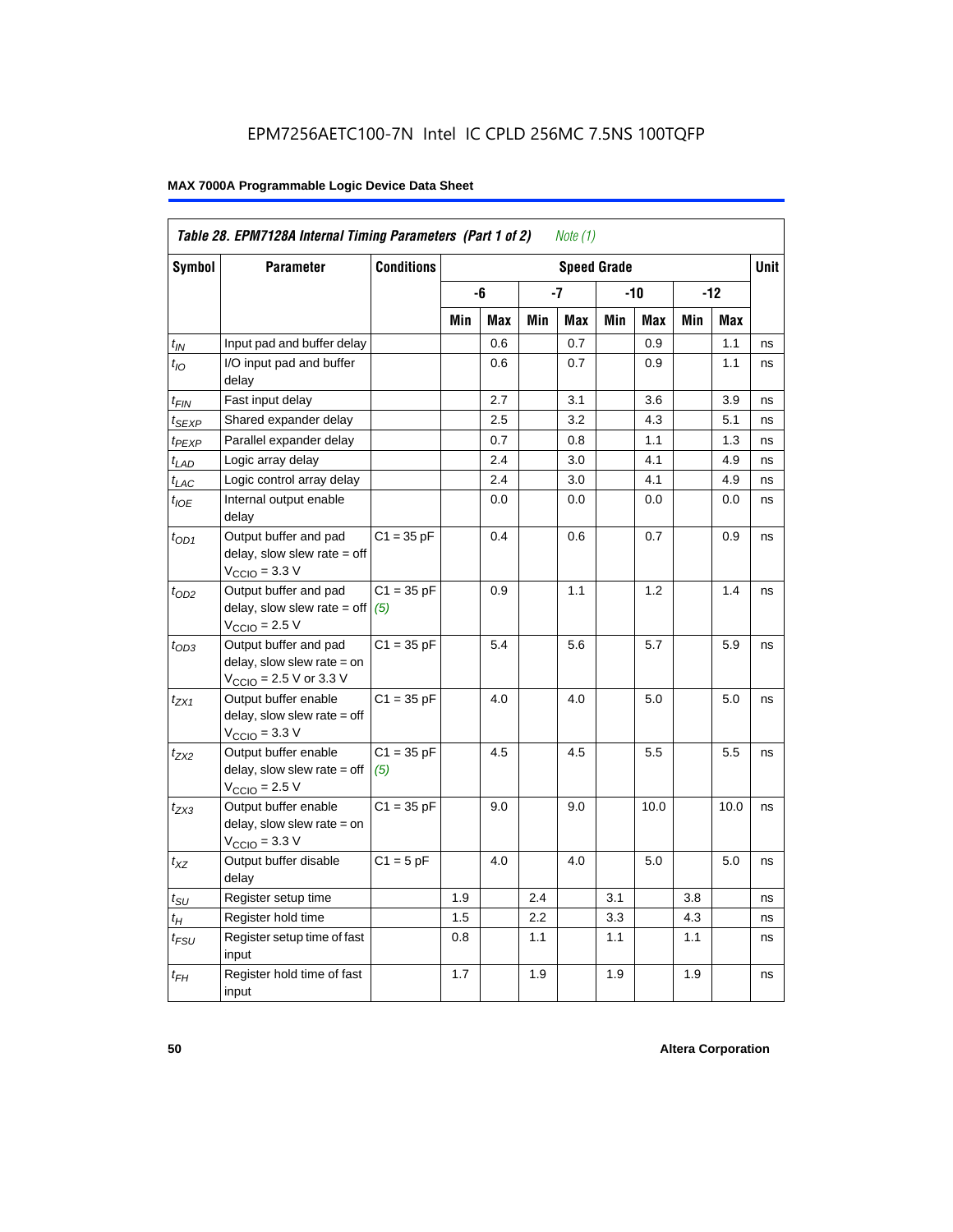EPM7256AETC100-7N Intel IC CPLD 256MC 7.5NS 100TQFP

**MAX 7000A Programmable Logic Device Data Sheet**

| *Table 28. EPM7128A Internal Timing Parameters (Part 1 of 2) Note (1)* | | | | | | | | | | | |
|---|---|---|---|---|---|---|---|---|---|---|---|
| **Symbol** | **Parameter** | **Conditions** | **Speed Grade** | | | | | | | | **Unit** |
| | | | **-6** | | **-7** | | **-10** | | **-12** | | |
| | | | **Min** | **Max** | **Min** | **Max** | **Min** | **Max** | **Min** | **Max** | |
| $t_{IN}$ | Input pad and buffer delay | | | 0.6 | | 0.7 | | 0.9 | | 1.1 | ns |
| $t_{IO}$ | I/O input pad and buffer delay | | | 0.6 | | 0.7 | | 0.9 | | 1.1 | ns |
| $t_{FIN}$ | Fast input delay | | | 2.7 | | 3.1 | | 3.6 | | 3.9 | ns |
| $t_{SEXP}$ | Shared expander delay | | | 2.5 | | 3.2 | | 4.3 | | 5.1 | ns |
| $t_{PEXP}$ | Parallel expander delay | | | 0.7 | | 0.8 | | 1.1 | | 1.3 | ns |
| $t_{LAD}$ | Logic array delay | | | 2.4 | | 3.0 | | 4.1 | | 4.9 | ns |
| $t_{LAC}$ | Logic control array delay | | | 2.4 | | 3.0 | | 4.1 | | 4.9 | ns |
| $t_{IOE}$ | Internal output enable delay | | | 0.0 | | 0.0 | | 0.0 | | 0.0 | ns |
| $t_{OD1}$ | Output buffer and pad delay, slow slew rate = off $V_{CCIO}$ = 3.3 V | C1 = 35 pF | | 0.4 | | 0.6 | | 0.7 | | 0.9 | ns |
| $t_{OD2}$ | Output buffer and pad delay, slow slew rate = off $V_{CCIO}$ = 2.5 V | C1 = 35 pF (5) | | 0.9 | | 1.1 | | 1.2 | | 1.4 | ns |
| $t_{OD3}$ | Output buffer and pad delay, slow slew rate = on $V_{CCIO}$ = 2.5 V or 3.3 V | C1 = 35 pF | | 5.4 | | 5.6 | | 5.7 | | 5.9 | ns |
| $t_{ZX1}$ | Output buffer enable delay, slow slew rate = off $V_{CCIO}$ = 3.3 V | C1 = 35 pF | | 4.0 | | 4.0 | | 5.0 | | 5.0 | ns |
| $t_{ZX2}$ | Output buffer enable delay, slow slew rate = off $V_{CCIO}$ = 2.5 V | C1 = 35 pF (5) | | 4.5 | | 4.5 | | 5.5 | | 5.5 | ns |
| $t_{ZX3}$ | Output buffer enable delay, slow slew rate = on $V_{CCIO}$ = 3.3 V | C1 = 35 pF | | 9.0 | | 9.0 | | 10.0 | | 10.0 | ns |
| $t_{XZ}$ | Output buffer disable delay | C1 = 5 pF | | 4.0 | | 4.0 | | 5.0 | | 5.0 | ns |
| $t_{SU}$ | Register setup time | | 1.9 | | 2.4 | | 3.1 | | 3.8 | | ns |
| $t_{H}$ | Register hold time | | 1.5 | | 2.2 | | 3.3 | | 4.3 | | ns |
| $t_{FSU}$ | Register setup time of fast input | | 0.8 | | 1.1 | | 1.1 | | 1.1 | | ns |
| $t_{FH}$ | Register hold time of fast input | | 1.7 | | 1.9 | | 1.9 | | 1.9 | | ns |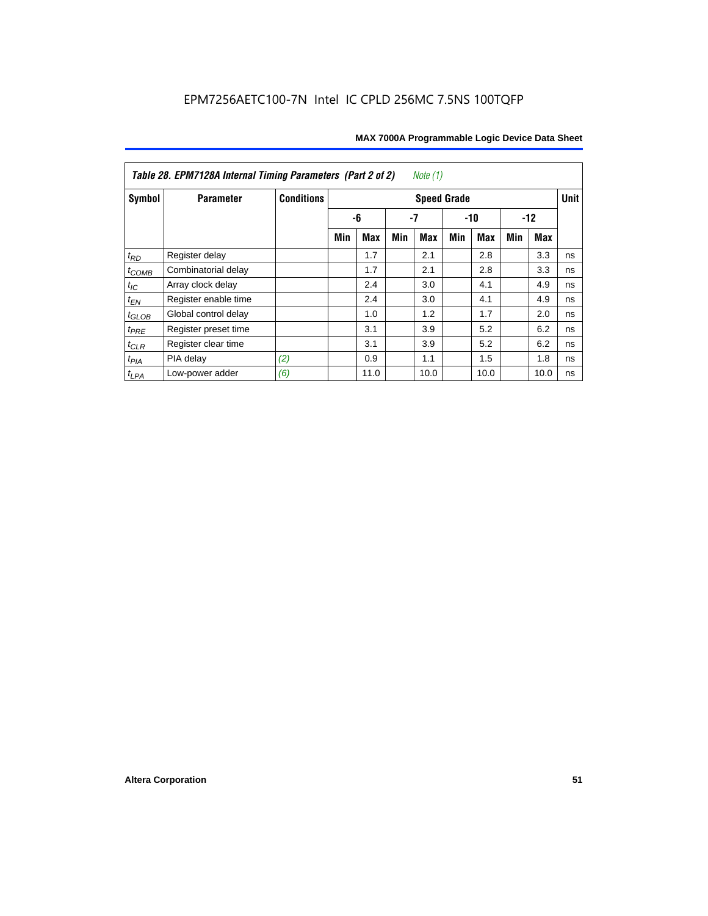Table 28. EPM7128A Internal Timing Parameters (Part 2 of 2) *Note (1)*

| Symbol | Parameter | Conditions | Speed Grade | | | | | | | | Unit |
|---|---|---|---|---|---|---|---|---|---|---|---|
| | | | -6 | | -7 | | -10 | | -12 | | |
| | | | Min | Max | Min | Max | Min | Max | Min | Max | |
| $t_{RD}$ | Register delay | | | 1.7 | | 2.1 | | 2.8 | | 3.3 | ns |
| $t_{COMB}$ | Combinatorial delay | | | 1.7 | | 2.1 | | 2.8 | | 3.3 | ns |
| $t_{IC}$ | Array clock delay | | | 2.4 | | 3.0 | | 4.1 | | 4.9 | ns |
| $t_{EN}$ | Register enable time | | | 2.4 | | 3.0 | | 4.1 | | 4.9 | ns |
| $t_{GLOB}$ | Global control delay | | | 1.0 | | 1.2 | | 1.7 | | 2.0 | ns |
| $t_{PRE}$ | Register preset time | | | 3.1 | | 3.9 | | 5.2 | | 6.2 | ns |
| $t_{CLR}$ | Register clear time | | | 3.1 | | 3.9 | | 5.2 | | 6.2 | ns |
| $t_{PIA}$ | PIA delay | *(2)* | | 0.9 | | 1.1 | | 1.5 | | 1.8 | ns |
| $t_{LPA}$ | Low-power adder | *(6)* | | 11.0 | | 10.0 | | 10.0 | | 10.0 | ns |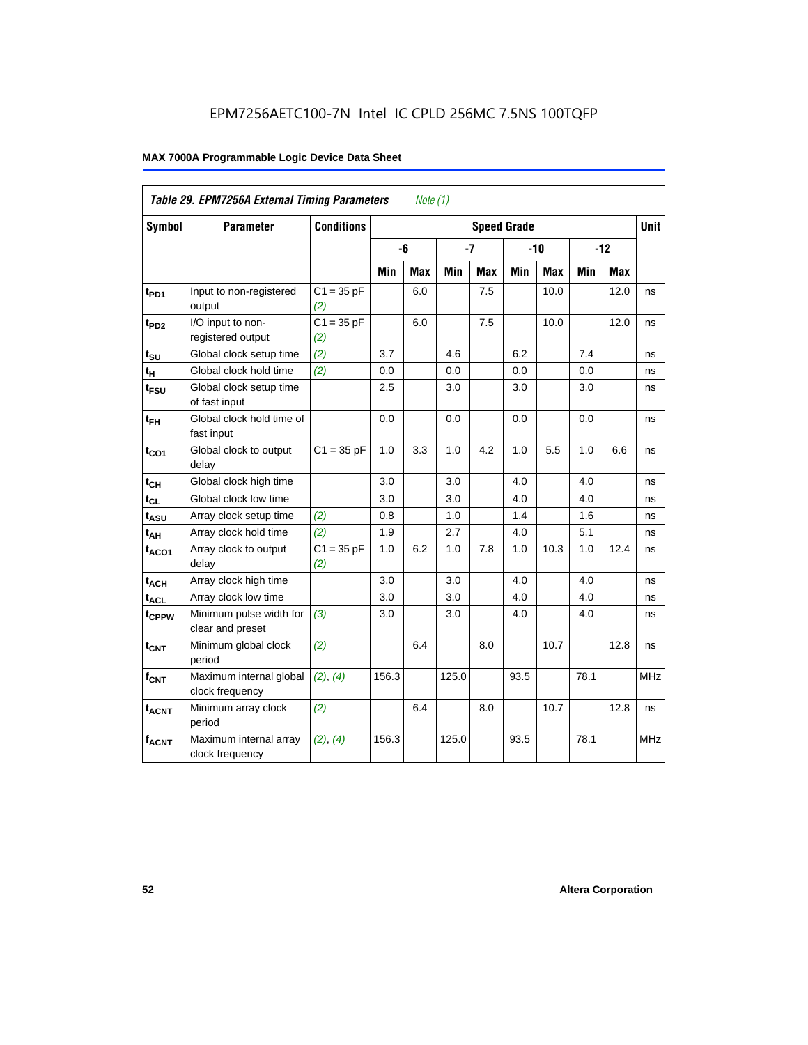EPM7256AETC100-7N Intel IC CPLD 256MC 7.5NS 100TQFP

**MAX 7000A Programmable Logic Device Data Sheet**

| *Table 29. EPM7256A External Timing Parameters* *Note (1)* | | | | | | | | | | | |
|---|---|---|---|---|---|---|---|---|---|---|---|
| **Symbol** | **Parameter** | **Conditions** | **Speed Grade** | | | | | | | | **Unit** |
| | | | **-6** | | **-7** | | **-10** | | **-12** | | |
| | | | **Min** | **Max** | **Min** | **Max** | **Min** | **Max** | **Min** | **Max** | |
| $t_{PD1}$ | Input to non-registered output | C1 = 35 pF *(2)* | | 6.0 | | 7.5 | | 10.0 | | 12.0 | ns |
| $t_{PD2}$ | I/O input to non-registered output | C1 = 35 pF *(2)* | | 6.0 | | 7.5 | | 10.0 | | 12.0 | ns |
| $t_{SU}$ | Global clock setup time | *(2)* | 3.7 | | 4.6 | | 6.2 | | 7.4 | | ns |
| $t_H$ | Global clock hold time | *(2)* | 0.0 | | 0.0 | | 0.0 | | 0.0 | | ns |
| $t_{FSU}$ | Global clock setup time of fast input | | 2.5 | | 3.0 | | 3.0 | | 3.0 | | ns |
| $t_{FH}$ | Global clock hold time of fast input | | 0.0 | | 0.0 | | 0.0 | | 0.0 | | ns |
| $t_{CO1}$ | Global clock to output delay | C1 = 35 pF | 1.0 | 3.3 | 1.0 | 4.2 | 1.0 | 5.5 | 1.0 | 6.6 | ns |
| $t_{CH}$ | Global clock high time | | 3.0 | | 3.0 | | 4.0 | | 4.0 | | ns |
| $t_{CL}$ | Global clock low time | | 3.0 | | 3.0 | | 4.0 | | 4.0 | | ns |
| $t_{ASU}$ | Array clock setup time | *(2)* | 0.8 | | 1.0 | | 1.4 | | 1.6 | | ns |
| $t_{AH}$ | Array clock hold time | *(2)* | 1.9 | | 2.7 | | 4.0 | | 5.1 | | ns |
| $t_{ACO1}$ | Array clock to output delay | C1 = 35 pF *(2)* | 1.0 | 6.2 | 1.0 | 7.8 | 1.0 | 10.3 | 1.0 | 12.4 | ns |
| $t_{ACH}$ | Array clock high time | | 3.0 | | 3.0 | | 4.0 | | 4.0 | | ns |
| $t_{ACL}$ | Array clock low time | | 3.0 | | 3.0 | | 4.0 | | 4.0 | | ns |
| $t_{CPPW}$ | Minimum pulse width for clear and preset | *(3)* | 3.0 | | 3.0 | | 4.0 | | 4.0 | | ns |
| $t_{CNT}$ | Minimum global clock period | *(2)* | | 6.4 | | 8.0 | | 10.7 | | 12.8 | ns |
| $f_{CNT}$ | Maximum internal global clock frequency | *(2)*, *(4)* | 156.3 | | 125.0 | | 93.5 | | 78.1 | | MHz |
| $t_{ACNT}$ | Minimum array clock period | *(2)* | | 6.4 | | 8.0 | | 10.7 | | 12.8 | ns |
| $f_{ACNT}$ | Maximum internal array clock frequency | *(2)*, *(4)* | 156.3 | | 125.0 | | 93.5 | | 78.1 | | MHz |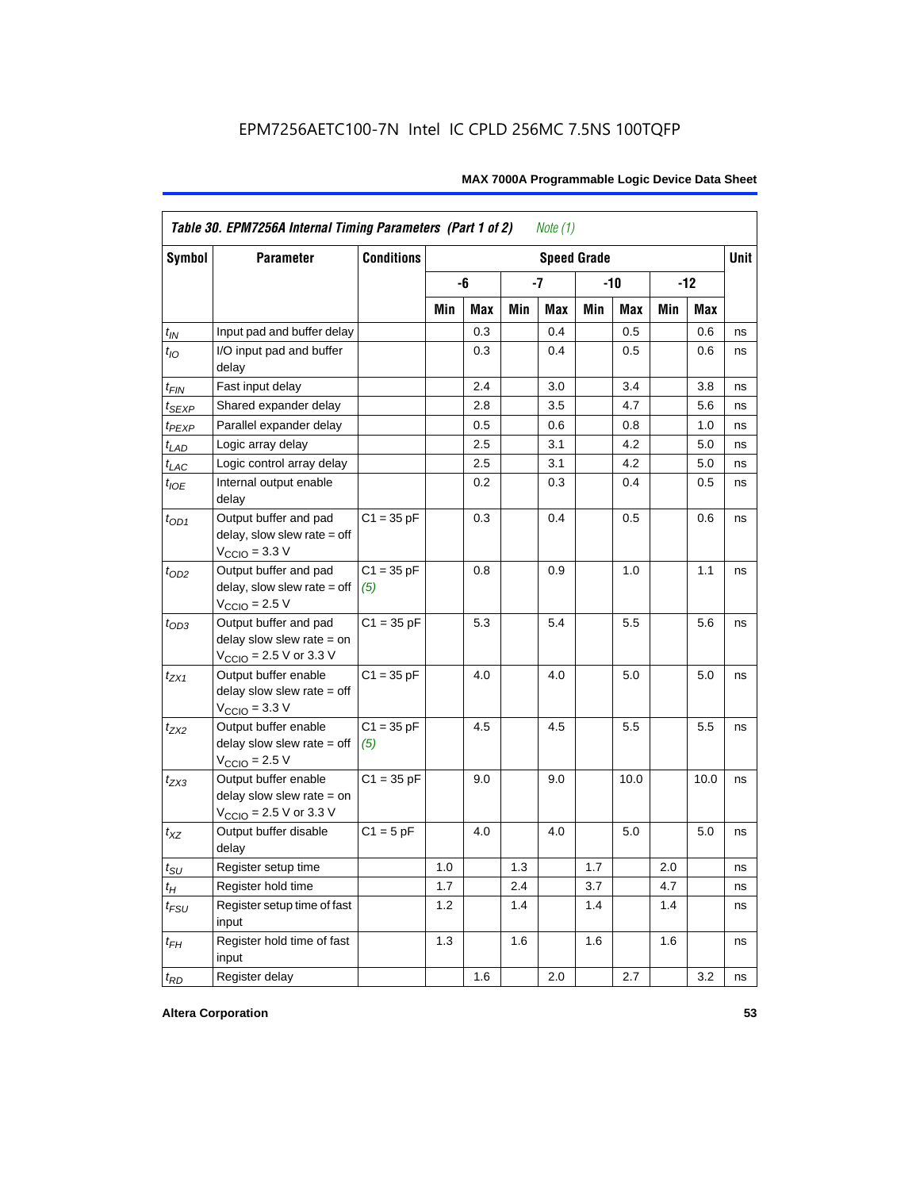**Table 30. EPM7256A Internal Timing Parameters (Part 1 of 2)** *Note (1)*

| Symbol | Parameter | Conditions | Speed Grade | | | | | | | | Unit |
|---|---|---|---|---|---|---|---|---|---|---|---|
| | | | -6 | | -7 | | -10 | | -12 | | |
| | | | Min | Max | Min | Max | Min | Max | Min | Max | |
| $t_{IN}$ | Input pad and buffer delay | | | 0.3 | | 0.4 | | 0.5 | | 0.6 | ns |
| $t_{IO}$ | I/O input pad and buffer delay | | | 0.3 | | 0.4 | | 0.5 | | 0.6 | ns |
| $t_{FIN}$ | Fast input delay | | | 2.4 | | 3.0 | | 3.4 | | 3.8 | ns |
| $t_{SEXP}$ | Shared expander delay | | | 2.8 | | 3.5 | | 4.7 | | 5.6 | ns |
| $t_{PEXP}$ | Parallel expander delay | | | 0.5 | | 0.6 | | 0.8 | | 1.0 | ns |
| $t_{LAD}$ | Logic array delay | | | 2.5 | | 3.1 | | 4.2 | | 5.0 | ns |
| $t_{LAC}$ | Logic control array delay | | | 2.5 | | 3.1 | | 4.2 | | 5.0 | ns |
| $t_{IOE}$ | Internal output enable delay | | | 0.2 | | 0.3 | | 0.4 | | 0.5 | ns |
| $t_{OD1}$ | Output buffer and pad delay, slow slew rate = off $V_{CCIO}$ = 3.3 V | C1 = 35 pF | | 0.3 | | 0.4 | | 0.5 | | 0.6 | ns |
| $t_{OD2}$ | Output buffer and pad delay, slow slew rate = off $V_{CCIO}$ = 2.5 V | C1 = 35 pF *(5)* | | 0.8 | | 0.9 | | 1.0 | | 1.1 | ns |
| $t_{OD3}$ | Output buffer and pad delay slow slew rate = on $V_{CCIO}$ = 2.5 V or 3.3 V | C1 = 35 pF | | 5.3 | | 5.4 | | 5.5 | | 5.6 | ns |
| $t_{ZX1}$ | Output buffer enable delay slow slew rate = off $V_{CCIO}$ = 3.3 V | C1 = 35 pF | | 4.0 | | 4.0 | | 5.0 | | 5.0 | ns |
| $t_{ZX2}$ | Output buffer enable delay slow slew rate = off $V_{CCIO}$ = 2.5 V | C1 = 35 pF *(5)* | | 4.5 | | 4.5 | | 5.5 | | 5.5 | ns |
| $t_{ZX3}$ | Output buffer enable delay slow slew rate = on $V_{CCIO}$ = 2.5 V or 3.3 V | C1 = 35 pF | | 9.0 | | 9.0 | | 10.0 | | 10.0 | ns |
| $t_{XZ}$ | Output buffer disable delay | C1 = 5 pF | | 4.0 | | 4.0 | | 5.0 | | 5.0 | ns |
| $t_{SU}$ | Register setup time | | 1.0 | | 1.3 | | 1.7 | | 2.0 | | ns |
| $t_{H}$ | Register hold time | | 1.7 | | 2.4 | | 3.7 | | 4.7 | | ns |
| $t_{FSU}$ | Register setup time of fast input | | 1.2 | | 1.4 | | 1.4 | | 1.4 | | ns |
| $t_{FH}$ | Register hold time of fast input | | 1.3 | | 1.6 | | 1.6 | | 1.6 | | ns |
| $t_{RD}$ | Register delay | | | 1.6 | | 2.0 | | 2.7 | | 3.2 | ns |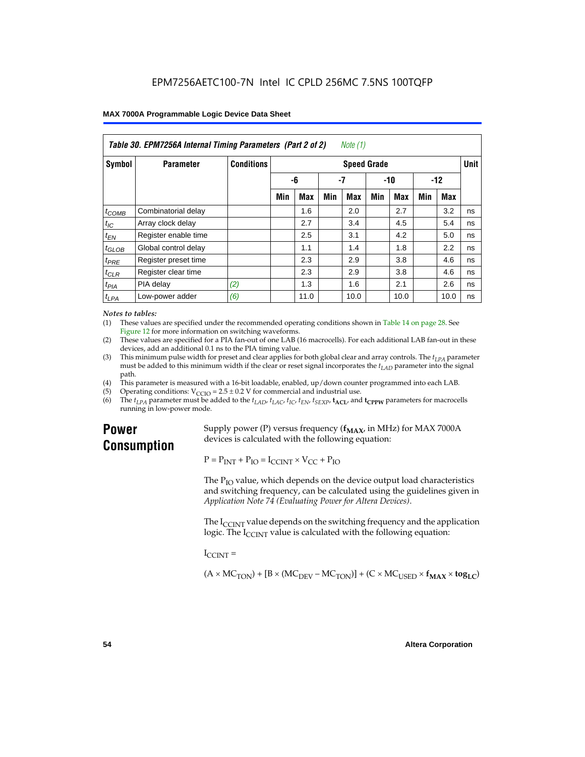**Table 30. EPM7256A Internal Timing Parameters (Part 2 of 2)** *Note (1)*

| Symbol | Parameter | Conditions | Speed Grade | | | | | | | | Unit |
|---|---|---|---|---|---|---|---|---|---|---|---|
| | | | -6 | | -7 | | -10 | | -12 | | |
| | | | Min | Max | Min | Max | Min | Max | Min | Max | |
| $t_{COMB}$ | Combinatorial delay | | | 1.6 | | 2.0 | | 2.7 | | 3.2 | ns |
| $t_{IC}$ | Array clock delay | | | 2.7 | | 3.4 | | 4.5 | | 5.4 | ns |
| $t_{EN}$ | Register enable time | | | 2.5 | | 3.1 | | 4.2 | | 5.0 | ns |
| $t_{GLOB}$ | Global control delay | | | 1.1 | | 1.4 | | 1.8 | | 2.2 | ns |
| $t_{PRE}$ | Register preset time | | | 2.3 | | 2.9 | | 3.8 | | 4.6 | ns |
| $t_{CLR}$ | Register clear time | | | 2.3 | | 2.9 | | 3.8 | | 4.6 | ns |
| $t_{PIA}$ | PIA delay | *(2)* | | 1.3 | | 1.6 | | 2.1 | | 2.6 | ns |
| $t_{LPA}$ | Low-power adder | *(6)* | | 11.0 | | 10.0 | | 10.0 | | 10.0 | ns |

*Notes to tables:*

(1) These values are specified under the recommended operating conditions shown in Table 14 on page 28. See Figure 12 for more information on switching waveforms.
(2) These values are specified for a PIA fan-out of one LAB (16 macrocells). For each additional LAB fan-out in these devices, add an additional 0.1 ns to the PIA timing value.
(3) This minimum pulse width for preset and clear applies for both global clear and array controls. The $t_{LPA}$ parameter must be added to this minimum width if the clear or reset signal incorporates the $t_{LAD}$ parameter into the signal path.
(4) This parameter is measured with a 16-bit loadable, enabled, up/down counter programmed into each LAB.
(5) Operating conditions: $V_{CCIO} = 2.5 \pm 0.2$ V for commercial and industrial use.
(6) The $t_{LPA}$ parameter must be added to the $t_{LAD}$, $t_{LAC}$, $t_{IC}$, $t_{EN}$, $t_{SEXP}$, $\mathbf{t_{ACL}}$, and $\mathbf{t_{CPPW}}$ parameters for macrocells running in low-power mode.

## Power Consumption

Supply power (P) versus frequency ($\mathbf{f_{MAX}}$, in MHz) for MAX 7000A devices is calculated with the following equation:

$$P = P_{INT} + P_{IO} = I_{CCINT} \times V_{CC} + P_{IO}$$

The $P_{IO}$ value, which depends on the device output load characteristics and switching frequency, can be calculated using the guidelines given in *Application Note 74 (Evaluating Power for Altera Devices)*.

The $I_{CCINT}$ value depends on the switching frequency and the application logic. The $I_{CCINT}$ value is calculated with the following equation:

$I_{CCINT}$ =

$$(A \times MC_{TON}) + [B \times (MC_{DEV} - MC_{TON})] + (C \times MC_{USED} \times \mathbf{f_{MAX}} \times \mathbf{tog_{LC}})$$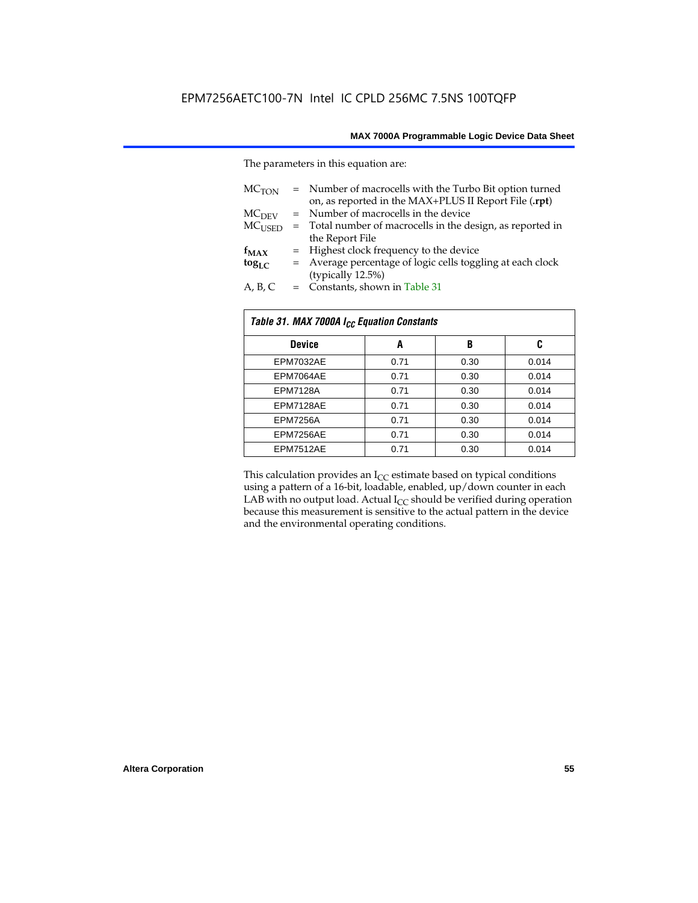The parameters in this equation are:

$MC_{TON}$ = Number of macrocells with the Turbo Bit option turned on, as reported in the MAX+PLUS II Report File (**.rpt**)
$MC_{DEV}$ = Number of macrocells in the device
$MC_{USED}$ = Total number of macrocells in the design, as reported in the Report File
$\mathbf{f_{MAX}}$ = Highest clock frequency to the device
$\mathbf{tog_{LC}}$ = Average percentage of logic cells toggling at each clock (typically 12.5%)
A, B, C = Constants, shown in Table 31

| *Table 31. MAX 7000A $I_{CC}$ Equation Constants* | | | |
|---|---|---|---|
| **Device** | **A** | **B** | **C** |
| EPM7032AE | 0.71 | 0.30 | 0.014 |
| EPM7064AE | 0.71 | 0.30 | 0.014 |
| EPM7128A | 0.71 | 0.30 | 0.014 |
| EPM7128AE | 0.71 | 0.30 | 0.014 |
| EPM7256A | 0.71 | 0.30 | 0.014 |
| EPM7256AE | 0.71 | 0.30 | 0.014 |
| EPM7512AE | 0.71 | 0.30 | 0.014 |

This calculation provides an $I_{CC}$ estimate based on typical conditions using a pattern of a 16-bit, loadable, enabled, up/down counter in each LAB with no output load. Actual $I_{CC}$ should be verified during operation because this measurement is sensitive to the actual pattern in the device and the environmental operating conditions.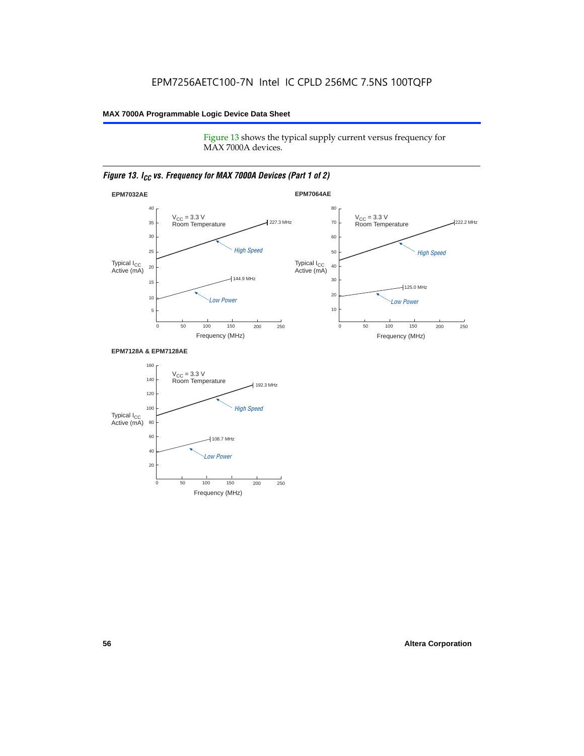Figure 13 shows the typical supply current versus frequency for MAX 7000A devices.

*Figure 13. $I_{CC}$ vs. Frequency for MAX 7000A Devices (Part 1 of 2)*

**EPM7032AE**

$V_{CC}$ = 3.3 V
Room Temperature

Typical $I_{CC}$ Active (mA)

High Speed: 227.3 MHz

Low Power: 144.9 MHz

Frequency (MHz)

**EPM7064AE**

$V_{CC}$ = 3.3 V
Room Temperature

Typical $I_{CC}$ Active (mA)

High Speed: 222.2 MHz

Low Power: 125.0 MHz

Frequency (MHz)

**EPM7128A & EPM7128AE**

$V_{CC}$ = 3.3 V
Room Temperature

Typical $I_{CC}$ Active (mA)

High Speed: 192.3 MHz

Low Power: 108.7 MHz

Frequency (MHz)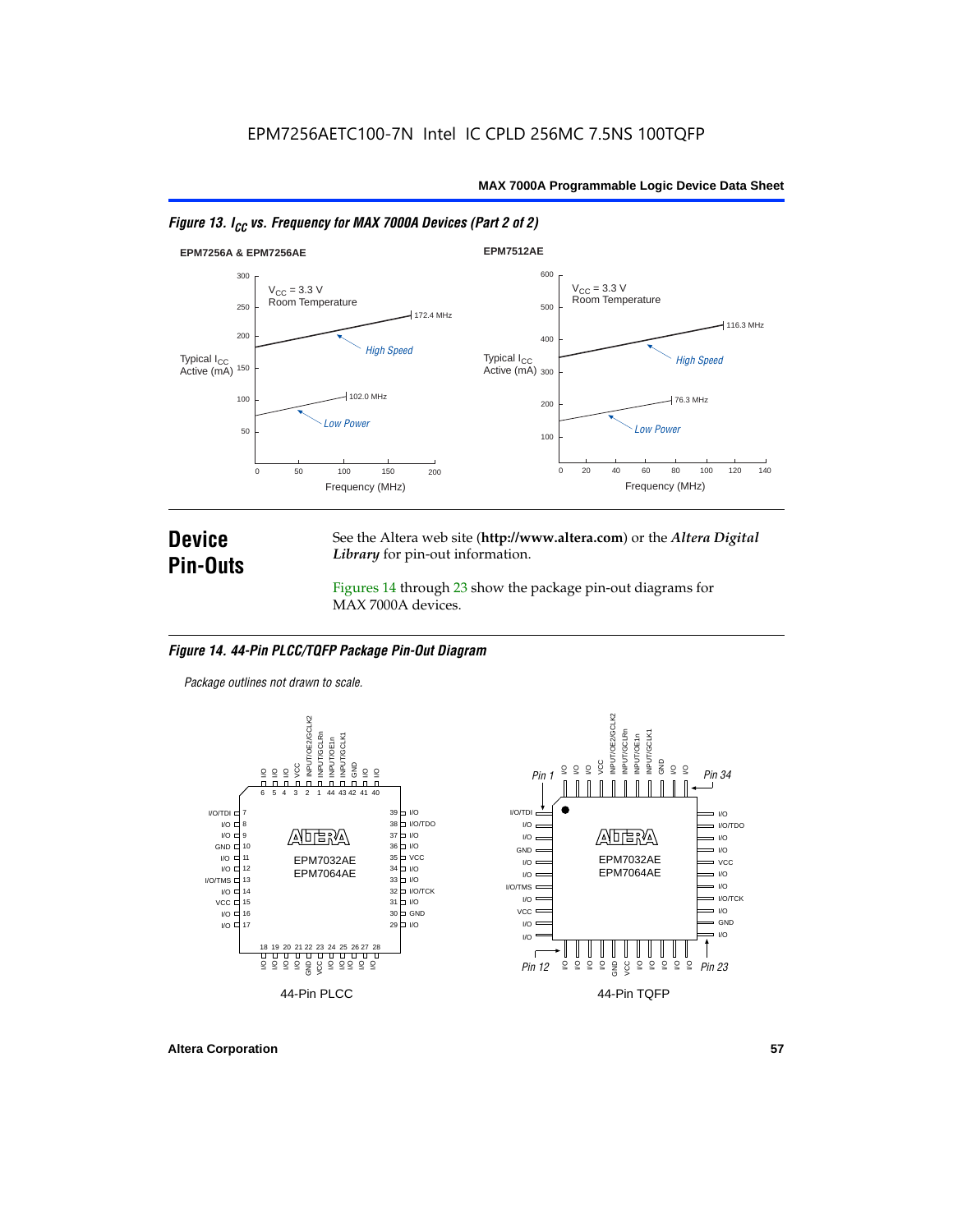*Figure 13. $I_{CC}$ vs. Frequency for MAX 7000A Devices (Part 2 of 2)*

**EPM7256A & EPM7256AE**

$V_{CC}$ = 3.3 V
Room Temperature

Typical $I_{CC}$ Active (mA)

High Speed — 172.4 MHz

Low Power — 102.0 MHz

Frequency (MHz)

**EPM7512AE**

$V_{CC}$ = 3.3 V
Room Temperature

Typical $I_{CC}$ Active (mA)

High Speed — 116.3 MHz

Low Power — 76.3 MHz

Frequency (MHz)

## Device Pin-Outs

See the Altera web site (**http://www.altera.com**) or the ***Altera Digital Library*** for pin-out information.

Figures 14 through 23 show the package pin-out diagrams for MAX 7000A devices.

*Figure 14. 44-Pin PLCC/TQFP Package Pin-Out Diagram*

*Package outlines not drawn to scale.*

EPM7032AE
EPM7064AE

44-Pin PLCC

EPM7032AE
EPM7064AE

44-Pin TQFP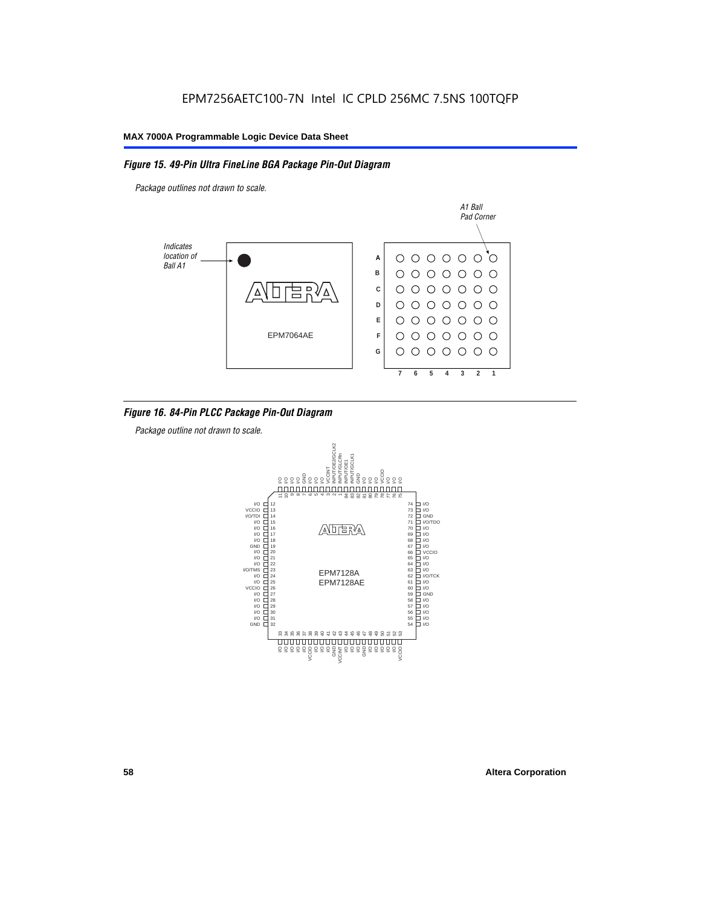EPM7256AETC100-7N Intel IC CPLD 256MC 7.5NS 100TQFP

## *Figure 15. 49-Pin Ultra FineLine BGA Package Pin-Out Diagram*

*Package outlines not drawn to scale.*

## *Figure 16. 84-Pin PLCC Package Pin-Out Diagram*

*Package outline not drawn to scale.*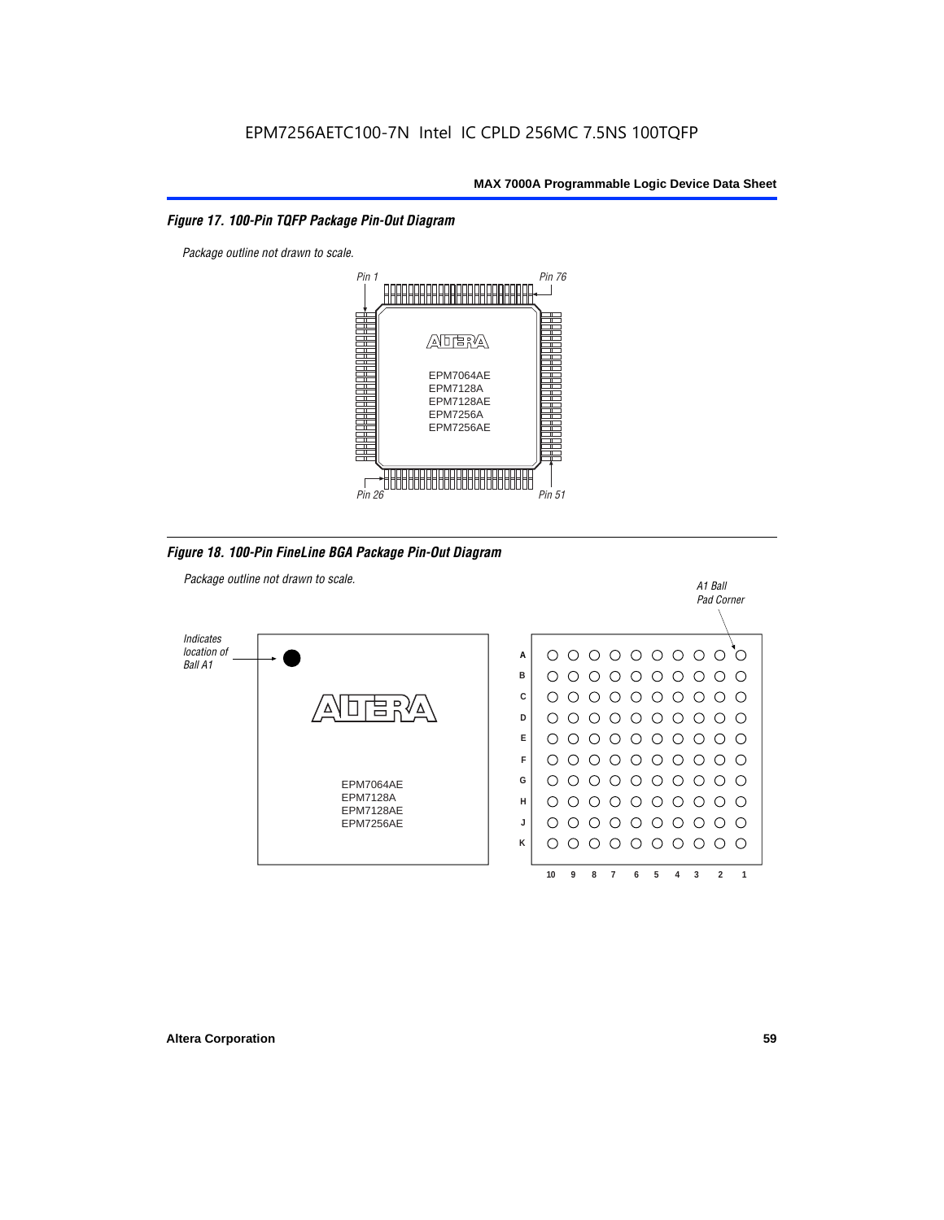EPM7256AETC100-7N Intel IC CPLD 256MC 7.5NS 100TQFP

*Figure 17. 100-Pin TQFP Package Pin-Out Diagram*

*Package outline not drawn to scale.*

Pin 1 | Pin 76 | Pin 26 | Pin 51

EPM7064AE
EPM7128A
EPM7128AE
EPM7256A
EPM7256AE

*Figure 18. 100-Pin FineLine BGA Package Pin-Out Diagram*

*Package outline not drawn to scale.*

*Indicates location of Ball A1*

*A1 Ball Pad Corner*

EPM7064AE
EPM7128A
EPM7128AE
EPM7256AE

Rows: A B C D E F G H J K

Columns: 10 9 8 7 6 5 4 3 2 1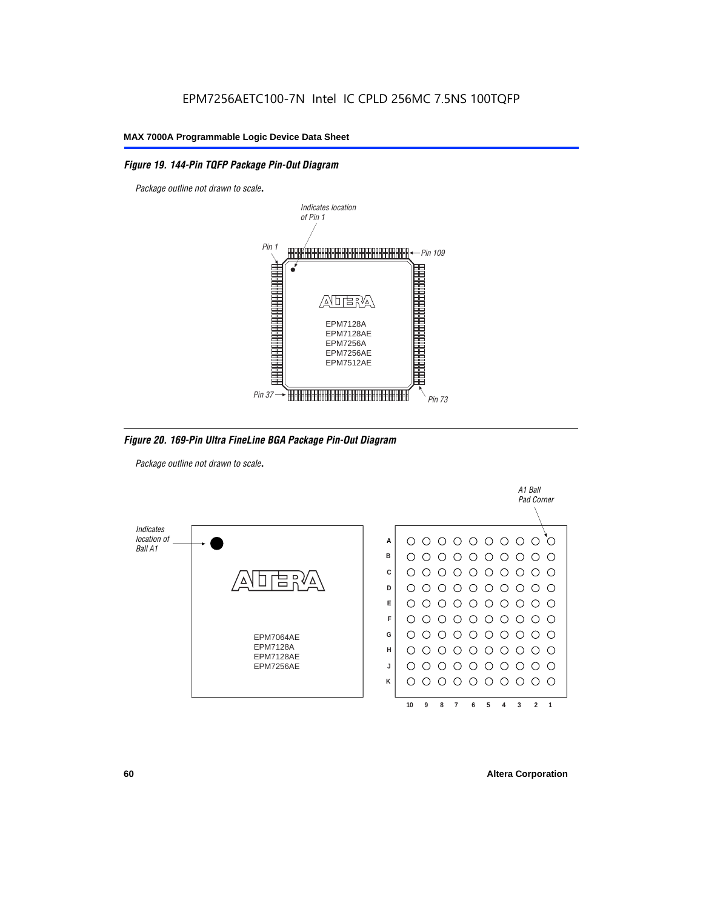EPM7256AETC100-7N Intel IC CPLD 256MC 7.5NS 100TQFP

*Figure 19. 144-Pin TQFP Package Pin-Out Diagram*

*Package outline not drawn to scale.*

Indicates location of Pin 1

Pin 1

Pin 109

Pin 37

Pin 73

EPM7128A
EPM7128AE
EPM7256A
EPM7256AE
EPM7512AE

*Figure 20. 169-Pin Ultra FineLine BGA Package Pin-Out Diagram*

*Package outline not drawn to scale.*

Indicates location of Ball A1

A1 Ball Pad Corner

EPM7064AE
EPM7128A
EPM7128AE
EPM7256AE

A B C D E F G H J K

10 9 8 7 6 5 4 3 2 1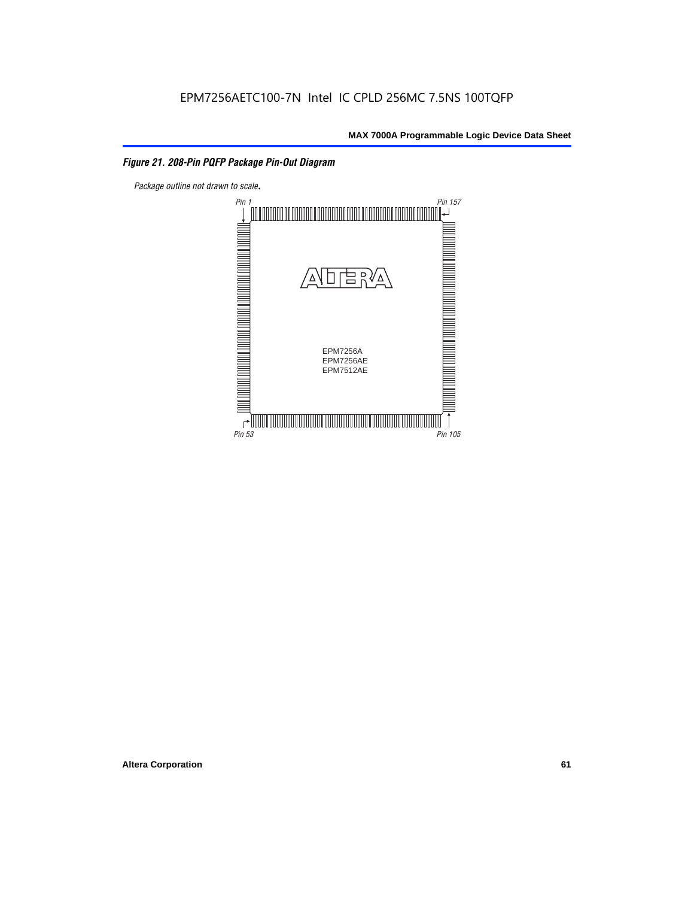EPM7256AETC100-7N Intel IC CPLD 256MC 7.5NS 100TQFP

*Figure 21. 208-Pin PQFP Package Pin-Out Diagram*

*Package outline not drawn to scale.*

Pin 1

Pin 157

EPM7256A
EPM7256AE
EPM7512AE

Pin 53

Pin 105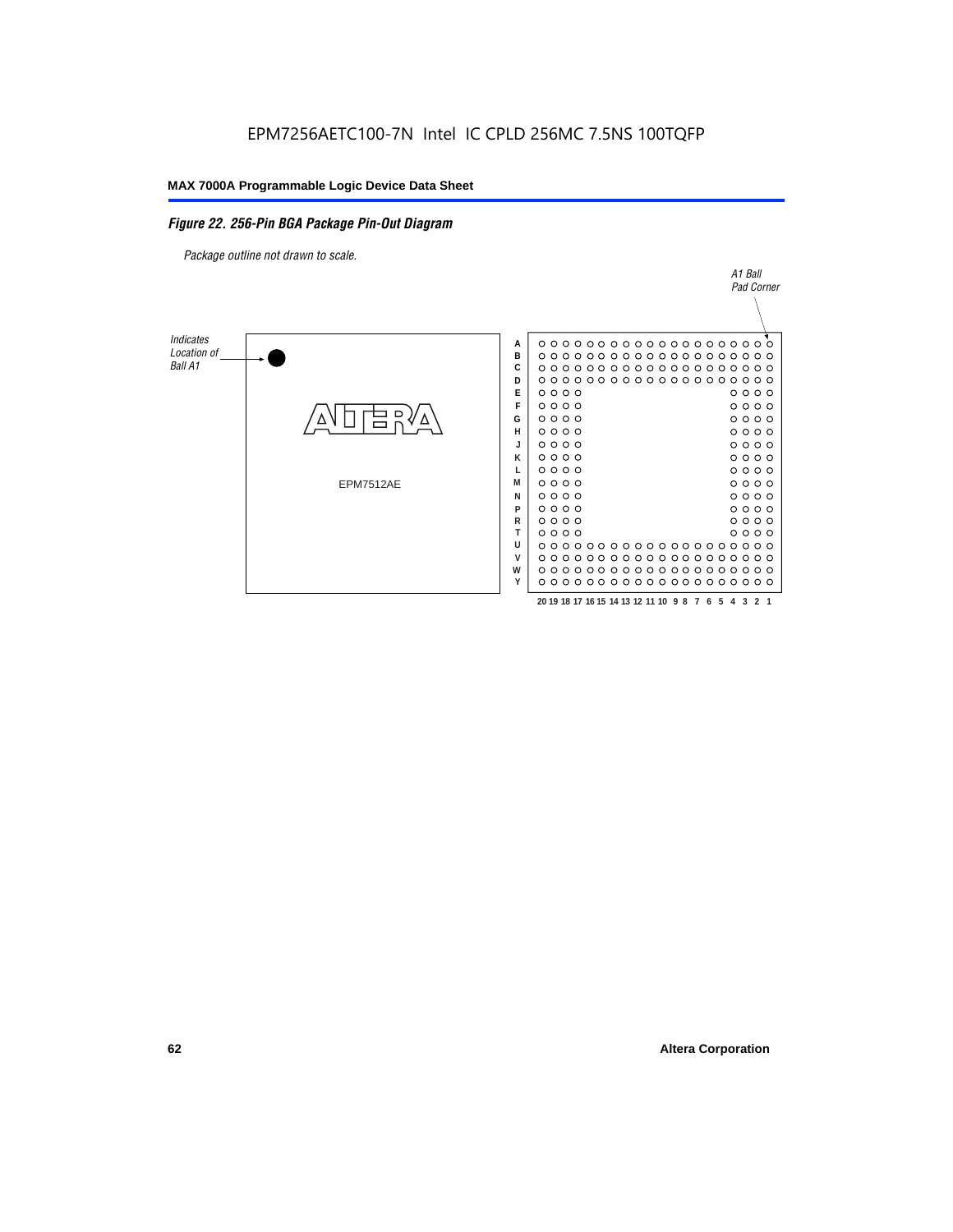EPM7256AETC100-7N Intel IC CPLD 256MC 7.5NS 100TQFP

## Figure 22. 256-Pin BGA Package Pin-Out Diagram

*Package outline not drawn to scale.*

*A1 Ball Pad Corner*

*Indicates Location of Ball A1*

EPM7512AE

A B C D E F G H J K L M N P R T U V W Y

20 19 18 17 16 15 14 13 12 11 10 9 8 7 6 5 4 3 2 1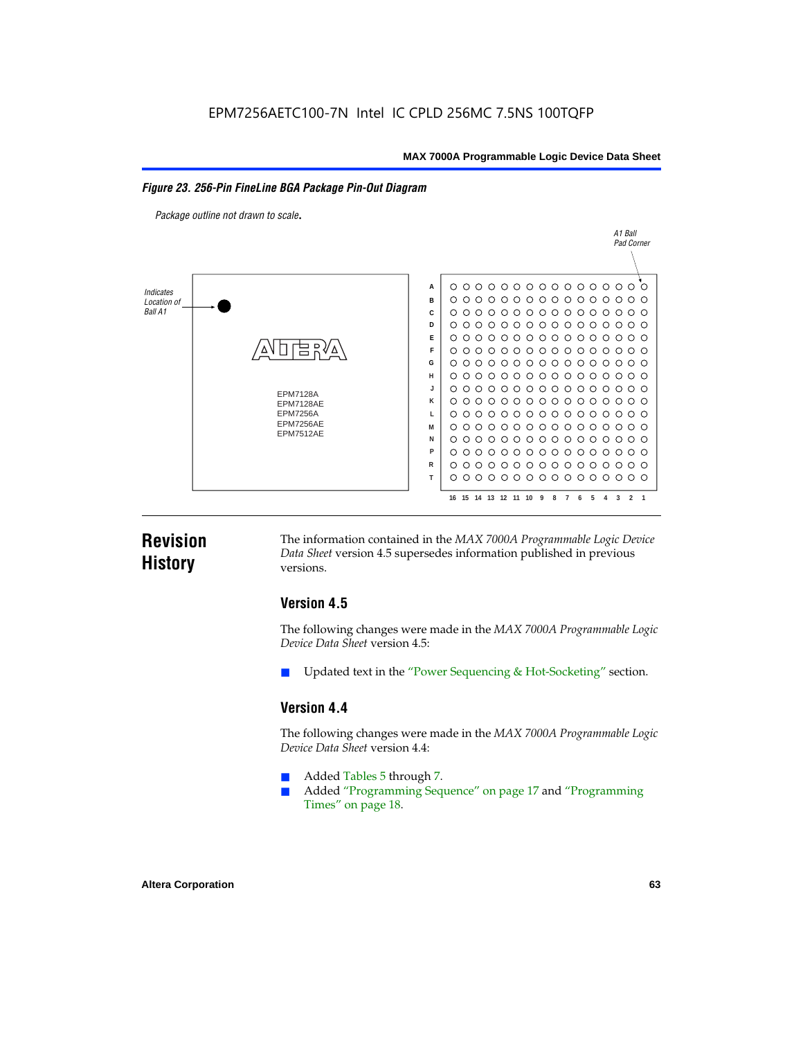**Figure 23. 256-Pin FineLine BGA Package Pin-Out Diagram**

*Package outline not drawn to scale.*

# Revision History

The information contained in the *MAX 7000A Programmable Logic Device Data Sheet* version 4.5 supersedes information published in previous versions.

## Version 4.5

The following changes were made in the *MAX 7000A Programmable Logic Device Data Sheet* version 4.5:

- Updated text in the "Power Sequencing & Hot-Socketing" section.

## Version 4.4

The following changes were made in the *MAX 7000A Programmable Logic Device Data Sheet* version 4.4:

- Added Tables 5 through 7.
- Added "Programming Sequence" on page 17 and "Programming Times" on page 18.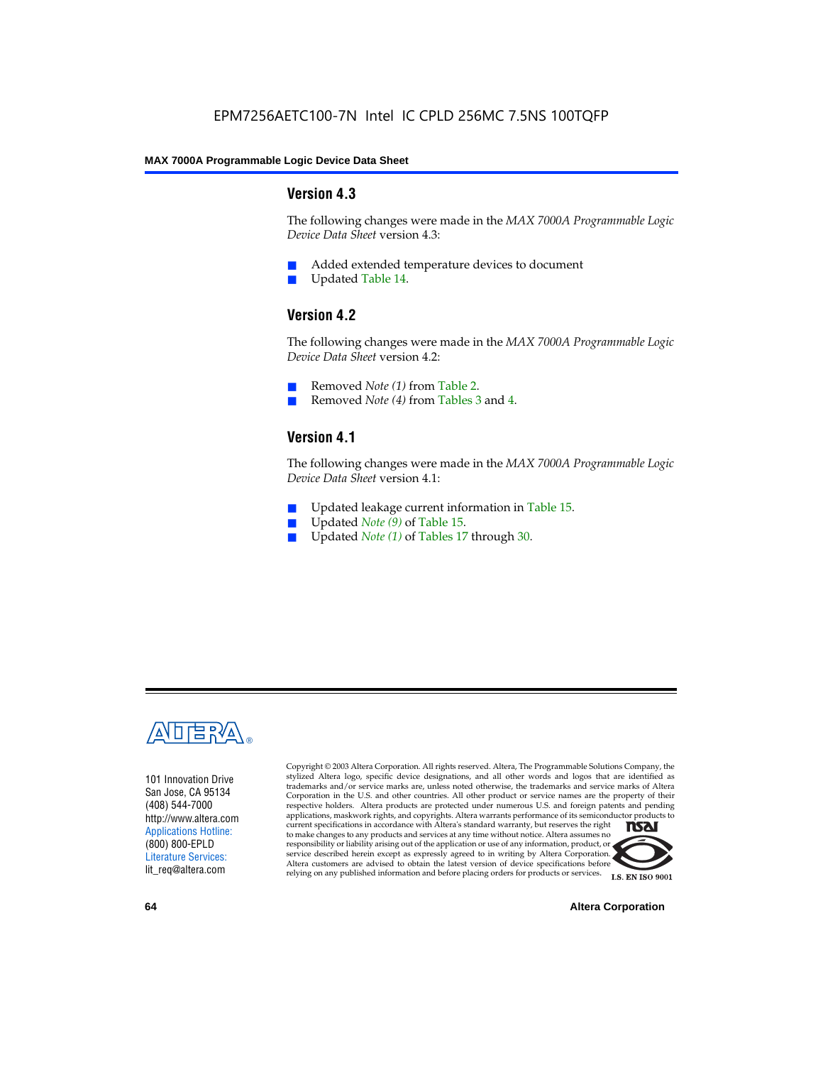## Version 4.3

The following changes were made in the *MAX 7000A Programmable Logic Device Data Sheet* version 4.3:

- Added extended temperature devices to document
- Updated Table 14.

## Version 4.2

The following changes were made in the *MAX 7000A Programmable Logic Device Data Sheet* version 4.2:

- Removed *Note (1)* from Table 2.
- Removed *Note (4)* from Tables 3 and 4.

## Version 4.1

The following changes were made in the *MAX 7000A Programmable Logic Device Data Sheet* version 4.1:

- Updated leakage current information in Table 15.
- Updated *Note (9)* of Table 15.
- Updated *Note (1)* of Tables 17 through 30.

101 Innovation Drive
San Jose, CA 95134
(408) 544-7000
http://www.altera.com
Applications Hotline:
(800) 800-EPLD
Literature Services:
lit_req@altera.com

Copyright © 2003 Altera Corporation. All rights reserved. Altera, The Programmable Solutions Company, the stylized Altera logo, specific device designations, and all other words and logos that are identified as trademarks and/or service marks are, unless noted otherwise, the trademarks and service marks of Altera Corporation in the U.S. and other countries. All other product or service names are the property of their respective holders. Altera products are protected under numerous U.S. and foreign patents and pending applications, maskwork rights, and copyrights. Altera warrants performance of its semiconductor products to current specifications in accordance with Altera's standard warranty, but reserves the right to make changes to any products and services at any time without notice. Altera assumes no responsibility or liability arising out of the application or use of any information, product, or service described herein except as expressly agreed to in writing by Altera Corporation. Altera customers are advised to obtain the latest version of device specifications before relying on any published information and before placing orders for products or services.

I.S. EN ISO 9001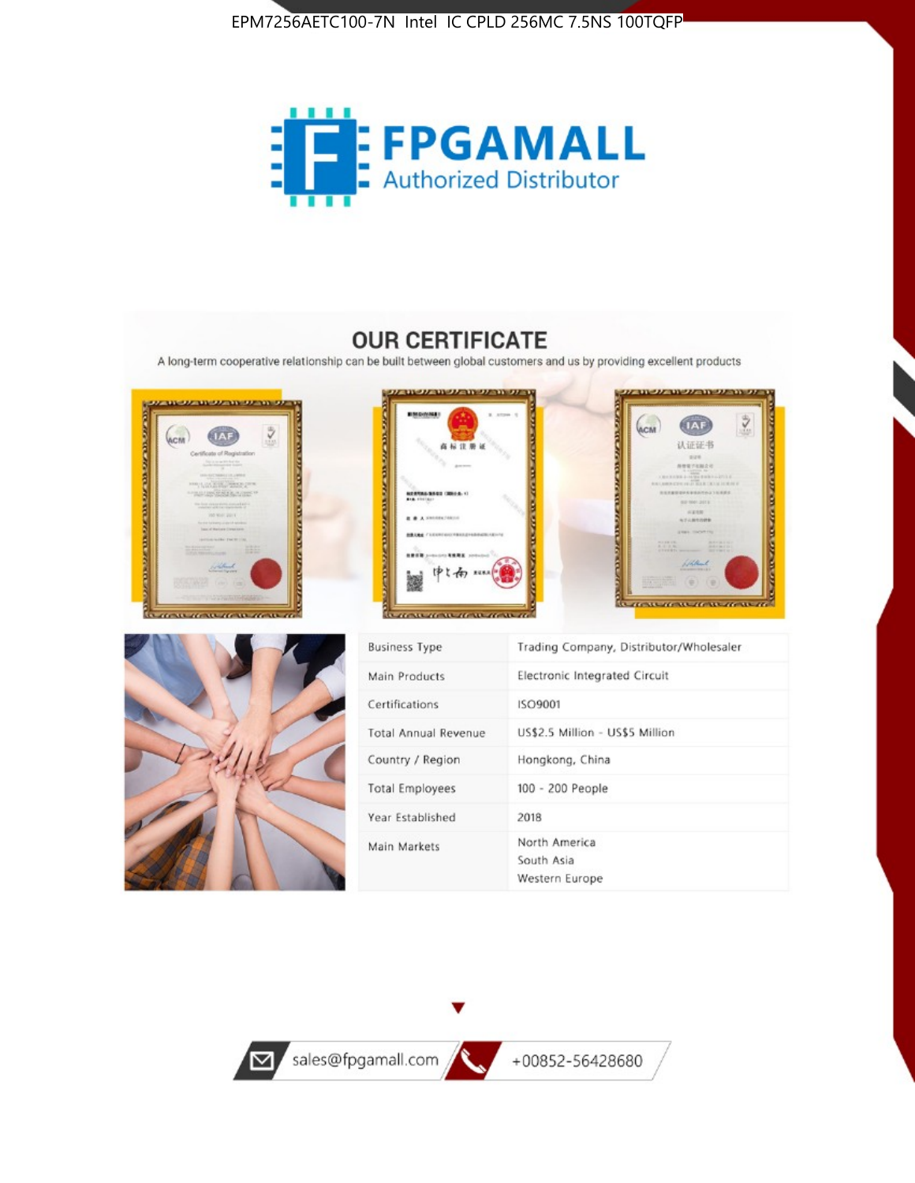FPGAMALL
Authorized Distributor

## OUR CERTIFICATE

A long-term cooperative relationship can be built between global customers and us by providing excellent products

| | |
|---|---|
| Business Type | Trading Company, Distributor/Wholesaler |
| Main Products | Electronic Integrated Circuit |
| Certifications | ISO9001 |
| Total Annual Revenue | US$2.5 Million - US$5 Million |
| Country / Region | Hongkong, China |
| Total Employees | 100 - 200 People |
| Year Established | 2018 |
| Main Markets | North America<br>South Asia<br>Western Europe |

sales@fpgamall.com

+00852-56428680